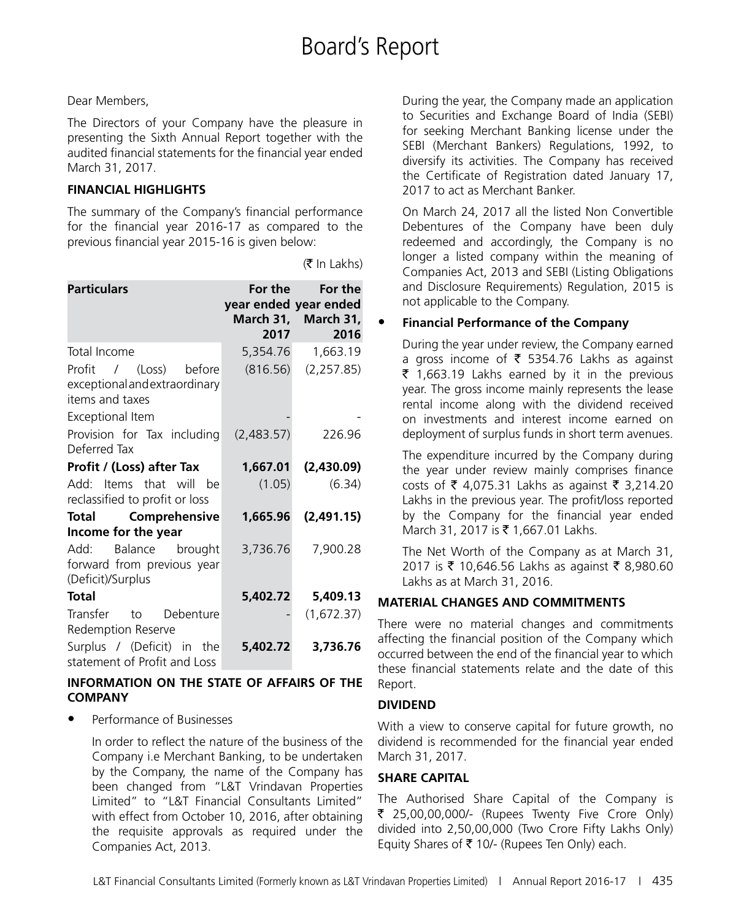# Board's Report

Dear Members,

The Directors of your Company have the pleasure in presenting the Sixth Annual Report together with the audited financial statements for the financial year ended March 31, 2017.

## FINANCIAL HIGHLIGHTS

The summary of the Company's financial performance for the financial year 2016-17 as compared to the previous financial year 2015-16 is given below:

(₹ In Lakhs)

| Particulars | For the year ended March 31, 2017 | For the year ended March 31, 2016 |
|---|---|---|
| Total Income | 5,354.76 | 1,663.19 |
| Profit / (Loss) before exceptional and extraordinary items and taxes | (816.56) | (2,257.85) |
| Exceptional Item | - | - |
| Provision for Tax including Deferred Tax | (2,483.57) | 226.96 |
| **Profit / (Loss) after Tax** | **1,667.01** | **(2,430.09)** |
| Add: Items that will be reclassified to profit or loss | (1.05) | (6.34) |
| **Total Comprehensive Income for the year** | **1,665.96** | **(2,491.15)** |
| Add: Balance brought forward from previous year (Deficit)/Surplus | 3,736.76 | 7,900.28 |
| **Total** | **5,402.72** | **5,409.13** |
| Transfer to Debenture Redemption Reserve | - | (1,672.37) |
| Surplus / (Deficit) in the statement of Profit and Loss | **5,402.72** | **3,736.76** |

## INFORMATION ON THE STATE OF AFFAIRS OF THE COMPANY

- Performance of Businesses

  In order to reflect the nature of the business of the Company i.e Merchant Banking, to be undertaken by the Company, the name of the Company has been changed from "L&T Vrindavan Properties Limited" to "L&T Financial Consultants Limited" with effect from October 10, 2016, after obtaining the requisite approvals as required under the Companies Act, 2013.

  During the year, the Company made an application to Securities and Exchange Board of India (SEBI) for seeking Merchant Banking license under the SEBI (Merchant Bankers) Regulations, 1992, to diversify its activities. The Company has received the Certificate of Registration dated January 17, 2017 to act as Merchant Banker.

  On March 24, 2017 all the listed Non Convertible Debentures of the Company have been duly redeemed and accordingly, the Company is no longer a listed company within the meaning of Companies Act, 2013 and SEBI (Listing Obligations and Disclosure Requirements) Regulation, 2015 is not applicable to the Company.

- **Financial Performance of the Company**

  During the year under review, the Company earned a gross income of ₹ 5354.76 Lakhs as against ₹ 1,663.19 Lakhs earned by it in the previous year. The gross income mainly represents the lease rental income along with the dividend received on investments and interest income earned on deployment of surplus funds in short term avenues.

  The expenditure incurred by the Company during the year under review mainly comprises finance costs of ₹ 4,075.31 Lakhs as against ₹ 3,214.20 Lakhs in the previous year. The profit/loss reported by the Company for the financial year ended March 31, 2017 is ₹ 1,667.01 Lakhs.

  The Net Worth of the Company as at March 31, 2017 is ₹ 10,646.56 Lakhs as against ₹ 8,980.60 Lakhs as at March 31, 2016.

## MATERIAL CHANGES AND COMMITMENTS

There were no material changes and commitments affecting the financial position of the Company which occurred between the end of the financial year to which these financial statements relate and the date of this Report.

## DIVIDEND

With a view to conserve capital for future growth, no dividend is recommended for the financial year ended March 31, 2017.

## SHARE CAPITAL

The Authorised Share Capital of the Company is ₹ 25,00,00,000/- (Rupees Twenty Five Crore Only) divided into 2,50,00,000 (Two Crore Fifty Lakhs Only) Equity Shares of ₹ 10/- (Rupees Ten Only) each.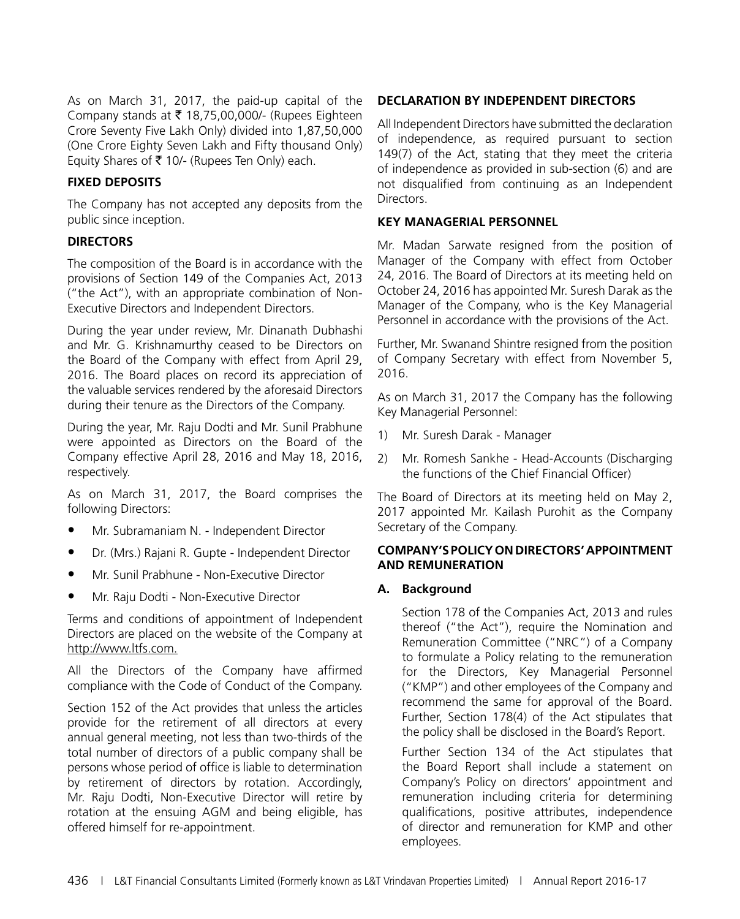As on March 31, 2017, the paid-up capital of the Company stands at ₹ 18,75,00,000/- (Rupees Eighteen Crore Seventy Five Lakh Only) divided into 1,87,50,000 (One Crore Eighty Seven Lakh and Fifty thousand Only) Equity Shares of ₹ 10/- (Rupees Ten Only) each.

## FIXED DEPOSITS

The Company has not accepted any deposits from the public since inception.

## DIRECTORS

The composition of the Board is in accordance with the provisions of Section 149 of the Companies Act, 2013 ("the Act"), with an appropriate combination of Non-Executive Directors and Independent Directors.

During the year under review, Mr. Dinanath Dubhashi and Mr. G. Krishnamurthy ceased to be Directors on the Board of the Company with effect from April 29, 2016. The Board places on record its appreciation of the valuable services rendered by the aforesaid Directors during their tenure as the Directors of the Company.

During the year, Mr. Raju Dodti and Mr. Sunil Prabhune were appointed as Directors on the Board of the Company effective April 28, 2016 and May 18, 2016, respectively.

As on March 31, 2017, the Board comprises the following Directors:

- Mr. Subramaniam N. - Independent Director
- Dr. (Mrs.) Rajani R. Gupte - Independent Director
- Mr. Sunil Prabhune - Non-Executive Director
- Mr. Raju Dodti - Non-Executive Director

Terms and conditions of appointment of Independent Directors are placed on the website of the Company at http://www.ltfs.com.

All the Directors of the Company have affirmed compliance with the Code of Conduct of the Company.

Section 152 of the Act provides that unless the articles provide for the retirement of all directors at every annual general meeting, not less than two-thirds of the total number of directors of a public company shall be persons whose period of office is liable to determination by retirement of directors by rotation. Accordingly, Mr. Raju Dodti, Non-Executive Director will retire by rotation at the ensuing AGM and being eligible, has offered himself for re-appointment.

## DECLARATION BY INDEPENDENT DIRECTORS

All Independent Directors have submitted the declaration of independence, as required pursuant to section 149(7) of the Act, stating that they meet the criteria of independence as provided in sub-section (6) and are not disqualified from continuing as an Independent Directors.

## KEY MANAGERIAL PERSONNEL

Mr. Madan Sarwate resigned from the position of Manager of the Company with effect from October 24, 2016. The Board of Directors at its meeting held on October 24, 2016 has appointed Mr. Suresh Darak as the Manager of the Company, who is the Key Managerial Personnel in accordance with the provisions of the Act.

Further, Mr. Swanand Shintre resigned from the position of Company Secretary with effect from November 5, 2016.

As on March 31, 2017 the Company has the following Key Managerial Personnel:

1) Mr. Suresh Darak - Manager
2) Mr. Romesh Sankhe - Head-Accounts (Discharging the functions of the Chief Financial Officer)

The Board of Directors at its meeting held on May 2, 2017 appointed Mr. Kailash Purohit as the Company Secretary of the Company.

## COMPANY'S POLICY ON DIRECTORS' APPOINTMENT AND REMUNERATION

### A. Background

Section 178 of the Companies Act, 2013 and rules thereof ("the Act"), require the Nomination and Remuneration Committee ("NRC") of a Company to formulate a Policy relating to the remuneration for the Directors, Key Managerial Personnel ("KMP") and other employees of the Company and recommend the same for approval of the Board. Further, Section 178(4) of the Act stipulates that the policy shall be disclosed in the Board's Report.

Further Section 134 of the Act stipulates that the Board Report shall include a statement on Company's Policy on directors' appointment and remuneration including criteria for determining qualifications, positive attributes, independence of director and remuneration for KMP and other employees.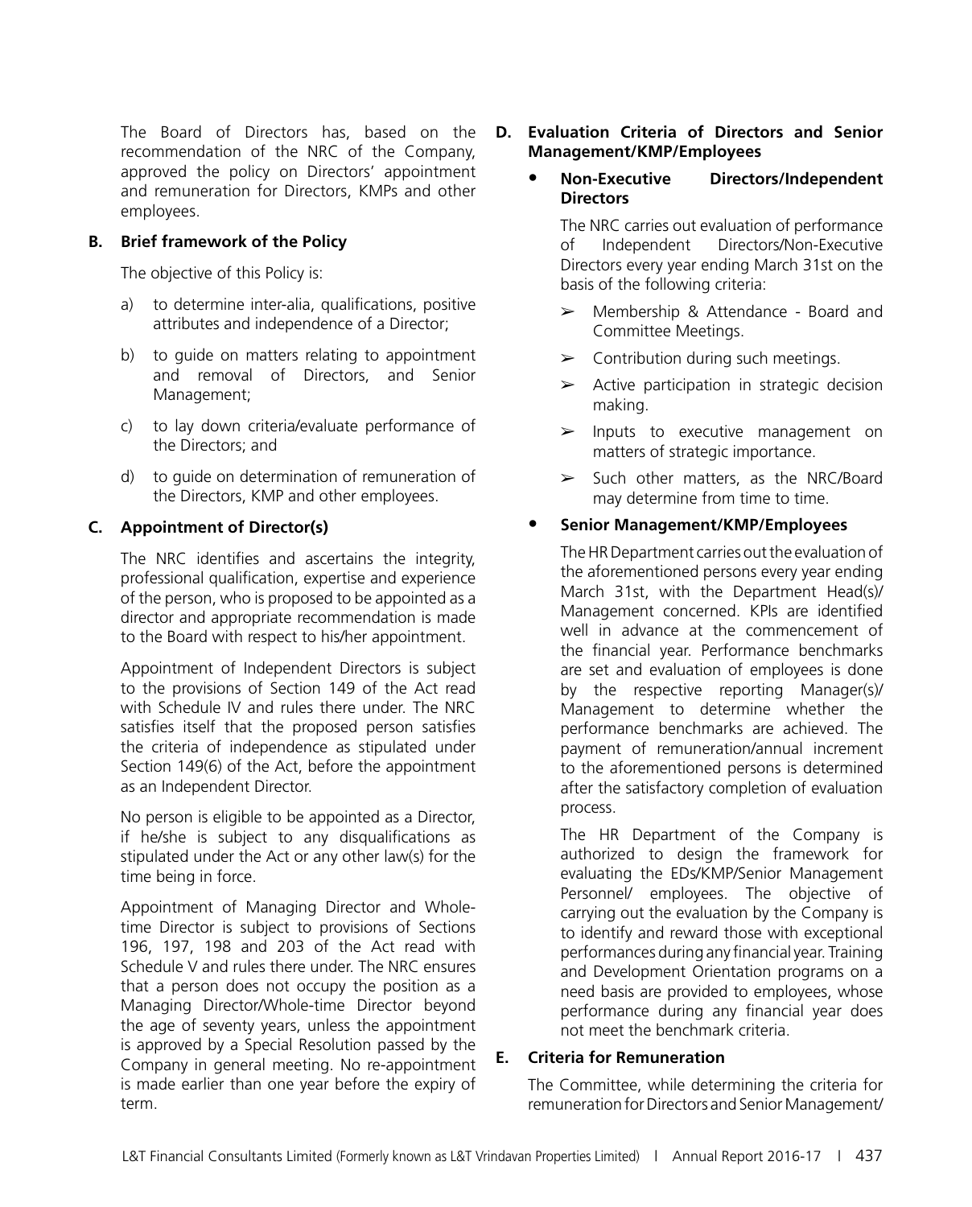The Board of Directors has, based on the recommendation of the NRC of the Company, approved the policy on Directors' appointment and remuneration for Directors, KMPs and other employees.

**B. Brief framework of the Policy**

The objective of this Policy is:

a) to determine inter-alia, qualifications, positive attributes and independence of a Director;

b) to guide on matters relating to appointment and removal of Directors, and Senior Management;

c) to lay down criteria/evaluate performance of the Directors; and

d) to guide on determination of remuneration of the Directors, KMP and other employees.

**C. Appointment of Director(s)**

The NRC identifies and ascertains the integrity, professional qualification, expertise and experience of the person, who is proposed to be appointed as a director and appropriate recommendation is made to the Board with respect to his/her appointment.

Appointment of Independent Directors is subject to the provisions of Section 149 of the Act read with Schedule IV and rules there under. The NRC satisfies itself that the proposed person satisfies the criteria of independence as stipulated under Section 149(6) of the Act, before the appointment as an Independent Director.

No person is eligible to be appointed as a Director, if he/she is subject to any disqualifications as stipulated under the Act or any other law(s) for the time being in force.

Appointment of Managing Director and Whole-time Director is subject to provisions of Sections 196, 197, 198 and 203 of the Act read with Schedule V and rules there under. The NRC ensures that a person does not occupy the position as a Managing Director/Whole-time Director beyond the age of seventy years, unless the appointment is approved by a Special Resolution passed by the Company in general meeting. No re-appointment is made earlier than one year before the expiry of term.

**D. Evaluation Criteria of Directors and Senior Management/KMP/Employees**

- **Non-Executive Directors/Independent Directors**

  The NRC carries out evaluation of performance of Independent Directors/Non-Executive Directors every year ending March 31st on the basis of the following criteria:

  - Membership & Attendance - Board and Committee Meetings.
  - Contribution during such meetings.
  - Active participation in strategic decision making.
  - Inputs to executive management on matters of strategic importance.
  - Such other matters, as the NRC/Board may determine from time to time.

- **Senior Management/KMP/Employees**

  The HR Department carries out the evaluation of the aforementioned persons every year ending March 31st, with the Department Head(s)/ Management concerned. KPIs are identified well in advance at the commencement of the financial year. Performance benchmarks are set and evaluation of employees is done by the respective reporting Manager(s)/ Management to determine whether the performance benchmarks are achieved. The payment of remuneration/annual increment to the aforementioned persons is determined after the satisfactory completion of evaluation process.

  The HR Department of the Company is authorized to design the framework for evaluating the EDs/KMP/Senior Management Personnel/ employees. The objective of carrying out the evaluation by the Company is to identify and reward those with exceptional performances during any financial year. Training and Development Orientation programs on a need basis are provided to employees, whose performance during any financial year does not meet the benchmark criteria.

**E. Criteria for Remuneration**

The Committee, while determining the criteria for remuneration for Directors and Senior Management/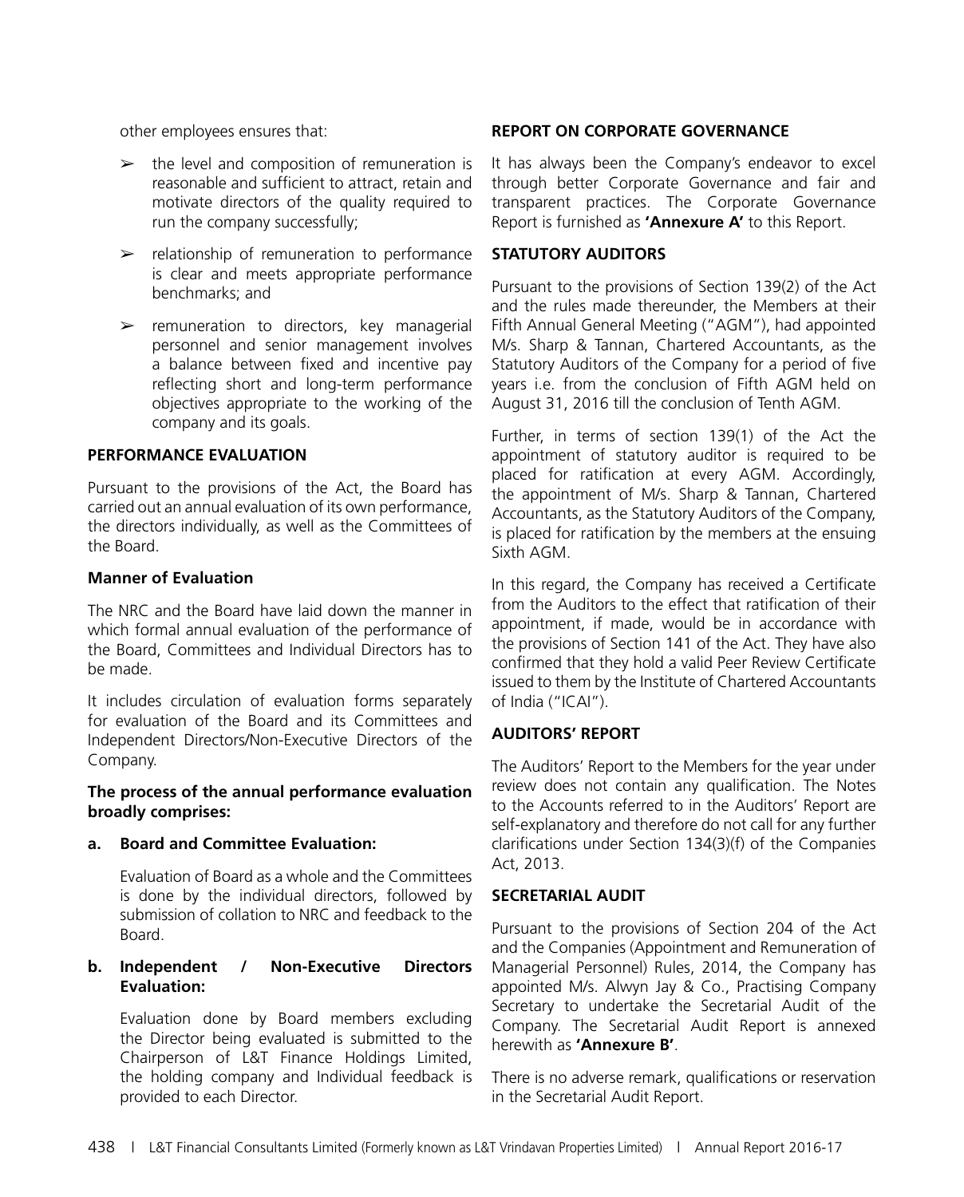other employees ensures that:

- ➢ the level and composition of remuneration is reasonable and sufficient to attract, retain and motivate directors of the quality required to run the company successfully;
- ➢ relationship of remuneration to performance is clear and meets appropriate performance benchmarks; and
- ➢ remuneration to directors, key managerial personnel and senior management involves a balance between fixed and incentive pay reflecting short and long-term performance objectives appropriate to the working of the company and its goals.

**PERFORMANCE EVALUATION**

Pursuant to the provisions of the Act, the Board has carried out an annual evaluation of its own performance, the directors individually, as well as the Committees of the Board.

**Manner of Evaluation**

The NRC and the Board have laid down the manner in which formal annual evaluation of the performance of the Board, Committees and Individual Directors has to be made.

It includes circulation of evaluation forms separately for evaluation of the Board and its Committees and Independent Directors/Non-Executive Directors of the Company.

**The process of the annual performance evaluation broadly comprises:**

**a. Board and Committee Evaluation:**

Evaluation of Board as a whole and the Committees is done by the individual directors, followed by submission of collation to NRC and feedback to the Board.

**b. Independent / Non-Executive Directors Evaluation:**

Evaluation done by Board members excluding the Director being evaluated is submitted to the Chairperson of L&T Finance Holdings Limited, the holding company and Individual feedback is provided to each Director.

**REPORT ON CORPORATE GOVERNANCE**

It has always been the Company's endeavor to excel through better Corporate Governance and fair and transparent practices. The Corporate Governance Report is furnished as **'Annexure A'** to this Report.

**STATUTORY AUDITORS**

Pursuant to the provisions of Section 139(2) of the Act and the rules made thereunder, the Members at their Fifth Annual General Meeting ("AGM"), had appointed M/s. Sharp & Tannan, Chartered Accountants, as the Statutory Auditors of the Company for a period of five years i.e. from the conclusion of Fifth AGM held on August 31, 2016 till the conclusion of Tenth AGM.

Further, in terms of section 139(1) of the Act the appointment of statutory auditor is required to be placed for ratification at every AGM. Accordingly, the appointment of M/s. Sharp & Tannan, Chartered Accountants, as the Statutory Auditors of the Company, is placed for ratification by the members at the ensuing Sixth AGM.

In this regard, the Company has received a Certificate from the Auditors to the effect that ratification of their appointment, if made, would be in accordance with the provisions of Section 141 of the Act. They have also confirmed that they hold a valid Peer Review Certificate issued to them by the Institute of Chartered Accountants of India ("ICAI").

**AUDITORS' REPORT**

The Auditors' Report to the Members for the year under review does not contain any qualification. The Notes to the Accounts referred to in the Auditors' Report are self-explanatory and therefore do not call for any further clarifications under Section 134(3)(f) of the Companies Act, 2013.

**SECRETARIAL AUDIT**

Pursuant to the provisions of Section 204 of the Act and the Companies (Appointment and Remuneration of Managerial Personnel) Rules, 2014, the Company has appointed M/s. Alwyn Jay & Co., Practising Company Secretary to undertake the Secretarial Audit of the Company. The Secretarial Audit Report is annexed herewith as **'Annexure B'**.

There is no adverse remark, qualifications or reservation in the Secretarial Audit Report.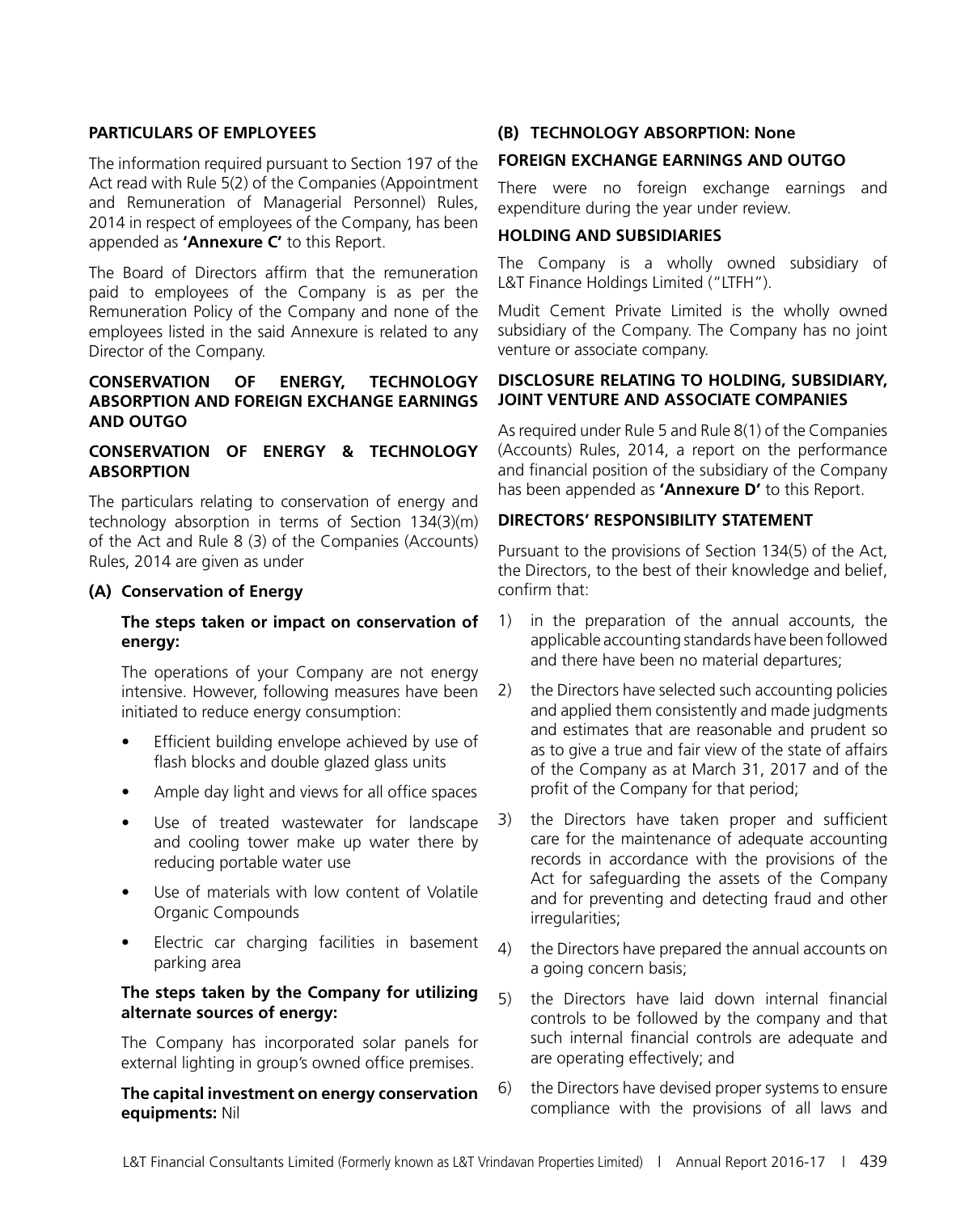## PARTICULARS OF EMPLOYEES

The information required pursuant to Section 197 of the Act read with Rule 5(2) of the Companies (Appointment and Remuneration of Managerial Personnel) Rules, 2014 in respect of employees of the Company, has been appended as **'Annexure C'** to this Report.

The Board of Directors affirm that the remuneration paid to employees of the Company is as per the Remuneration Policy of the Company and none of the employees listed in the said Annexure is related to any Director of the Company.

## CONSERVATION OF ENERGY, TECHNOLOGY ABSORPTION AND FOREIGN EXCHANGE EARNINGS AND OUTGO

### CONSERVATION OF ENERGY & TECHNOLOGY ABSORPTION

The particulars relating to conservation of energy and technology absorption in terms of Section 134(3)(m) of the Act and Rule 8 (3) of the Companies (Accounts) Rules, 2014 are given as under

**(A) Conservation of Energy**

**The steps taken or impact on conservation of energy:**

The operations of your Company are not energy intensive. However, following measures have been initiated to reduce energy consumption:

- Efficient building envelope achieved by use of flash blocks and double glazed glass units
- Ample day light and views for all office spaces
- Use of treated wastewater for landscape and cooling tower make up water there by reducing portable water use
- Use of materials with low content of Volatile Organic Compounds
- Electric car charging facilities in basement parking area

**The steps taken by the Company for utilizing alternate sources of energy:**

The Company has incorporated solar panels for external lighting in group's owned office premises.

**The capital investment on energy conservation equipments:** Nil

**(B) TECHNOLOGY ABSORPTION: None**

### FOREIGN EXCHANGE EARNINGS AND OUTGO

There were no foreign exchange earnings and expenditure during the year under review.

## HOLDING AND SUBSIDIARIES

The Company is a wholly owned subsidiary of L&T Finance Holdings Limited ("LTFH").

Mudit Cement Private Limited is the wholly owned subsidiary of the Company. The Company has no joint venture or associate company.

## DISCLOSURE RELATING TO HOLDING, SUBSIDIARY, JOINT VENTURE AND ASSOCIATE COMPANIES

As required under Rule 5 and Rule 8(1) of the Companies (Accounts) Rules, 2014, a report on the performance and financial position of the subsidiary of the Company has been appended as **'Annexure D'** to this Report.

## DIRECTORS' RESPONSIBILITY STATEMENT

Pursuant to the provisions of Section 134(5) of the Act, the Directors, to the best of their knowledge and belief, confirm that:

1) in the preparation of the annual accounts, the applicable accounting standards have been followed and there have been no material departures;
2) the Directors have selected such accounting policies and applied them consistently and made judgments and estimates that are reasonable and prudent so as to give a true and fair view of the state of affairs of the Company as at March 31, 2017 and of the profit of the Company for that period;
3) the Directors have taken proper and sufficient care for the maintenance of adequate accounting records in accordance with the provisions of the Act for safeguarding the assets of the Company and for preventing and detecting fraud and other irregularities;
4) the Directors have prepared the annual accounts on a going concern basis;
5) the Directors have laid down internal financial controls to be followed by the company and that such internal financial controls are adequate and are operating effectively; and
6) the Directors have devised proper systems to ensure compliance with the provisions of all laws and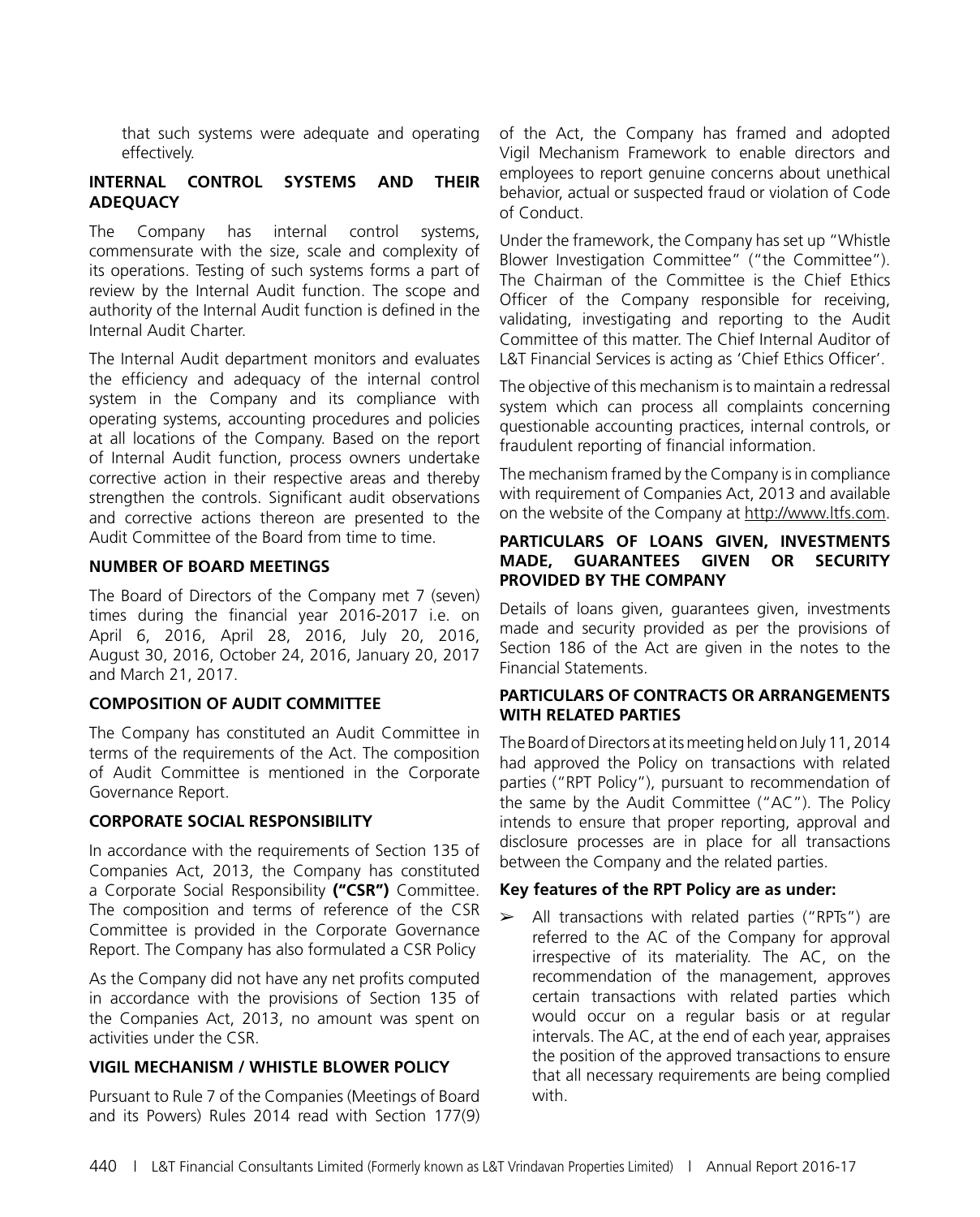that such systems were adequate and operating effectively.

## INTERNAL CONTROL SYSTEMS AND THEIR ADEQUACY

The Company has internal control systems, commensurate with the size, scale and complexity of its operations. Testing of such systems forms a part of review by the Internal Audit function. The scope and authority of the Internal Audit function is defined in the Internal Audit Charter.

The Internal Audit department monitors and evaluates the efficiency and adequacy of the internal control system in the Company and its compliance with operating systems, accounting procedures and policies at all locations of the Company. Based on the report of Internal Audit function, process owners undertake corrective action in their respective areas and thereby strengthen the controls. Significant audit observations and corrective actions thereon are presented to the Audit Committee of the Board from time to time.

## NUMBER OF BOARD MEETINGS

The Board of Directors of the Company met 7 (seven) times during the financial year 2016-2017 i.e. on April 6, 2016, April 28, 2016, July 20, 2016, August 30, 2016, October 24, 2016, January 20, 2017 and March 21, 2017.

## COMPOSITION OF AUDIT COMMITTEE

The Company has constituted an Audit Committee in terms of the requirements of the Act. The composition of Audit Committee is mentioned in the Corporate Governance Report.

## CORPORATE SOCIAL RESPONSIBILITY

In accordance with the requirements of Section 135 of Companies Act, 2013, the Company has constituted a Corporate Social Responsibility **("CSR")** Committee. The composition and terms of reference of the CSR Committee is provided in the Corporate Governance Report. The Company has also formulated a CSR Policy

As the Company did not have any net profits computed in accordance with the provisions of Section 135 of the Companies Act, 2013, no amount was spent on activities under the CSR.

## VIGIL MECHANISM / WHISTLE BLOWER POLICY

Pursuant to Rule 7 of the Companies (Meetings of Board and its Powers) Rules 2014 read with Section 177(9) of the Act, the Company has framed and adopted Vigil Mechanism Framework to enable directors and employees to report genuine concerns about unethical behavior, actual or suspected fraud or violation of Code of Conduct.

Under the framework, the Company has set up "Whistle Blower Investigation Committee" ("the Committee"). The Chairman of the Committee is the Chief Ethics Officer of the Company responsible for receiving, validating, investigating and reporting to the Audit Committee of this matter. The Chief Internal Auditor of L&T Financial Services is acting as 'Chief Ethics Officer'.

The objective of this mechanism is to maintain a redressal system which can process all complaints concerning questionable accounting practices, internal controls, or fraudulent reporting of financial information.

The mechanism framed by the Company is in compliance with requirement of Companies Act, 2013 and available on the website of the Company at http://www.ltfs.com.

## PARTICULARS OF LOANS GIVEN, INVESTMENTS MADE, GUARANTEES GIVEN OR SECURITY PROVIDED BY THE COMPANY

Details of loans given, guarantees given, investments made and security provided as per the provisions of Section 186 of the Act are given in the notes to the Financial Statements.

## PARTICULARS OF CONTRACTS OR ARRANGEMENTS WITH RELATED PARTIES

The Board of Directors at its meeting held on July 11, 2014 had approved the Policy on transactions with related parties ("RPT Policy"), pursuant to recommendation of the same by the Audit Committee ("AC"). The Policy intends to ensure that proper reporting, approval and disclosure processes are in place for all transactions between the Company and the related parties.

**Key features of the RPT Policy are as under:**

- All transactions with related parties ("RPTs") are referred to the AC of the Company for approval irrespective of its materiality. The AC, on the recommendation of the management, approves certain transactions with related parties which would occur on a regular basis or at regular intervals. The AC, at the end of each year, appraises the position of the approved transactions to ensure that all necessary requirements are being complied with.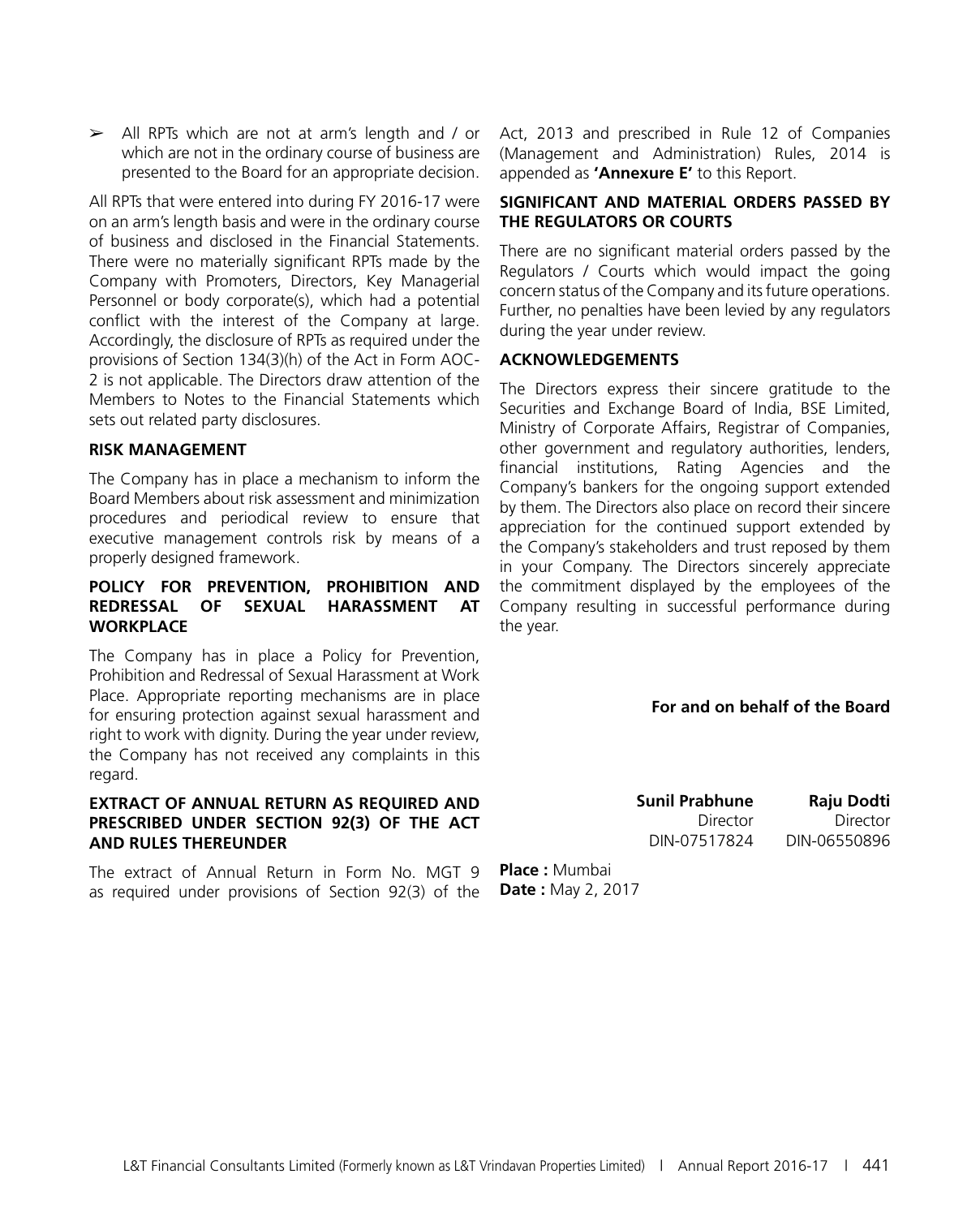- All RPTs which are not at arm's length and / or which are not in the ordinary course of business are presented to the Board for an appropriate decision.

All RPTs that were entered into during FY 2016-17 were on an arm's length basis and were in the ordinary course of business and disclosed in the Financial Statements. There were no materially significant RPTs made by the Company with Promoters, Directors, Key Managerial Personnel or body corporate(s), which had a potential conflict with the interest of the Company at large. Accordingly, the disclosure of RPTs as required under the provisions of Section 134(3)(h) of the Act in Form AOC-2 is not applicable. The Directors draw attention of the Members to Notes to the Financial Statements which sets out related party disclosures.

### RISK MANAGEMENT

The Company has in place a mechanism to inform the Board Members about risk assessment and minimization procedures and periodical review to ensure that executive management controls risk by means of a properly designed framework.

### POLICY FOR PREVENTION, PROHIBITION AND REDRESSAL OF SEXUAL HARASSMENT AT WORKPLACE

The Company has in place a Policy for Prevention, Prohibition and Redressal of Sexual Harassment at Work Place. Appropriate reporting mechanisms are in place for ensuring protection against sexual harassment and right to work with dignity. During the year under review, the Company has not received any complaints in this regard.

### EXTRACT OF ANNUAL RETURN AS REQUIRED AND PRESCRIBED UNDER SECTION 92(3) OF THE ACT AND RULES THEREUNDER

The extract of Annual Return in Form No. MGT 9 as required under provisions of Section 92(3) of the Act, 2013 and prescribed in Rule 12 of Companies (Management and Administration) Rules, 2014 is appended as **'Annexure E'** to this Report.

### SIGNIFICANT AND MATERIAL ORDERS PASSED BY THE REGULATORS OR COURTS

There are no significant material orders passed by the Regulators / Courts which would impact the going concern status of the Company and its future operations. Further, no penalties have been levied by any regulators during the year under review.

### ACKNOWLEDGEMENTS

The Directors express their sincere gratitude to the Securities and Exchange Board of India, BSE Limited, Ministry of Corporate Affairs, Registrar of Companies, other government and regulatory authorities, lenders, financial institutions, Rating Agencies and the Company's bankers for the ongoing support extended by them. The Directors also place on record their sincere appreciation for the continued support extended by the Company's stakeholders and trust reposed by them in your Company. The Directors sincerely appreciate the commitment displayed by the employees of the Company resulting in successful performance during the year.

**For and on behalf of the Board**

| **Sunil Prabhune** | **Raju Dodti** |
|---|---|
| Director | Director |
| DIN-07517824 | DIN-06550896 |

**Place :** Mumbai
**Date :** May 2, 2017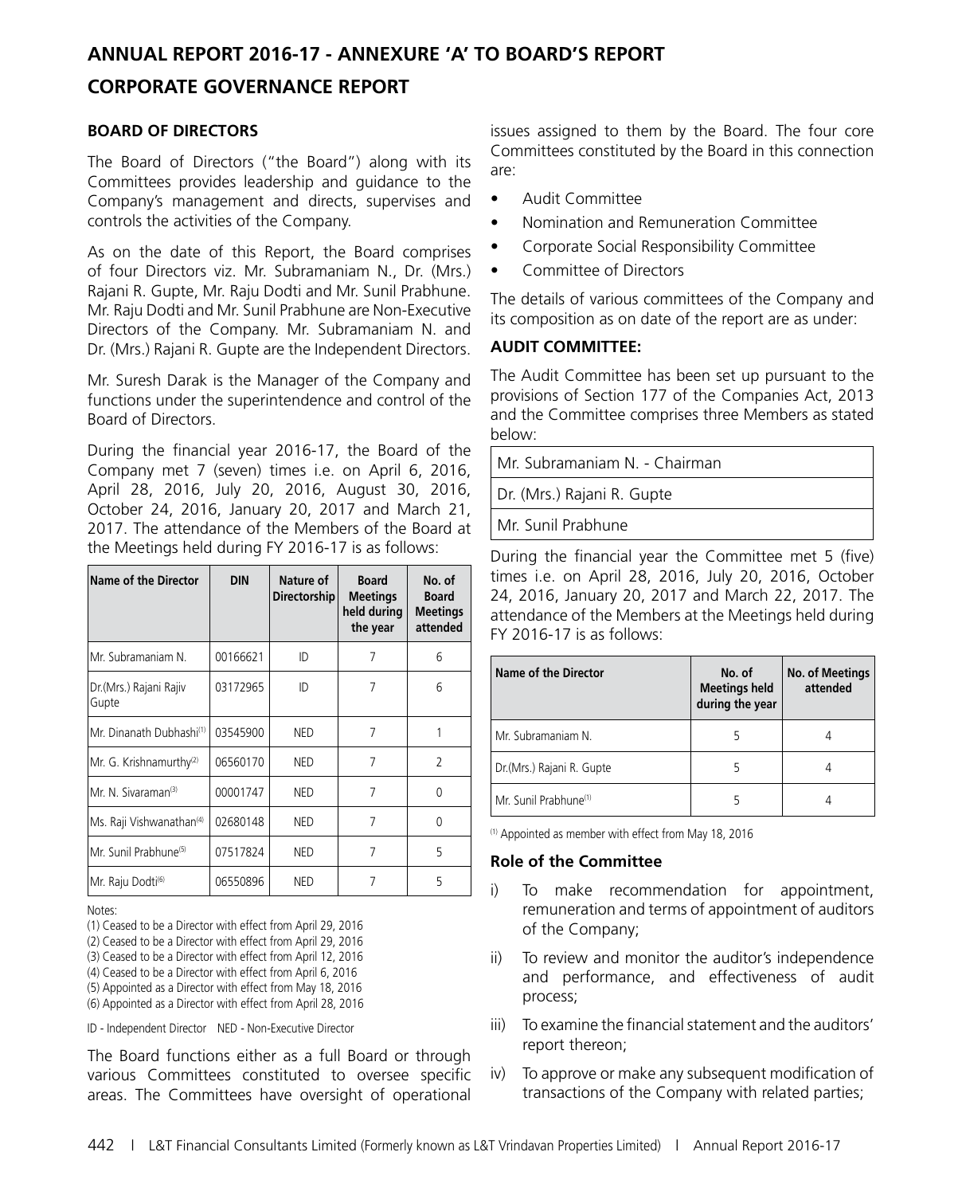# ANNUAL REPORT 2016-17 - ANNEXURE 'A' TO BOARD'S REPORT

# CORPORATE GOVERNANCE REPORT

## BOARD OF DIRECTORS

The Board of Directors ("the Board") along with its Committees provides leadership and guidance to the Company's management and directs, supervises and controls the activities of the Company.

As on the date of this Report, the Board comprises of four Directors viz. Mr. Subramaniam N., Dr. (Mrs.) Rajani R. Gupte, Mr. Raju Dodti and Mr. Sunil Prabhune. Mr. Raju Dodti and Mr. Sunil Prabhune are Non-Executive Directors of the Company. Mr. Subramaniam N. and Dr. (Mrs.) Rajani R. Gupte are the Independent Directors.

Mr. Suresh Darak is the Manager of the Company and functions under the superintendence and control of the Board of Directors.

During the financial year 2016-17, the Board of the Company met 7 (seven) times i.e. on April 6, 2016, April 28, 2016, July 20, 2016, August 30, 2016, October 24, 2016, January 20, 2017 and March 21, 2017. The attendance of the Members of the Board at the Meetings held during FY 2016-17 is as follows:

| Name of the Director | DIN | Nature of Directorship | Board Meetings held during the year | No. of Board Meetings attended |
|---|---|---|---|---|
| Mr. Subramaniam N. | 00166621 | ID | 7 | 6 |
| Dr.(Mrs.) Rajani Rajiv Gupte | 03172965 | ID | 7 | 6 |
| Mr. Dinanath Dubhashi[(1)] | 03545900 | NED | 7 | 1 |
| Mr. G. Krishnamurthy[(2)] | 06560170 | NED | 7 | 2 |
| Mr. N. Sivaraman[(3)] | 00001747 | NED | 7 | 0 |
| Ms. Raji Vishwanathan[(4)] | 02680148 | NED | 7 | 0 |
| Mr. Sunil Prabhune[(5)] | 07517824 | NED | 7 | 5 |
| Mr. Raju Dodti[(6)] | 06550896 | NED | 7 | 5 |

Notes:

(1) Ceased to be a Director with effect from April 29, 2016
(2) Ceased to be a Director with effect from April 29, 2016
(3) Ceased to be a Director with effect from April 12, 2016
(4) Ceased to be a Director with effect from April 6, 2016
(5) Appointed as a Director with effect from May 18, 2016
(6) Appointed as a Director with effect from April 28, 2016

ID - Independent Director NED - Non-Executive Director

The Board functions either as a full Board or through various Committees constituted to oversee specific areas. The Committees have oversight of operational issues assigned to them by the Board. The four core Committees constituted by the Board in this connection are:

- Audit Committee
- Nomination and Remuneration Committee
- Corporate Social Responsibility Committee
- Committee of Directors

The details of various committees of the Company and its composition as on date of the report are as under:

## AUDIT COMMITTEE:

The Audit Committee has been set up pursuant to the provisions of Section 177 of the Companies Act, 2013 and the Committee comprises three Members as stated below:

| |
|---|
| Mr. Subramaniam N. - Chairman |
| Dr. (Mrs.) Rajani R. Gupte |
| Mr. Sunil Prabhune |

During the financial year the Committee met 5 (five) times i.e. on April 28, 2016, July 20, 2016, October 24, 2016, January 20, 2017 and March 22, 2017. The attendance of the Members at the Meetings held during FY 2016-17 is as follows:

| Name of the Director | No. of Meetings held during the year | No. of Meetings attended |
|---|---|---|
| Mr. Subramaniam N. | 5 | 4 |
| Dr.(Mrs.) Rajani R. Gupte | 5 | 4 |
| Mr. Sunil Prabhune[(1)] | 5 | 4 |

(1) Appointed as member with effect from May 18, 2016

### Role of the Committee

i) To make recommendation for appointment, remuneration and terms of appointment of auditors of the Company;

ii) To review and monitor the auditor's independence and performance, and effectiveness of audit process;

iii) To examine the financial statement and the auditors' report thereon;

iv) To approve or make any subsequent modification of transactions of the Company with related parties;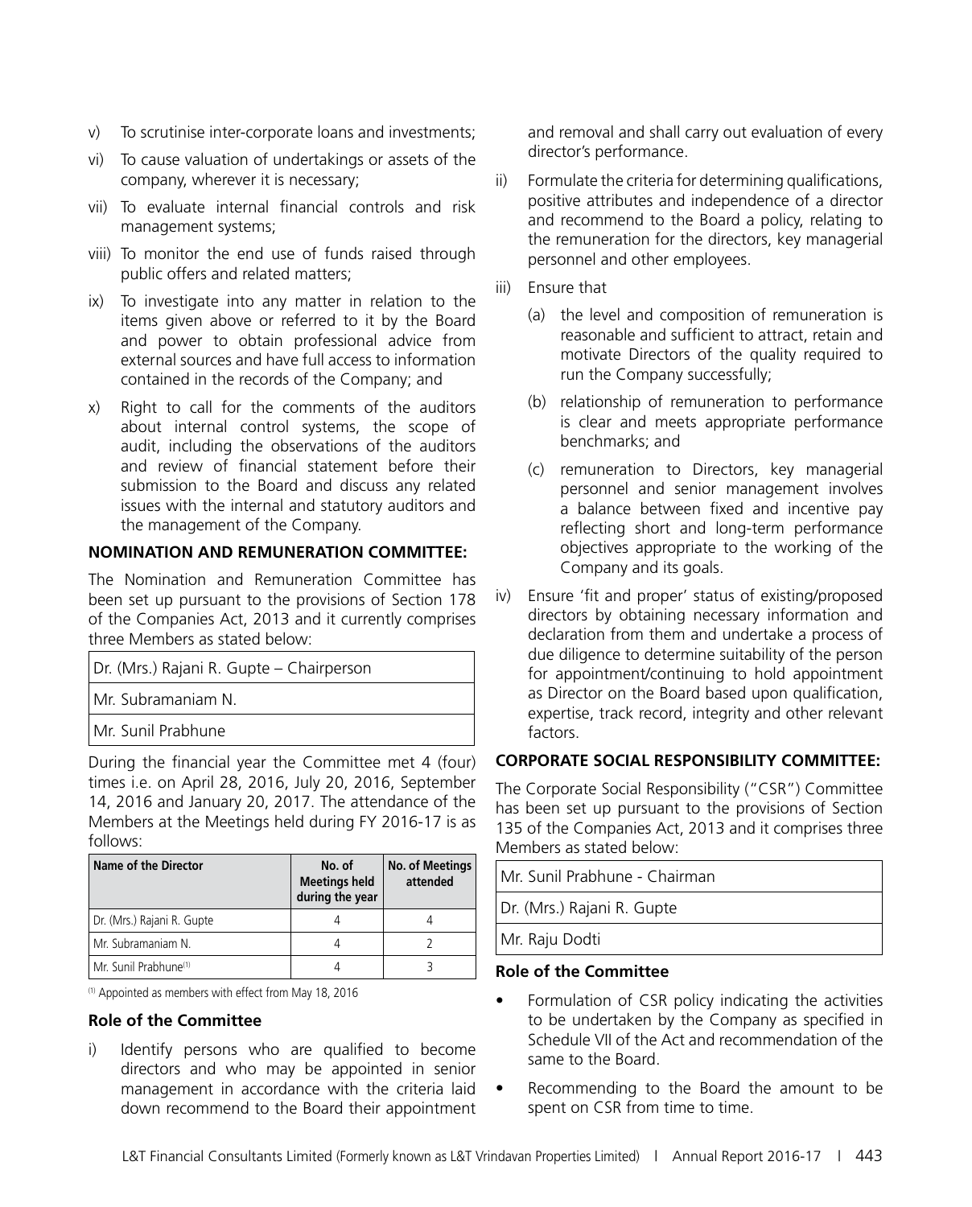v) To scrutinise inter-corporate loans and investments;

vi) To cause valuation of undertakings or assets of the company, wherever it is necessary;

vii) To evaluate internal financial controls and risk management systems;

viii) To monitor the end use of funds raised through public offers and related matters;

ix) To investigate into any matter in relation to the items given above or referred to it by the Board and power to obtain professional advice from external sources and have full access to information contained in the records of the Company; and

x) Right to call for the comments of the auditors about internal control systems, the scope of audit, including the observations of the auditors and review of financial statement before their submission to the Board and discuss any related issues with the internal and statutory auditors and the management of the Company.

### NOMINATION AND REMUNERATION COMMITTEE:

The Nomination and Remuneration Committee has been set up pursuant to the provisions of Section 178 of the Companies Act, 2013 and it currently comprises three Members as stated below:

| Dr. (Mrs.) Rajani R. Gupte – Chairperson |
|---|
| Mr. Subramaniam N. |
| Mr. Sunil Prabhune |

During the financial year the Committee met 4 (four) times i.e. on April 28, 2016, July 20, 2016, September 14, 2016 and January 20, 2017. The attendance of the Members at the Meetings held during FY 2016-17 is as follows:

| Name of the Director | No. of Meetings held during the year | No. of Meetings attended |
|---|---|---|
| Dr. (Mrs.) Rajani R. Gupte | 4 | 4 |
| Mr. Subramaniam N. | 4 | 2 |
| Mr. Sunil Prabhune[(1)] | 4 | 3 |

[(1)] Appointed as members with effect from May 18, 2016

### Role of the Committee

i) Identify persons who are qualified to become directors and who may be appointed in senior management in accordance with the criteria laid down recommend to the Board their appointment and removal and shall carry out evaluation of every director's performance.

ii) Formulate the criteria for determining qualifications, positive attributes and independence of a director and recommend to the Board a policy, relating to the remuneration for the directors, key managerial personnel and other employees.

iii) Ensure that

   (a) the level and composition of remuneration is reasonable and sufficient to attract, retain and motivate Directors of the quality required to run the Company successfully;

   (b) relationship of remuneration to performance is clear and meets appropriate performance benchmarks; and

   (c) remuneration to Directors, key managerial personnel and senior management involves a balance between fixed and incentive pay reflecting short and long-term performance objectives appropriate to the working of the Company and its goals.

iv) Ensure 'fit and proper' status of existing/proposed directors by obtaining necessary information and declaration from them and undertake a process of due diligence to determine suitability of the person for appointment/continuing to hold appointment as Director on the Board based upon qualification, expertise, track record, integrity and other relevant factors.

### CORPORATE SOCIAL RESPONSIBILITY COMMITTEE:

The Corporate Social Responsibility ("CSR") Committee has been set up pursuant to the provisions of Section 135 of the Companies Act, 2013 and it comprises three Members as stated below:

| Mr. Sunil Prabhune - Chairman |
|---|
| Dr. (Mrs.) Rajani R. Gupte |
| Mr. Raju Dodti |

### Role of the Committee

- Formulation of CSR policy indicating the activities to be undertaken by the Company as specified in Schedule VII of the Act and recommendation of the same to the Board.
- Recommending to the Board the amount to be spent on CSR from time to time.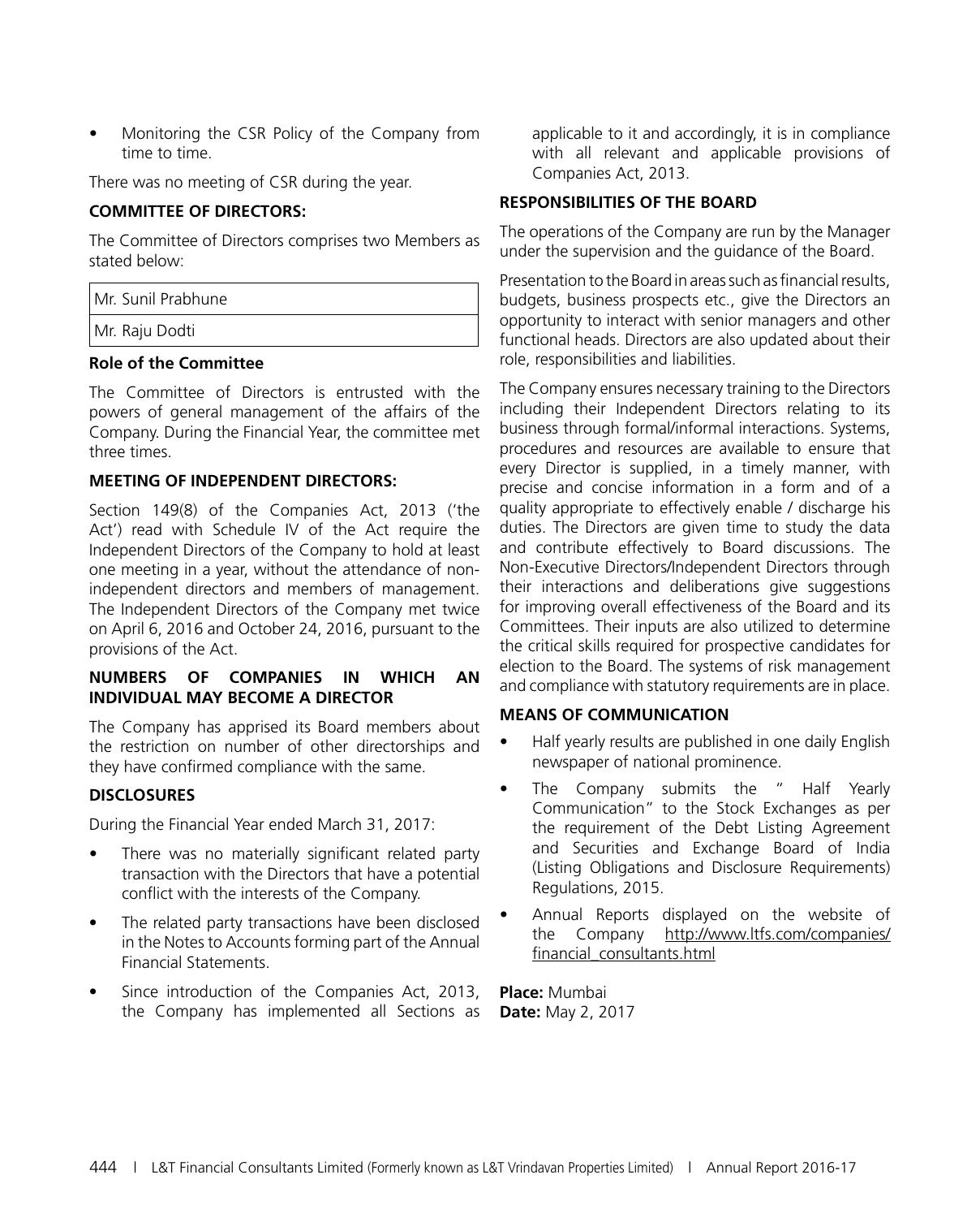- Monitoring the CSR Policy of the Company from time to time.

There was no meeting of CSR during the year.

**COMMITTEE OF DIRECTORS:**

The Committee of Directors comprises two Members as stated below:

| Mr. Sunil Prabhune |
|---|
| Mr. Raju Dodti |

**Role of the Committee**

The Committee of Directors is entrusted with the powers of general management of the affairs of the Company. During the Financial Year, the committee met three times.

**MEETING OF INDEPENDENT DIRECTORS:**

Section 149(8) of the Companies Act, 2013 ('the Act') read with Schedule IV of the Act require the Independent Directors of the Company to hold at least one meeting in a year, without the attendance of non-independent directors and members of management. The Independent Directors of the Company met twice on April 6, 2016 and October 24, 2016, pursuant to the provisions of the Act.

**NUMBERS OF COMPANIES IN WHICH AN INDIVIDUAL MAY BECOME A DIRECTOR**

The Company has apprised its Board members about the restriction on number of other directorships and they have confirmed compliance with the same.

**DISCLOSURES**

During the Financial Year ended March 31, 2017:

- There was no materially significant related party transaction with the Directors that have a potential conflict with the interests of the Company.
- The related party transactions have been disclosed in the Notes to Accounts forming part of the Annual Financial Statements.
- Since introduction of the Companies Act, 2013, the Company has implemented all Sections as applicable to it and accordingly, it is in compliance with all relevant and applicable provisions of Companies Act, 2013.

**RESPONSIBILITIES OF THE BOARD**

The operations of the Company are run by the Manager under the supervision and the guidance of the Board.

Presentation to the Board in areas such as financial results, budgets, business prospects etc., give the Directors an opportunity to interact with senior managers and other functional heads. Directors are also updated about their role, responsibilities and liabilities.

The Company ensures necessary training to the Directors including their Independent Directors relating to its business through formal/informal interactions. Systems, procedures and resources are available to ensure that every Director is supplied, in a timely manner, with precise and concise information in a form and of a quality appropriate to effectively enable / discharge his duties. The Directors are given time to study the data and contribute effectively to Board discussions. The Non-Executive Directors/Independent Directors through their interactions and deliberations give suggestions for improving overall effectiveness of the Board and its Committees. Their inputs are also utilized to determine the critical skills required for prospective candidates for election to the Board. The systems of risk management and compliance with statutory requirements are in place.

**MEANS OF COMMUNICATION**

- Half yearly results are published in one daily English newspaper of national prominence.
- The Company submits the " Half Yearly Communication" to the Stock Exchanges as per the requirement of the Debt Listing Agreement and Securities and Exchange Board of India (Listing Obligations and Disclosure Requirements) Regulations, 2015.
- Annual Reports displayed on the website of the Company http://www.ltfs.com/companies/financial_consultants.html

**Place:** Mumbai
**Date:** May 2, 2017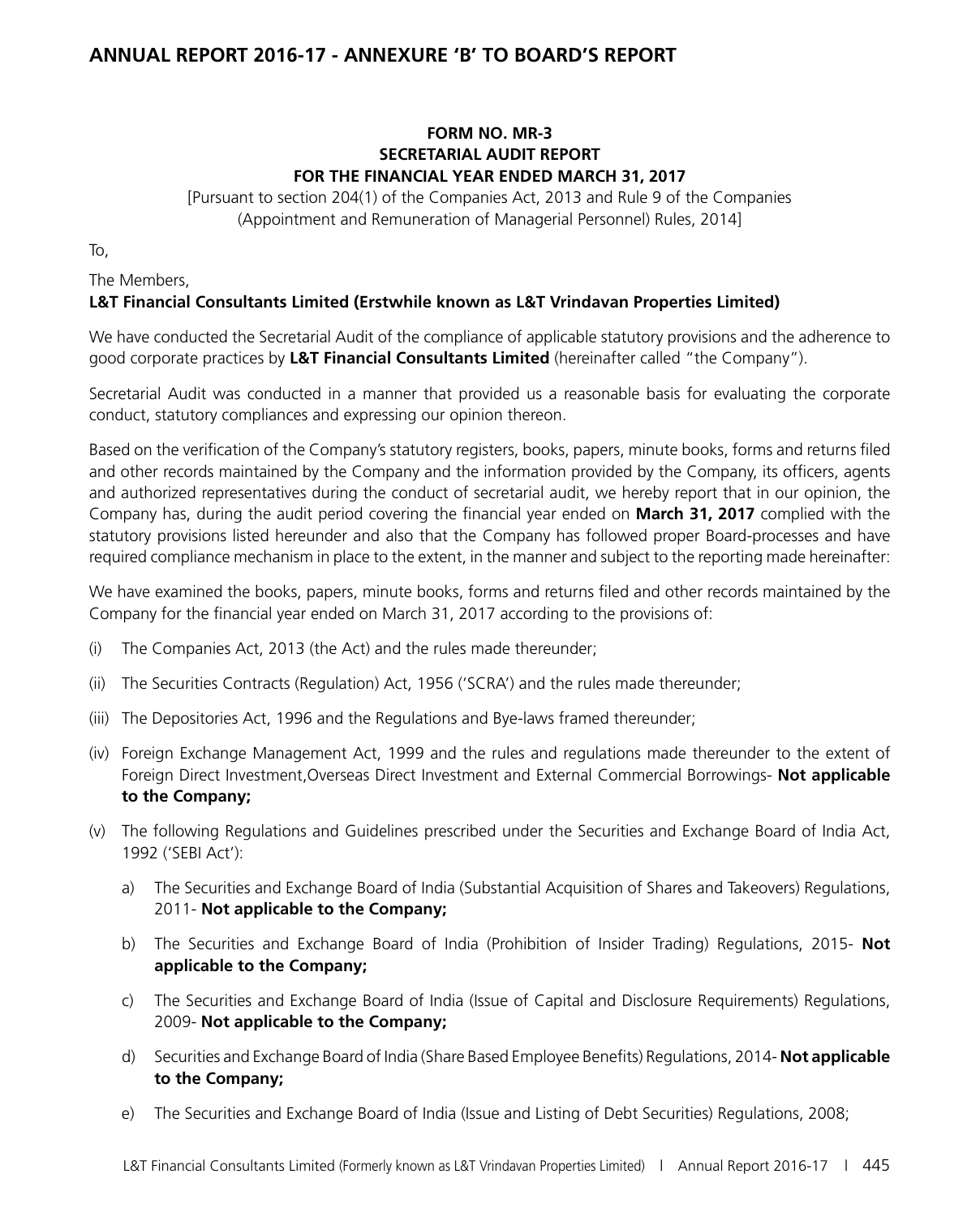# ANNUAL REPORT 2016-17 - ANNEXURE 'B' TO BOARD'S REPORT

**FORM NO. MR-3**
**SECRETARIAL AUDIT REPORT**
**FOR THE FINANCIAL YEAR ENDED MARCH 31, 2017**

[Pursuant to section 204(1) of the Companies Act, 2013 and Rule 9 of the Companies (Appointment and Remuneration of Managerial Personnel) Rules, 2014]

To,

The Members,

**L&T Financial Consultants Limited (Erstwhile known as L&T Vrindavan Properties Limited)**

We have conducted the Secretarial Audit of the compliance of applicable statutory provisions and the adherence to good corporate practices by **L&T Financial Consultants Limited** (hereinafter called "the Company").

Secretarial Audit was conducted in a manner that provided us a reasonable basis for evaluating the corporate conduct, statutory compliances and expressing our opinion thereon.

Based on the verification of the Company's statutory registers, books, papers, minute books, forms and returns filed and other records maintained by the Company and the information provided by the Company, its officers, agents and authorized representatives during the conduct of secretarial audit, we hereby report that in our opinion, the Company has, during the audit period covering the financial year ended on **March 31, 2017** complied with the statutory provisions listed hereunder and also that the Company has followed proper Board-processes and have required compliance mechanism in place to the extent, in the manner and subject to the reporting made hereinafter:

We have examined the books, papers, minute books, forms and returns filed and other records maintained by the Company for the financial year ended on March 31, 2017 according to the provisions of:

(i) The Companies Act, 2013 (the Act) and the rules made thereunder;

(ii) The Securities Contracts (Regulation) Act, 1956 ('SCRA') and the rules made thereunder;

(iii) The Depositories Act, 1996 and the Regulations and Bye-laws framed thereunder;

(iv) Foreign Exchange Management Act, 1999 and the rules and regulations made thereunder to the extent of Foreign Direct Investment,Overseas Direct Investment and External Commercial Borrowings- **Not applicable to the Company;**

(v) The following Regulations and Guidelines prescribed under the Securities and Exchange Board of India Act, 1992 ('SEBI Act'):

a) The Securities and Exchange Board of India (Substantial Acquisition of Shares and Takeovers) Regulations, 2011- **Not applicable to the Company;**

b) The Securities and Exchange Board of India (Prohibition of Insider Trading) Regulations, 2015- **Not applicable to the Company;**

c) The Securities and Exchange Board of India (Issue of Capital and Disclosure Requirements) Regulations, 2009- **Not applicable to the Company;**

d) Securities and Exchange Board of India (Share Based Employee Benefits) Regulations, 2014- **Not applicable to the Company;**

e) The Securities and Exchange Board of India (Issue and Listing of Debt Securities) Regulations, 2008;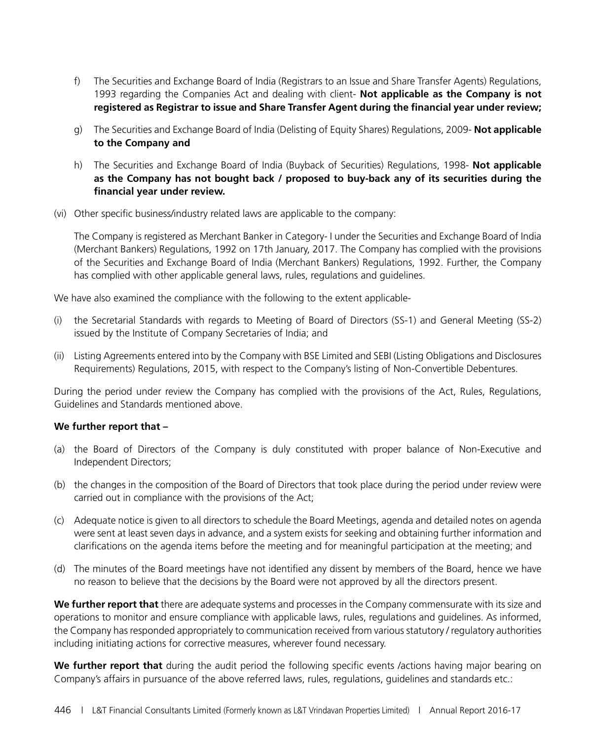f) The Securities and Exchange Board of India (Registrars to an Issue and Share Transfer Agents) Regulations, 1993 regarding the Companies Act and dealing with client- **Not applicable as the Company is not registered as Registrar to issue and Share Transfer Agent during the financial year under review;**

g) The Securities and Exchange Board of India (Delisting of Equity Shares) Regulations, 2009- **Not applicable to the Company and**

h) The Securities and Exchange Board of India (Buyback of Securities) Regulations, 1998- **Not applicable as the Company has not bought back / proposed to buy-back any of its securities during the financial year under review.**

(vi) Other specific business/industry related laws are applicable to the company:

The Company is registered as Merchant Banker in Category- I under the Securities and Exchange Board of India (Merchant Bankers) Regulations, 1992 on 17th January, 2017. The Company has complied with the provisions of the Securities and Exchange Board of India (Merchant Bankers) Regulations, 1992. Further, the Company has complied with other applicable general laws, rules, regulations and guidelines.

We have also examined the compliance with the following to the extent applicable-

(i) the Secretarial Standards with regards to Meeting of Board of Directors (SS-1) and General Meeting (SS-2) issued by the Institute of Company Secretaries of India; and

(ii) Listing Agreements entered into by the Company with BSE Limited and SEBI (Listing Obligations and Disclosures Requirements) Regulations, 2015, with respect to the Company's listing of Non-Convertible Debentures.

During the period under review the Company has complied with the provisions of the Act, Rules, Regulations, Guidelines and Standards mentioned above.

**We further report that –**

(a) the Board of Directors of the Company is duly constituted with proper balance of Non-Executive and Independent Directors;

(b) the changes in the composition of the Board of Directors that took place during the period under review were carried out in compliance with the provisions of the Act;

(c) Adequate notice is given to all directors to schedule the Board Meetings, agenda and detailed notes on agenda were sent at least seven days in advance, and a system exists for seeking and obtaining further information and clarifications on the agenda items before the meeting and for meaningful participation at the meeting; and

(d) The minutes of the Board meetings have not identified any dissent by members of the Board, hence we have no reason to believe that the decisions by the Board were not approved by all the directors present.

**We further report that** there are adequate systems and processes in the Company commensurate with its size and operations to monitor and ensure compliance with applicable laws, rules, regulations and guidelines. As informed, the Company has responded appropriately to communication received from various statutory / regulatory authorities including initiating actions for corrective measures, wherever found necessary.

**We further report that** during the audit period the following specific events /actions having major bearing on Company's affairs in pursuance of the above referred laws, rules, regulations, guidelines and standards etc.: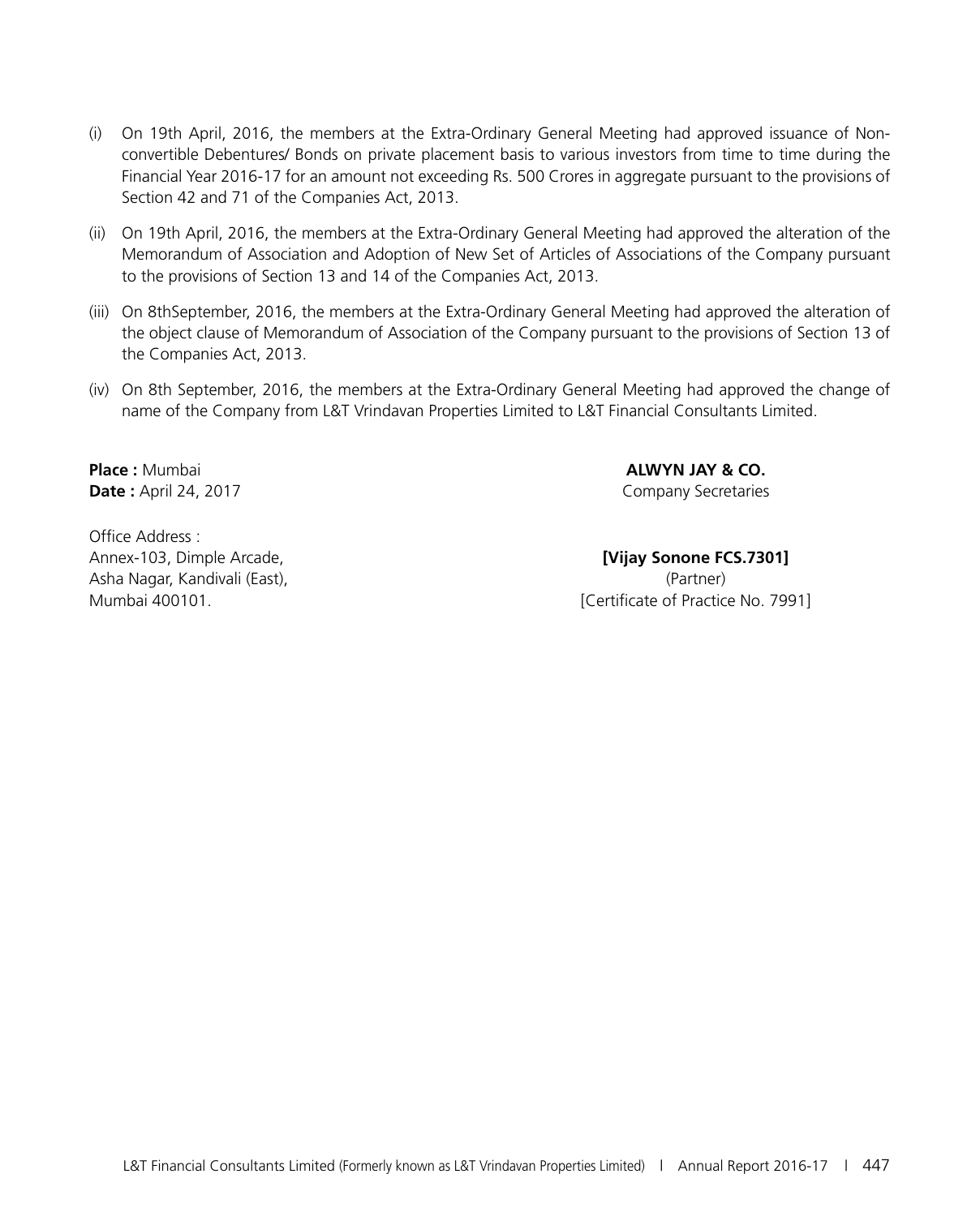(i) On 19th April, 2016, the members at the Extra-Ordinary General Meeting had approved issuance of Non-convertible Debentures/ Bonds on private placement basis to various investors from time to time during the Financial Year 2016-17 for an amount not exceeding Rs. 500 Crores in aggregate pursuant to the provisions of Section 42 and 71 of the Companies Act, 2013.

(ii) On 19th April, 2016, the members at the Extra-Ordinary General Meeting had approved the alteration of the Memorandum of Association and Adoption of New Set of Articles of Associations of the Company pursuant to the provisions of Section 13 and 14 of the Companies Act, 2013.

(iii) On 8thSeptember, 2016, the members at the Extra-Ordinary General Meeting had approved the alteration of the object clause of Memorandum of Association of the Company pursuant to the provisions of Section 13 of the Companies Act, 2013.

(iv) On 8th September, 2016, the members at the Extra-Ordinary General Meeting had approved the change of name of the Company from L&T Vrindavan Properties Limited to L&T Financial Consultants Limited.

**Place :** Mumbai
**Date :** April 24, 2017

Office Address :
Annex-103, Dimple Arcade,
Asha Nagar, Kandivali (East),
Mumbai 400101.

**ALWYN JAY & CO.**
Company Secretaries

**[Vijay Sonone FCS.7301]**
(Partner)
[Certificate of Practice No. 7991]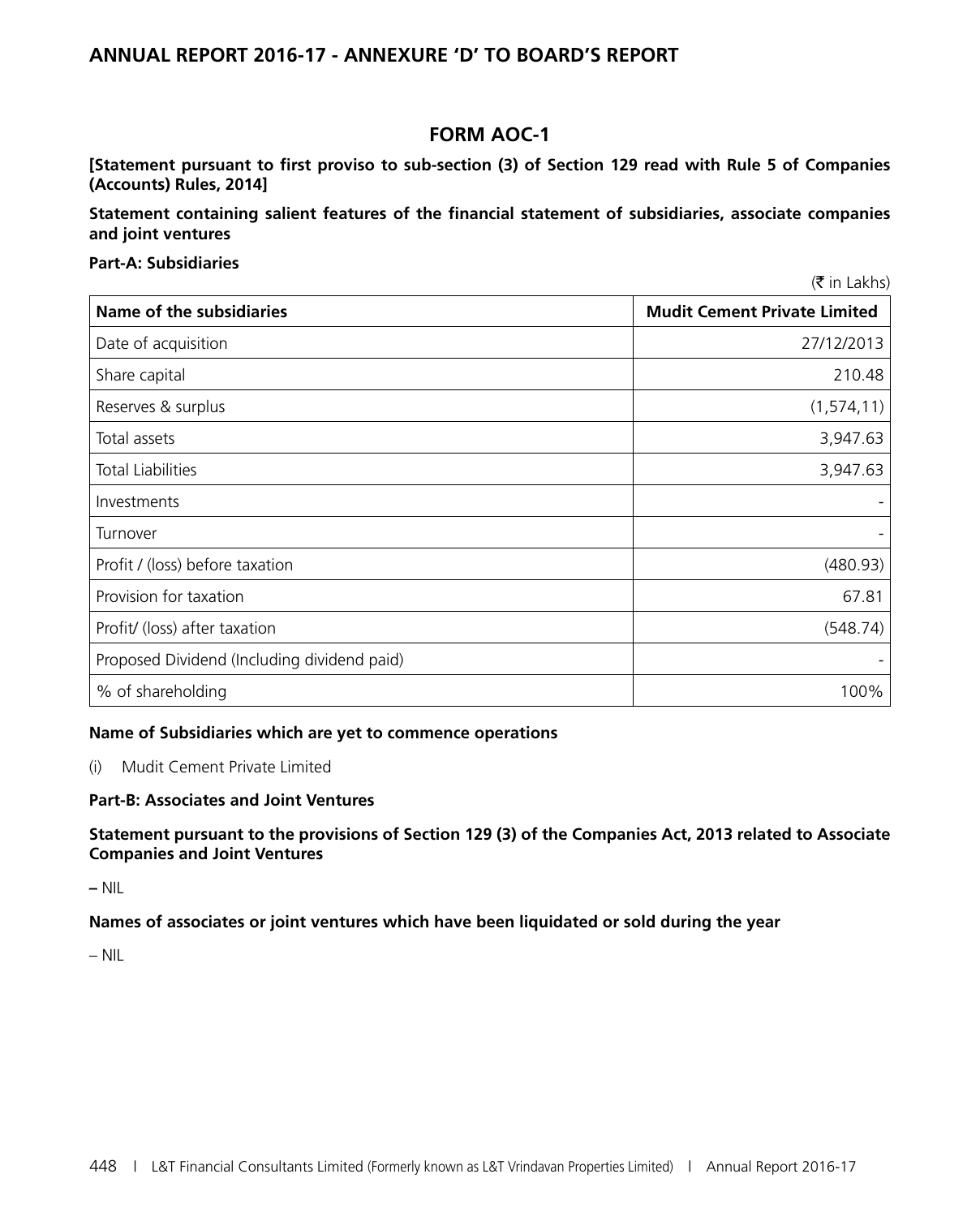# FORM AOC-1

**[Statement pursuant to first proviso to sub-section (3) of Section 129 read with Rule 5 of Companies (Accounts) Rules, 2014]**

**Statement containing salient features of the financial statement of subsidiaries, associate companies and joint ventures**

**Part-A: Subsidiaries**

(₹ in Lakhs)

| Name of the subsidiaries | Mudit Cement Private Limited |
|---|---|
| Date of acquisition | 27/12/2013 |
| Share capital | 210.48 |
| Reserves & surplus | (1,574,11) |
| Total assets | 3,947.63 |
| Total Liabilities | 3,947.63 |
| Investments | - |
| Turnover | - |
| Profit / (loss) before taxation | (480.93) |
| Provision for taxation | 67.81 |
| Profit/ (loss) after taxation | (548.74) |
| Proposed Dividend (Including dividend paid) | - |
| % of shareholding | 100% |

**Name of Subsidiaries which are yet to commence operations**

(i) Mudit Cement Private Limited

**Part-B: Associates and Joint Ventures**

**Statement pursuant to the provisions of Section 129 (3) of the Companies Act, 2013 related to Associate Companies and Joint Ventures**

– NIL

**Names of associates or joint ventures which have been liquidated or sold during the year**

– NIL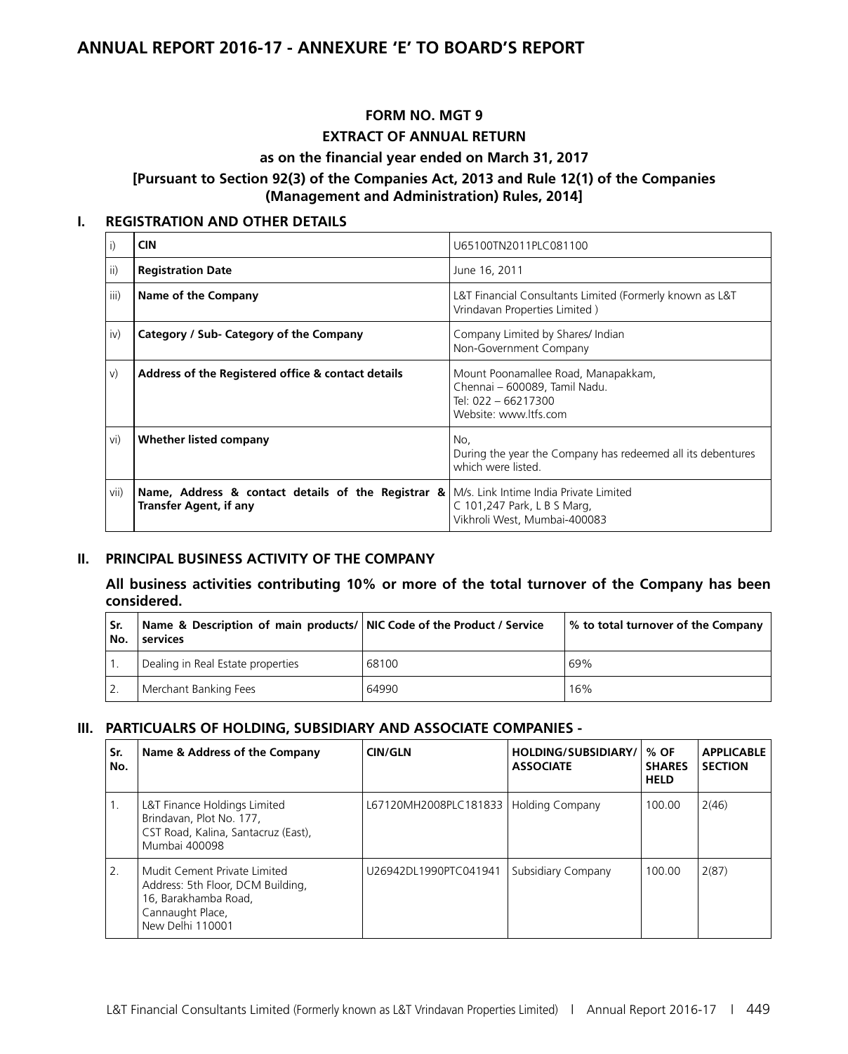# ANNUAL REPORT 2016-17 - ANNEXURE 'E' TO BOARD'S REPORT

**FORM NO. MGT 9**

**EXTRACT OF ANNUAL RETURN**

**as on the financial year ended on March 31, 2017**

**[Pursuant to Section 92(3) of the Companies Act, 2013 and Rule 12(1) of the Companies (Management and Administration) Rules, 2014]**

## I. REGISTRATION AND OTHER DETAILS

| | | |
|---|---|---|
| i) | **CIN** | U65100TN2011PLC081100 |
| ii) | **Registration Date** | June 16, 2011 |
| iii) | **Name of the Company** | L&T Financial Consultants Limited (Formerly known as L&T Vrindavan Properties Limited ) |
| iv) | **Category / Sub- Category of the Company** | Company Limited by Shares/ Indian<br>Non-Government Company |
| v) | **Address of the Registered office & contact details** | Mount Poonamallee Road, Manapakkam,<br>Chennai – 600089, Tamil Nadu.<br>Tel: 022 – 66217300<br>Website: www.ltfs.com |
| vi) | **Whether listed company** | No,<br>During the year the Company has redeemed all its debentures which were listed. |
| vii) | **Name, Address & contact details of the Registrar & Transfer Agent, if any** | M/s. Link Intime India Private Limited<br>C 101,247 Park, L B S Marg,<br>Vikhroli West, Mumbai-400083 |

## II. PRINCIPAL BUSINESS ACTIVITY OF THE COMPANY

**All business activities contributing 10% or more of the total turnover of the Company has been considered.**

| Sr. No. | Name & Description of main products/ services | NIC Code of the Product / Service | % to total turnover of the Company |
|---|---|---|---|
| 1. | Dealing in Real Estate properties | 68100 | 69% |
| 2. | Merchant Banking Fees | 64990 | 16% |

## III. PARTICUALRS OF HOLDING, SUBSIDIARY AND ASSOCIATE COMPANIES -

| Sr. No. | Name & Address of the Company | CIN/GLN | HOLDING/SUBSIDIARY/ ASSOCIATE | % OF SHARES HELD | APPLICABLE SECTION |
|---|---|---|---|---|---|
| 1. | L&T Finance Holdings Limited<br>Brindavan, Plot No. 177,<br>CST Road, Kalina, Santacruz (East),<br>Mumbai 400098 | L67120MH2008PLC181833 | Holding Company | 100.00 | 2(46) |
| 2. | Mudit Cement Private Limited<br>Address: 5th Floor, DCM Building,<br>16, Barakhamba Road,<br>Cannaught Place,<br>New Delhi 110001 | U26942DL1990PTC041941 | Subsidiary Company | 100.00 | 2(87) |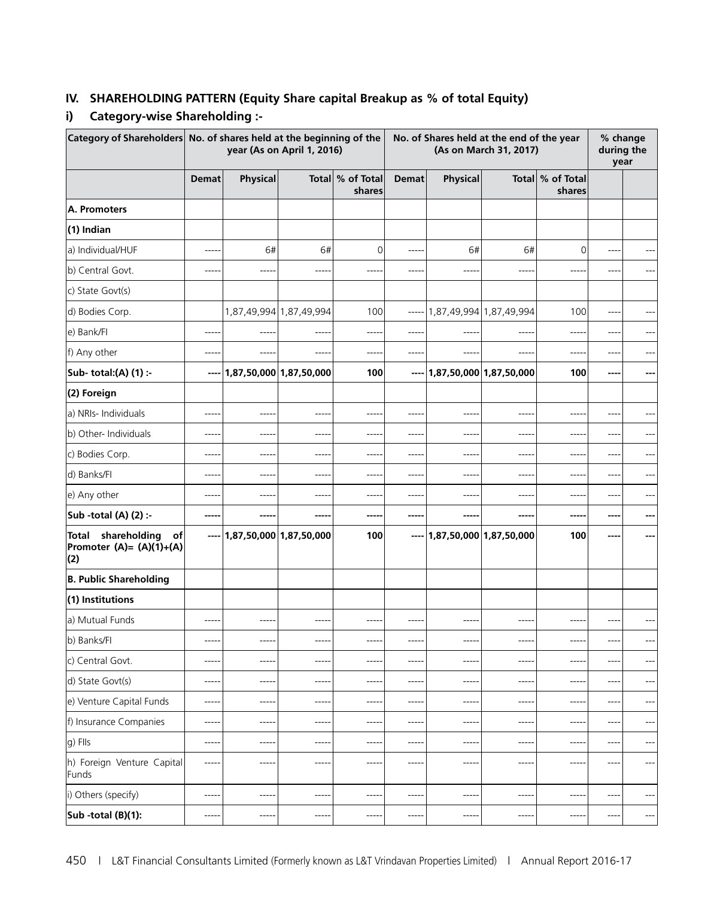## IV. SHAREHOLDING PATTERN (Equity Share capital Breakup as % of total Equity)

### i) Category-wise Shareholding :-

| Category of Shareholders | No. of shares held at the beginning of the year (As on April 1, 2016) | | | | No. of Shares held at the end of the year (As on March 31, 2017) | | | | % change during the year | |
|---|---|---|---|---|---|---|---|---|---|---|
| | Demat | Physical | Total | % of Total shares | Demat | Physical | Total | % of Total shares | | |
| **A. Promoters** | | | | | | | | | | |
| **(1) Indian** | | | | | | | | | | |
| a) Individual/HUF | ----- | 6# | 6# | 0 | ----- | 6# | 6# | 0 | ---- | --- |
| b) Central Govt. | ----- | ----- | ----- | ----- | ----- | ----- | ----- | ----- | ---- | --- |
| c) State Govt(s) | | | | | | | | | | |
| d) Bodies Corp. | | 1,87,49,994 | 1,87,49,994 | 100 | ----- | 1,87,49,994 | 1,87,49,994 | 100 | ---- | --- |
| e) Bank/FI | ----- | ----- | ----- | ----- | ----- | ----- | ----- | ----- | ---- | --- |
| f) Any other | ----- | ----- | ----- | ----- | ----- | ----- | ----- | ----- | ---- | --- |
| **Sub- total:(A) (1) :-** | **----** | **1,87,50,000** | **1,87,50,000** | **100** | **----** | **1,87,50,000** | **1,87,50,000** | **100** | **----** | **---** |
| **(2) Foreign** | | | | | | | | | | |
| a) NRIs- Individuals | ----- | ----- | ----- | ----- | ----- | ----- | ----- | ----- | ---- | --- |
| b) Other- Individuals | ----- | ----- | ----- | ----- | ----- | ----- | ----- | ----- | ---- | --- |
| c) Bodies Corp. | ----- | ----- | ----- | ----- | ----- | ----- | ----- | ----- | ---- | --- |
| d) Banks/FI | ----- | ----- | ----- | ----- | ----- | ----- | ----- | ----- | ---- | --- |
| e) Any other | ----- | ----- | ----- | ----- | ----- | ----- | ----- | ----- | ---- | --- |
| **Sub -total (A) (2) :-** | **-----** | **-----** | **-----** | **-----** | **-----** | **-----** | **-----** | **-----** | **----** | **---** |
| **Total shareholding of Promoter (A)= (A)(1)+(A)(2)** | **----** | **1,87,50,000** | **1,87,50,000** | **100** | **----** | **1,87,50,000** | **1,87,50,000** | **100** | **----** | **---** |
| **B. Public Shareholding** | | | | | | | | | | |
| **(1) Institutions** | | | | | | | | | | |
| a) Mutual Funds | ----- | ----- | ----- | ----- | ----- | ----- | ----- | ----- | ---- | --- |
| b) Banks/FI | ----- | ----- | ----- | ----- | ----- | ----- | ----- | ----- | ---- | --- |
| c) Central Govt. | ----- | ----- | ----- | ----- | ----- | ----- | ----- | ----- | ---- | --- |
| d) State Govt(s) | ----- | ----- | ----- | ----- | ----- | ----- | ----- | ----- | ---- | --- |
| e) Venture Capital Funds | ----- | ----- | ----- | ----- | ----- | ----- | ----- | ----- | ---- | --- |
| f) Insurance Companies | ----- | ----- | ----- | ----- | ----- | ----- | ----- | ----- | ---- | --- |
| g) FIIs | ----- | ----- | ----- | ----- | ----- | ----- | ----- | ----- | ---- | --- |
| h) Foreign Venture Capital Funds | ----- | ----- | ----- | ----- | ----- | ----- | ----- | ----- | ---- | --- |
| i) Others (specify) | ----- | ----- | ----- | ----- | ----- | ----- | ----- | ----- | ---- | --- |
| **Sub -total (B)(1):** | ----- | ----- | ----- | ----- | ----- | ----- | ----- | ----- | ---- | --- |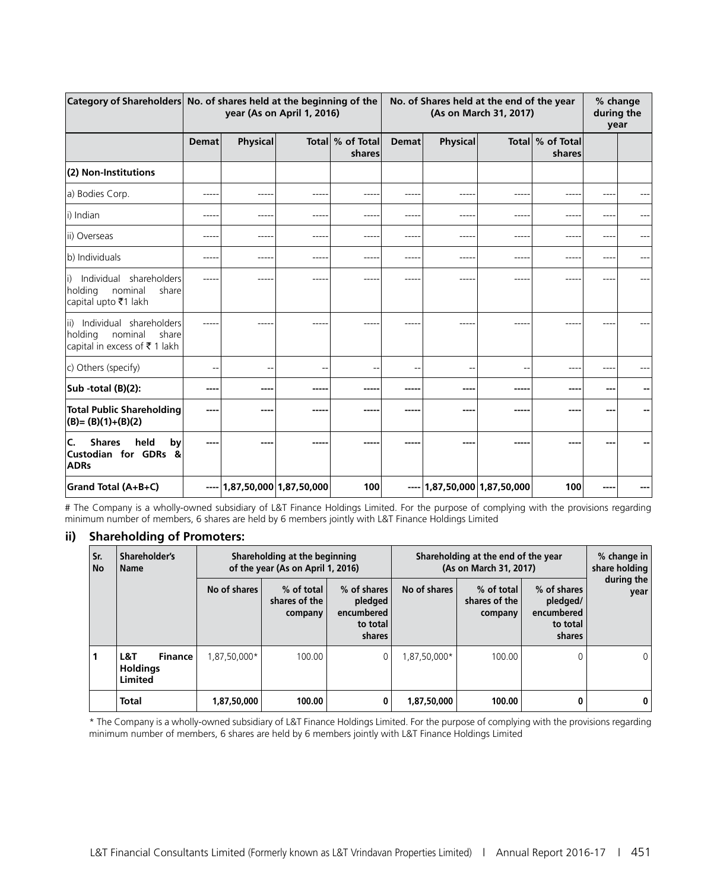| Category of Shareholders | No. of shares held at the beginning of the year (As on April 1, 2016) | | | | No. of Shares held at the end of the year (As on March 31, 2017) | | | | % change during the year | |
|---|---|---|---|---|---|---|---|---|---|---|
| | Demat | Physical | Total | % of Total shares | Demat | Physical | Total | % of Total shares | | |
| **(2) Non-Institutions** | | | | | | | | | | |
| a) Bodies Corp. | ----- | ----- | ----- | ----- | ----- | ----- | ----- | ----- | ---- | --- |
| i) Indian | ----- | ----- | ----- | ----- | ----- | ----- | ----- | ----- | ---- | --- |
| ii) Overseas | ----- | ----- | ----- | ----- | ----- | ----- | ----- | ----- | ---- | --- |
| b) Individuals | ----- | ----- | ----- | ----- | ----- | ----- | ----- | ----- | ---- | --- |
| i) Individual shareholders holding nominal share capital upto ₹1 lakh | ----- | ----- | ----- | ----- | ----- | ----- | ----- | ----- | ---- | --- |
| ii) Individual shareholders holding nominal share capital in excess of ₹ 1 lakh | ----- | ----- | ----- | ----- | ----- | ----- | ----- | ----- | ---- | --- |
| c) Others (specify) | -- | -- | -- | -- | -- | -- | -- | ---- | ---- | --- |
| **Sub -total (B)(2):** | **----** | **----** | **-----** | **-----** | **-----** | **----** | **-----** | **----** | **---** | **--** |
| **Total Public Shareholding (B)= (B)(1)+(B)(2)** | **----** | **----** | **-----** | **-----** | **-----** | **----** | **-----** | **----** | **---** | **--** |
| **C. Shares held by Custodian for GDRs & ADRs** | **----** | **----** | **-----** | **-----** | **-----** | **----** | **-----** | **----** | **---** | **--** |
| **Grand Total (A+B+C)** | **----** | **1,87,50,000** | **1,87,50,000** | **100** | **----** | **1,87,50,000** | **1,87,50,000** | **100** | **----** | **---** |

# The Company is a wholly-owned subsidiary of L&T Finance Holdings Limited. For the purpose of complying with the provisions regarding minimum number of members, 6 shares are held by 6 members jointly with L&T Finance Holdings Limited

## ii) Shareholding of Promoters:

| Sr. No | Shareholder's Name | Shareholding at the beginning of the year (As on April 1, 2016) | | | Shareholding at the end of the year (As on March 31, 2017) | | | % change in share holding during the year |
|---|---|---|---|---|---|---|---|---|
| | | No of shares | % of total shares of the company | % of shares pledged encumbered to total shares | No of shares | % of total shares of the company | % of shares pledged/ encumbered to total shares | |
| **1** | **L&T Finance Holdings Limited** | 1,87,50,000* | 100.00 | 0 | 1,87,50,000* | 100.00 | 0 | 0 |
| | **Total** | **1,87,50,000** | **100.00** | **0** | **1,87,50,000** | **100.00** | **0** | **0** |

* The Company is a wholly-owned subsidiary of L&T Finance Holdings Limited. For the purpose of complying with the provisions regarding minimum number of members, 6 shares are held by 6 members jointly with L&T Finance Holdings Limited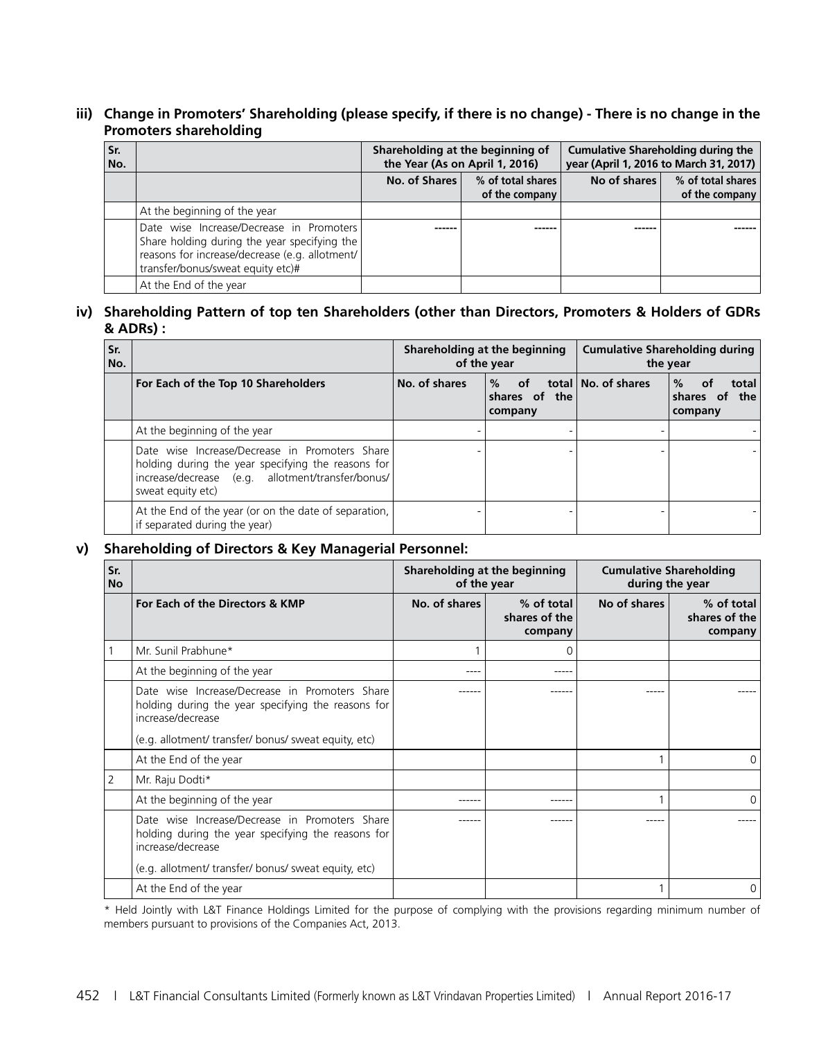### iii) Change in Promoters' Shareholding (please specify, if there is no change) - There is no change in the Promoters shareholding

| Sr. No. | | Shareholding at the beginning of the Year (As on April 1, 2016) | | Cumulative Shareholding during the year (April 1, 2016 to March 31, 2017) | |
|---|---|---|---|---|---|
| | | No. of Shares | % of total shares of the company | No of shares | % of total shares of the company |
| | At the beginning of the year | | | | |
| | Date wise Increase/Decrease in Promoters Share holding during the year specifying the reasons for increase/decrease (e.g. allotment/ transfer/bonus/sweat equity etc)# | ------ | ------ | ------ | ------ |
| | At the End of the year | | | | |

### iv) Shareholding Pattern of top ten Shareholders (other than Directors, Promoters & Holders of GDRs & ADRs) :

| Sr. No. | | Shareholding at the beginning of the year | | Cumulative Shareholding during the year | |
|---|---|---|---|---|---|
| | **For Each of the Top 10 Shareholders** | No. of shares | % of total shares of the company | No. of shares | % of total shares of the company |
| | At the beginning of the year | - | - | - | - |
| | Date wise Increase/Decrease in Promoters Share holding during the year specifying the reasons for increase/decrease (e.g. allotment/transfer/bonus/ sweat equity etc) | - | - | - | - |
| | At the End of the year (or on the date of separation, if separated during the year) | - | - | - | - |

### v) Shareholding of Directors & Key Managerial Personnel:

| Sr. No | | Shareholding at the beginning of the year | | Cumulative Shareholding during the year | |
|---|---|---|---|---|---|
| | **For Each of the Directors & KMP** | No. of shares | % of total shares of the company | No of shares | % of total shares of the company |
| 1 | Mr. Sunil Prabhune* | 1 | 0 | | |
| | At the beginning of the year | ---- | ----- | | |
| | Date wise Increase/Decrease in Promoters Share holding during the year specifying the reasons for increase/decrease (e.g. allotment/ transfer/ bonus/ sweat equity, etc) | ------ | ------ | ----- | ----- |
| | At the End of the year | | | 1 | 0 |
| 2 | Mr. Raju Dodti* | | | | |
| | At the beginning of the year | ------ | ------ | 1 | 0 |
| | Date wise Increase/Decrease in Promoters Share holding during the year specifying the reasons for increase/decrease (e.g. allotment/ transfer/ bonus/ sweat equity, etc) | ------ | ------ | ----- | ----- |
| | At the End of the year | | | 1 | 0 |

* Held Jointly with L&T Finance Holdings Limited for the purpose of complying with the provisions regarding minimum number of members pursuant to provisions of the Companies Act, 2013.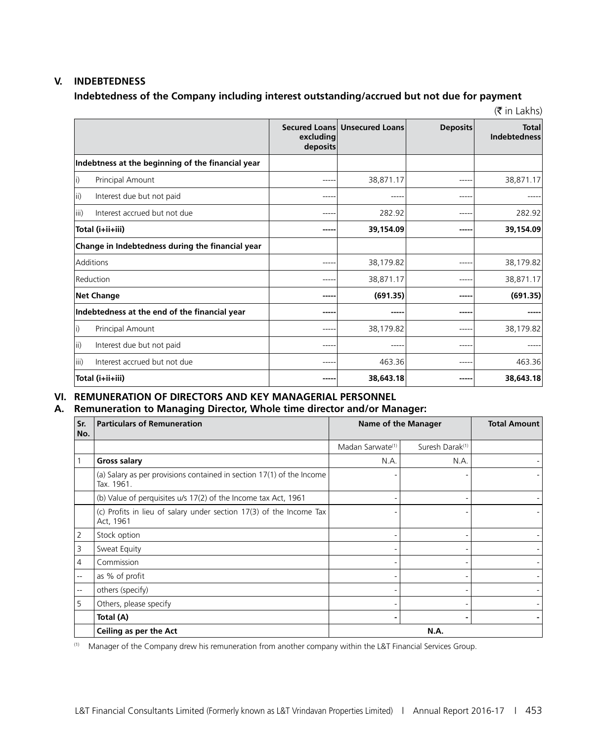## V. INDEBTEDNESS

### Indebtedness of the Company including interest outstanding/accrued but not due for payment

(₹ in Lakhs)

| | Secured Loans excluding deposits | Unsecured Loans | Deposits | Total Indebtedness |
|---|---|---|---|---|
| **Indebtness at the beginning of the financial year** | | | | |
| i) Principal Amount | ----- | 38,871.17 | ----- | 38,871.17 |
| ii) Interest due but not paid | ----- | ----- | ----- | ----- |
| iii) Interest accrued but not due | ----- | 282.92 | ----- | 282.92 |
| **Total (i+ii+iii)** | **-----** | **39,154.09** | **-----** | **39,154.09** |
| **Change in Indebtedness during the financial year** | | | | |
| Additions | ----- | 38,179.82 | ----- | 38,179.82 |
| Reduction | ----- | 38,871.17 | ----- | 38,871.17 |
| **Net Change** | **-----** | **(691.35)** | **-----** | **(691.35)** |
| **Indebtedness at the end of the financial year** | **-----** | **-----** | **-----** | **-----** |
| i) Principal Amount | ----- | 38,179.82 | ----- | 38,179.82 |
| ii) Interest due but not paid | ----- | ----- | ----- | ----- |
| iii) Interest accrued but not due | ----- | 463.36 | ----- | 463.36 |
| **Total (i+ii+iii)** | **-----** | **38,643.18** | **-----** | **38,643.18** |

## VI. REMUNERATION OF DIRECTORS AND KEY MANAGERIAL PERSONNEL

### A. Remuneration to Managing Director, Whole time director and/or Manager:

| Sr. No. | Particulars of Remuneration | Name of the Manager | | Total Amount |
|---|---|---|---|---|
| | | Madan Sarwate[(1)] | Suresh Darak[(1)] | |
| 1 | **Gross salary** | N.A. | N.A. | - |
| | (a) Salary as per provisions contained in section 17(1) of the Income Tax. 1961. | - | - | - |
| | (b) Value of perquisites u/s 17(2) of the Income tax Act, 1961 | - | - | - |
| | (c) Profits in lieu of salary under section 17(3) of the Income Tax Act, 1961 | - | - | - |
| 2 | Stock option | - | - | - |
| 3 | Sweat Equity | - | - | - |
| 4 | Commission | - | - | - |
| -- | as % of profit | - | - | - |
| -- | others (specify) | - | - | - |
| 5 | Others, please specify | - | - | - |
| | **Total (A)** | **-** | **-** | **-** |
| | **Ceiling as per the Act** | **N.A.** | | |

(1) Manager of the Company drew his remuneration from another company within the L&T Financial Services Group.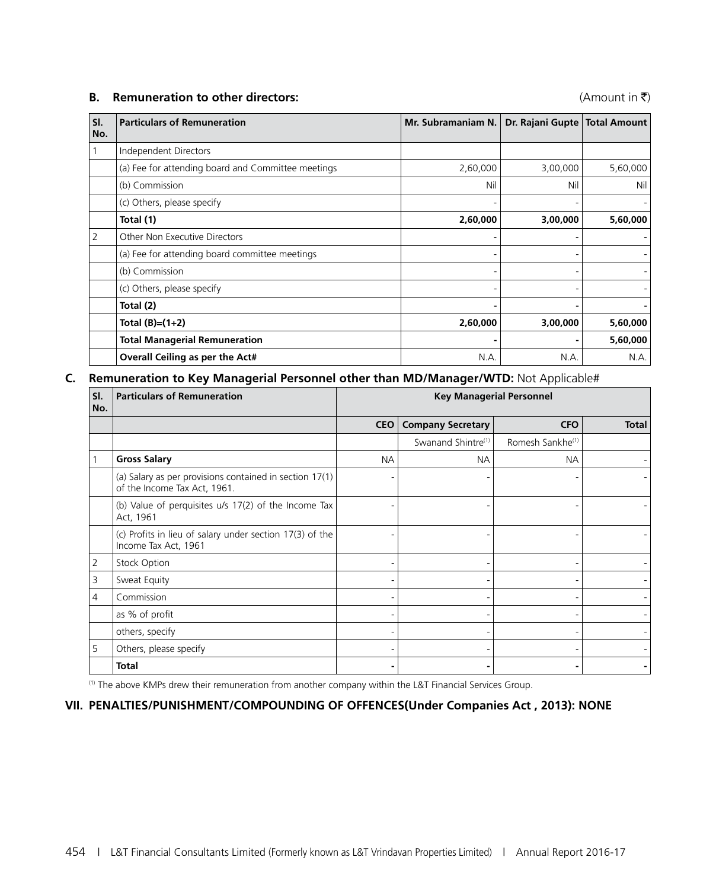## B. Remuneration to other directors:

(Amount in ₹)

| Sl. No. | Particulars of Remuneration | Mr. Subramaniam N. | Dr. Rajani Gupte | Total Amount |
|---|---|---|---|---|
| 1 | Independent Directors | | | |
| | (a) Fee for attending board and Committee meetings | 2,60,000 | 3,00,000 | 5,60,000 |
| | (b) Commission | Nil | Nil | Nil |
| | (c) Others, please specify | - | - | - |
| | **Total (1)** | **2,60,000** | **3,00,000** | **5,60,000** |
| 2 | Other Non Executive Directors | - | - | - |
| | (a) Fee for attending board committee meetings | - | - | - |
| | (b) Commission | - | - | - |
| | (c) Others, please specify | - | - | - |
| | **Total (2)** | **-** | **-** | **-** |
| | **Total (B)=(1+2)** | **2,60,000** | **3,00,000** | **5,60,000** |
| | **Total Managerial Remuneration** | **-** | **-** | **5,60,000** |
| | **Overall Ceiling as per the Act#** | N.A. | N.A. | N.A. |

## C. Remuneration to Key Managerial Personnel other than MD/Manager/WTD: Not Applicable#

| Sl. No. | Particulars of Remuneration | Key Managerial Personnel | | | |
|---|---|---|---|---|---|
| | | **CEO** | **Company Secretary** | **CFO** | **Total** |
| | | | Swanand Shintre[1] | Romesh Sankhe[1] | |
| 1 | **Gross Salary** | NA | NA | NA | - |
| | (a) Salary as per provisions contained in section 17(1) of the Income Tax Act, 1961. | - | - | - | - |
| | (b) Value of perquisites u/s 17(2) of the Income Tax Act, 1961 | - | - | - | - |
| | (c) Profits in lieu of salary under section 17(3) of the Income Tax Act, 1961 | - | - | - | - |
| 2 | Stock Option | - | - | - | - |
| 3 | Sweat Equity | - | - | - | - |
| 4 | Commission | - | - | - | - |
| | as % of profit | - | - | - | - |
| | others, specify | - | - | - | - |
| 5 | Others, please specify | - | - | - | - |
| | **Total** | **-** | **-** | **-** | **-** |

[1] The above KMPs drew their remuneration from another company within the L&T Financial Services Group.

## VII. PENALTIES/PUNISHMENT/COMPOUNDING OF OFFENCES(Under Companies Act , 2013): NONE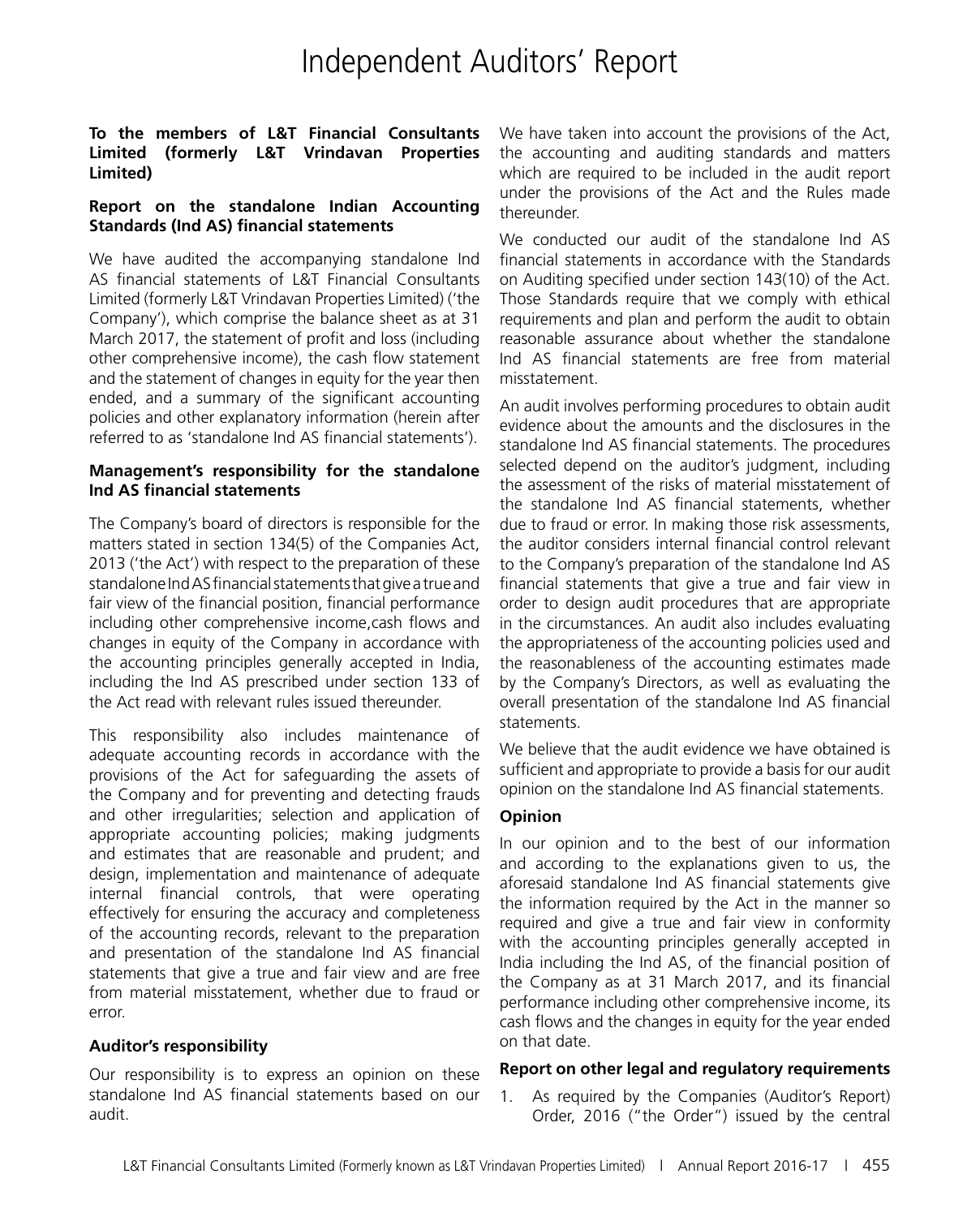# Independent Auditors' Report

**To the members of L&T Financial Consultants Limited (formerly L&T Vrindavan Properties Limited)**

**Report on the standalone Indian Accounting Standards (Ind AS) financial statements**

We have audited the accompanying standalone Ind AS financial statements of L&T Financial Consultants Limited (formerly L&T Vrindavan Properties Limited) ('the Company'), which comprise the balance sheet as at 31 March 2017, the statement of profit and loss (including other comprehensive income), the cash flow statement and the statement of changes in equity for the year then ended, and a summary of the significant accounting policies and other explanatory information (herein after referred to as 'standalone Ind AS financial statements').

**Management's responsibility for the standalone Ind AS financial statements**

The Company's board of directors is responsible for the matters stated in section 134(5) of the Companies Act, 2013 ('the Act') with respect to the preparation of these standalone Ind AS financial statements that give a true and fair view of the financial position, financial performance including other comprehensive income,cash flows and changes in equity of the Company in accordance with the accounting principles generally accepted in India, including the Ind AS prescribed under section 133 of the Act read with relevant rules issued thereunder.

This responsibility also includes maintenance of adequate accounting records in accordance with the provisions of the Act for safeguarding the assets of the Company and for preventing and detecting frauds and other irregularities; selection and application of appropriate accounting policies; making judgments and estimates that are reasonable and prudent; and design, implementation and maintenance of adequate internal financial controls, that were operating effectively for ensuring the accuracy and completeness of the accounting records, relevant to the preparation and presentation of the standalone Ind AS financial statements that give a true and fair view and are free from material misstatement, whether due to fraud or error.

**Auditor's responsibility**

Our responsibility is to express an opinion on these standalone Ind AS financial statements based on our audit.

We have taken into account the provisions of the Act, the accounting and auditing standards and matters which are required to be included in the audit report under the provisions of the Act and the Rules made thereunder.

We conducted our audit of the standalone Ind AS financial statements in accordance with the Standards on Auditing specified under section 143(10) of the Act. Those Standards require that we comply with ethical requirements and plan and perform the audit to obtain reasonable assurance about whether the standalone Ind AS financial statements are free from material misstatement.

An audit involves performing procedures to obtain audit evidence about the amounts and the disclosures in the standalone Ind AS financial statements. The procedures selected depend on the auditor's judgment, including the assessment of the risks of material misstatement of the standalone Ind AS financial statements, whether due to fraud or error. In making those risk assessments, the auditor considers internal financial control relevant to the Company's preparation of the standalone Ind AS financial statements that give a true and fair view in order to design audit procedures that are appropriate in the circumstances. An audit also includes evaluating the appropriateness of the accounting policies used and the reasonableness of the accounting estimates made by the Company's Directors, as well as evaluating the overall presentation of the standalone Ind AS financial statements.

We believe that the audit evidence we have obtained is sufficient and appropriate to provide a basis for our audit opinion on the standalone Ind AS financial statements.

**Opinion**

In our opinion and to the best of our information and according to the explanations given to us, the aforesaid standalone Ind AS financial statements give the information required by the Act in the manner so required and give a true and fair view in conformity with the accounting principles generally accepted in India including the Ind AS, of the financial position of the Company as at 31 March 2017, and its financial performance including other comprehensive income, its cash flows and the changes in equity for the year ended on that date.

**Report on other legal and regulatory requirements**

1. As required by the Companies (Auditor's Report) Order, 2016 ("the Order") issued by the central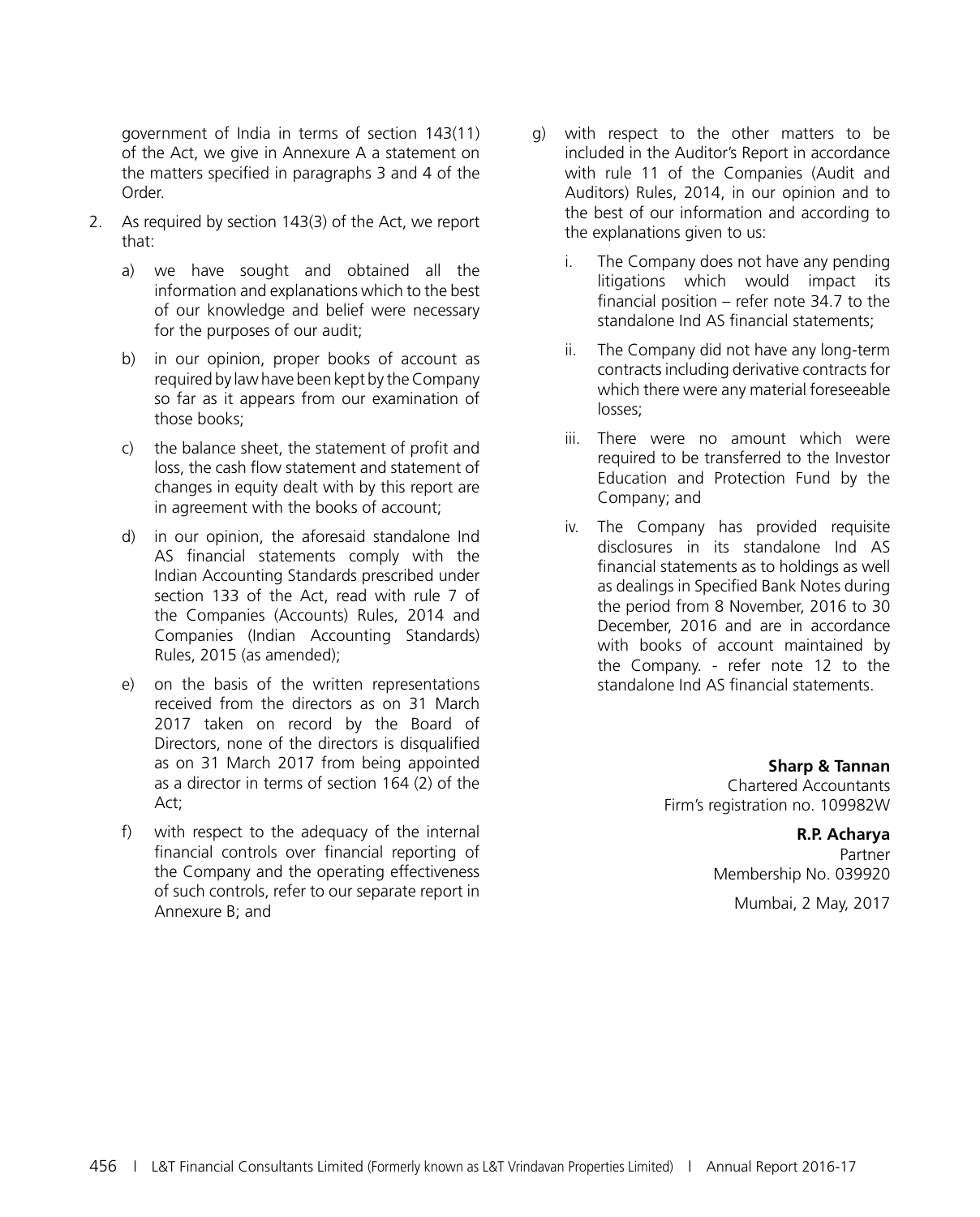government of India in terms of section 143(11) of the Act, we give in Annexure A a statement on the matters specified in paragraphs 3 and 4 of the Order.

2. As required by section 143(3) of the Act, we report that:

   a) we have sought and obtained all the information and explanations which to the best of our knowledge and belief were necessary for the purposes of our audit;

   b) in our opinion, proper books of account as required by law have been kept by the Company so far as it appears from our examination of those books;

   c) the balance sheet, the statement of profit and loss, the cash flow statement and statement of changes in equity dealt with by this report are in agreement with the books of account;

   d) in our opinion, the aforesaid standalone Ind AS financial statements comply with the Indian Accounting Standards prescribed under section 133 of the Act, read with rule 7 of the Companies (Accounts) Rules, 2014 and Companies (Indian Accounting Standards) Rules, 2015 (as amended);

   e) on the basis of the written representations received from the directors as on 31 March 2017 taken on record by the Board of Directors, none of the directors is disqualified as on 31 March 2017 from being appointed as a director in terms of section 164 (2) of the Act;

   f) with respect to the adequacy of the internal financial controls over financial reporting of the Company and the operating effectiveness of such controls, refer to our separate report in Annexure B; and

   g) with respect to the other matters to be included in the Auditor's Report in accordance with rule 11 of the Companies (Audit and Auditors) Rules, 2014, in our opinion and to the best of our information and according to the explanations given to us:

      i. The Company does not have any pending litigations which would impact its financial position – refer note 34.7 to the standalone Ind AS financial statements;

      ii. The Company did not have any long-term contracts including derivative contracts for which there were any material foreseeable losses;

      iii. There were no amount which were required to be transferred to the Investor Education and Protection Fund by the Company; and

      iv. The Company has provided requisite disclosures in its standalone Ind AS financial statements as to holdings as well as dealings in Specified Bank Notes during the period from 8 November, 2016 to 30 December, 2016 and are in accordance with books of account maintained by the Company. - refer note 12 to the standalone Ind AS financial statements.

**Sharp & Tannan**
Chartered Accountants
Firm's registration no. 109982W

**R.P. Acharya**
Partner
Membership No. 039920

Mumbai, 2 May, 2017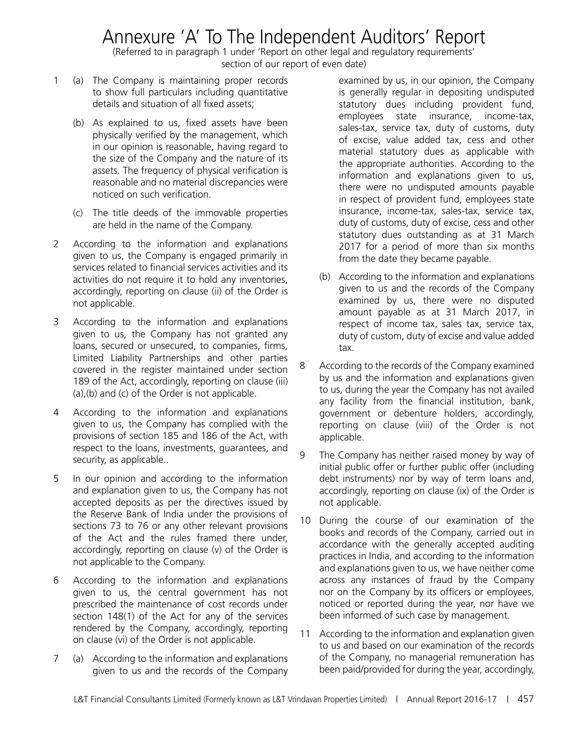# Annexure 'A' To The Independent Auditors' Report

(Referred to in paragraph 1 under 'Report on other legal and regulatory requirements' section of our report of even date)

1. (a) The Company is maintaining proper records to show full particulars including quantitative details and situation of all fixed assets;

   (b) As explained to us, fixed assets have been physically verified by the management, which in our opinion is reasonable, having regard to the size of the Company and the nature of its assets. The frequency of physical verification is reasonable and no material discrepancies were noticed on such verification.

   (c) The title deeds of the immovable properties are held in the name of the Company.

2. According to the information and explanations given to us, the Company is engaged primarily in services related to financial services activities and its activities do not require it to hold any inventories, accordingly, reporting on clause (ii) of the Order is not applicable.

3. According to the information and explanations given to us, the Company has not granted any loans, secured or unsecured, to companies, firms, Limited Liability Partnerships and other parties covered in the register maintained under section 189 of the Act, accordingly, reporting on clause (iii) (a),(b) and (c) of the Order is not applicable.

4. According to the information and explanations given to us, the Company has complied with the provisions of section 185 and 186 of the Act, with respect to the loans, investments, guarantees, and security, as applicable..

5. In our opinion and according to the information and explanation given to us, the Company has not accepted deposits as per the directives issued by the Reserve Bank of India under the provisions of sections 73 to 76 or any other relevant provisions of the Act and the rules framed there under, accordingly, reporting on clause (v) of the Order is not applicable to the Company.

6. According to the information and explanations given to us, the central government has not prescribed the maintenance of cost records under section 148(1) of the Act for any of the services rendered by the Company, accordingly, reporting on clause (vi) of the Order is not applicable.

7. (a) According to the information and explanations given to us and the records of the Company examined by us, in our opinion, the Company is generally regular in depositing undisputed statutory dues including provident fund, employees state insurance, income-tax, sales-tax, service tax, duty of customs, duty of excise, value added tax, cess and other material statutory dues as applicable with the appropriate authorities. According to the information and explanations given to us, there were no undisputed amounts payable in respect of provident fund, employees state insurance, income-tax, sales-tax, service tax, duty of customs, duty of excise, cess and other statutory dues outstanding as at 31 March 2017 for a period of more than six months from the date they became payable.

   (b) According to the information and explanations given to us and the records of the Company examined by us, there were no disputed amount payable as at 31 March 2017, in respect of income tax, sales tax, service tax, duty of custom, duty of excise and value added tax.

8. According to the records of the Company examined by us and the information and explanations given to us, during the year the Company has not availed any facility from the financial institution, bank, government or debenture holders, accordingly, reporting on clause (viii) of the Order is not applicable.

9. The Company has neither raised money by way of initial public offer or further public offer (including debt instruments) nor by way of term loans and, accordingly, reporting on clause (ix) of the Order is not applicable.

10. During the course of our examination of the books and records of the Company, carried out in accordance with the generally accepted auditing practices in India, and according to the information and explanations given to us, we have neither come across any instances of fraud by the Company nor on the Company by its officers or employees, noticed or reported during the year, nor have we been informed of such case by management.

11. According to the information and explanation given to us and based on our examination of the records of the Company, no managerial remuneration has been paid/provided for during the year, accordingly,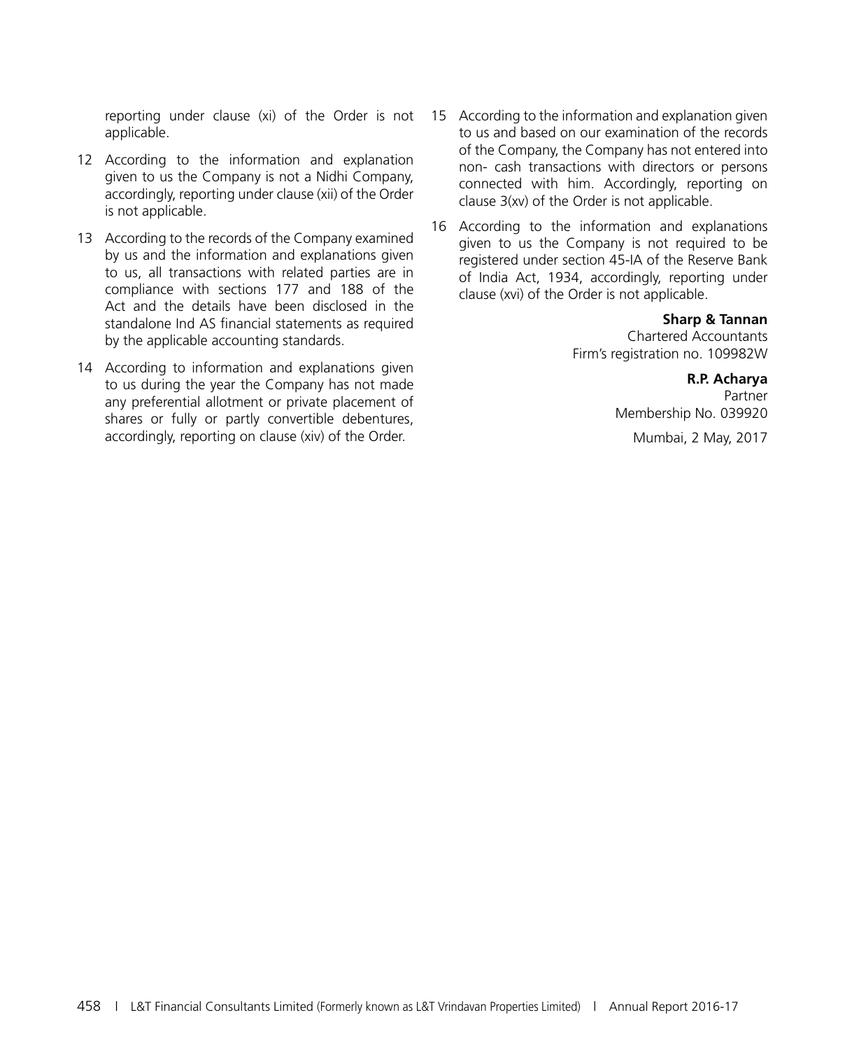reporting under clause (xi) of the Order is not applicable.

12 According to the information and explanation given to us the Company is not a Nidhi Company, accordingly, reporting under clause (xii) of the Order is not applicable.

13 According to the records of the Company examined by us and the information and explanations given to us, all transactions with related parties are in compliance with sections 177 and 188 of the Act and the details have been disclosed in the standalone Ind AS financial statements as required by the applicable accounting standards.

14 According to information and explanations given to us during the year the Company has not made any preferential allotment or private placement of shares or fully or partly convertible debentures, accordingly, reporting on clause (xiv) of the Order.

15 According to the information and explanation given to us and based on our examination of the records of the Company, the Company has not entered into non- cash transactions with directors or persons connected with him. Accordingly, reporting on clause 3(xv) of the Order is not applicable.

16 According to the information and explanations given to us the Company is not required to be registered under section 45-IA of the Reserve Bank of India Act, 1934, accordingly, reporting under clause (xvi) of the Order is not applicable.

**Sharp & Tannan**
Chartered Accountants
Firm's registration no. 109982W

**R.P. Acharya**
Partner
Membership No. 039920

Mumbai, 2 May, 2017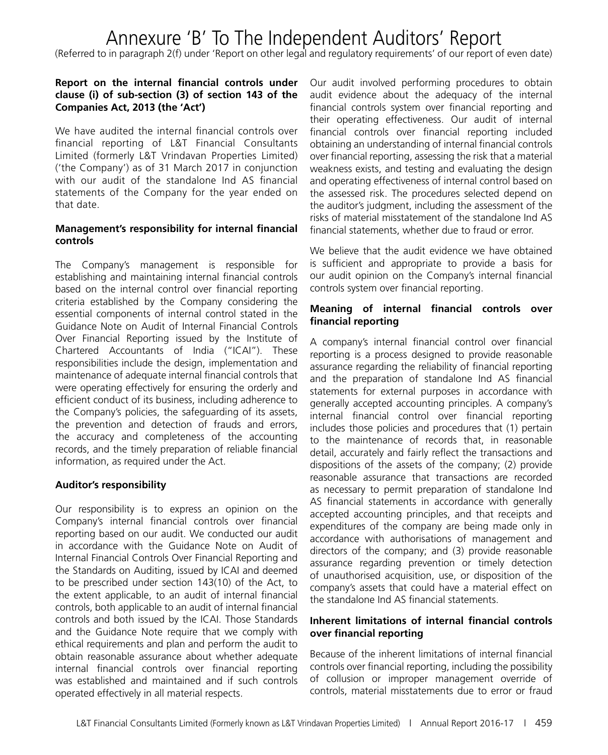# Annexure 'B' To The Independent Auditors' Report

(Referred to in paragraph 2(f) under 'Report on other legal and regulatory requirements' of our report of even date)

**Report on the internal financial controls under clause (i) of sub-section (3) of section 143 of the Companies Act, 2013 (the 'Act')**

We have audited the internal financial controls over financial reporting of L&T Financial Consultants Limited (formerly L&T Vrindavan Properties Limited) ('the Company') as of 31 March 2017 in conjunction with our audit of the standalone Ind AS financial statements of the Company for the year ended on that date.

**Management's responsibility for internal financial controls**

The Company's management is responsible for establishing and maintaining internal financial controls based on the internal control over financial reporting criteria established by the Company considering the essential components of internal control stated in the Guidance Note on Audit of Internal Financial Controls Over Financial Reporting issued by the Institute of Chartered Accountants of India ("ICAI"). These responsibilities include the design, implementation and maintenance of adequate internal financial controls that were operating effectively for ensuring the orderly and efficient conduct of its business, including adherence to the Company's policies, the safeguarding of its assets, the prevention and detection of frauds and errors, the accuracy and completeness of the accounting records, and the timely preparation of reliable financial information, as required under the Act.

**Auditor's responsibility**

Our responsibility is to express an opinion on the Company's internal financial controls over financial reporting based on our audit. We conducted our audit in accordance with the Guidance Note on Audit of Internal Financial Controls Over Financial Reporting and the Standards on Auditing, issued by ICAI and deemed to be prescribed under section 143(10) of the Act, to the extent applicable, to an audit of internal financial controls, both applicable to an audit of internal financial controls and both issued by the ICAI. Those Standards and the Guidance Note require that we comply with ethical requirements and plan and perform the audit to obtain reasonable assurance about whether adequate internal financial controls over financial reporting was established and maintained and if such controls operated effectively in all material respects.

Our audit involved performing procedures to obtain audit evidence about the adequacy of the internal financial controls system over financial reporting and their operating effectiveness. Our audit of internal financial controls over financial reporting included obtaining an understanding of internal financial controls over financial reporting, assessing the risk that a material weakness exists, and testing and evaluating the design and operating effectiveness of internal control based on the assessed risk. The procedures selected depend on the auditor's judgment, including the assessment of the risks of material misstatement of the standalone Ind AS financial statements, whether due to fraud or error.

We believe that the audit evidence we have obtained is sufficient and appropriate to provide a basis for our audit opinion on the Company's internal financial controls system over financial reporting.

**Meaning of internal financial controls over financial reporting**

A company's internal financial control over financial reporting is a process designed to provide reasonable assurance regarding the reliability of financial reporting and the preparation of standalone Ind AS financial statements for external purposes in accordance with generally accepted accounting principles. A company's internal financial control over financial reporting includes those policies and procedures that (1) pertain to the maintenance of records that, in reasonable detail, accurately and fairly reflect the transactions and dispositions of the assets of the company; (2) provide reasonable assurance that transactions are recorded as necessary to permit preparation of standalone Ind AS financial statements in accordance with generally accepted accounting principles, and that receipts and expenditures of the company are being made only in accordance with authorisations of management and directors of the company; and (3) provide reasonable assurance regarding prevention or timely detection of unauthorised acquisition, use, or disposition of the company's assets that could have a material effect on the standalone Ind AS financial statements.

**Inherent limitations of internal financial controls over financial reporting**

Because of the inherent limitations of internal financial controls over financial reporting, including the possibility of collusion or improper management override of controls, material misstatements due to error or fraud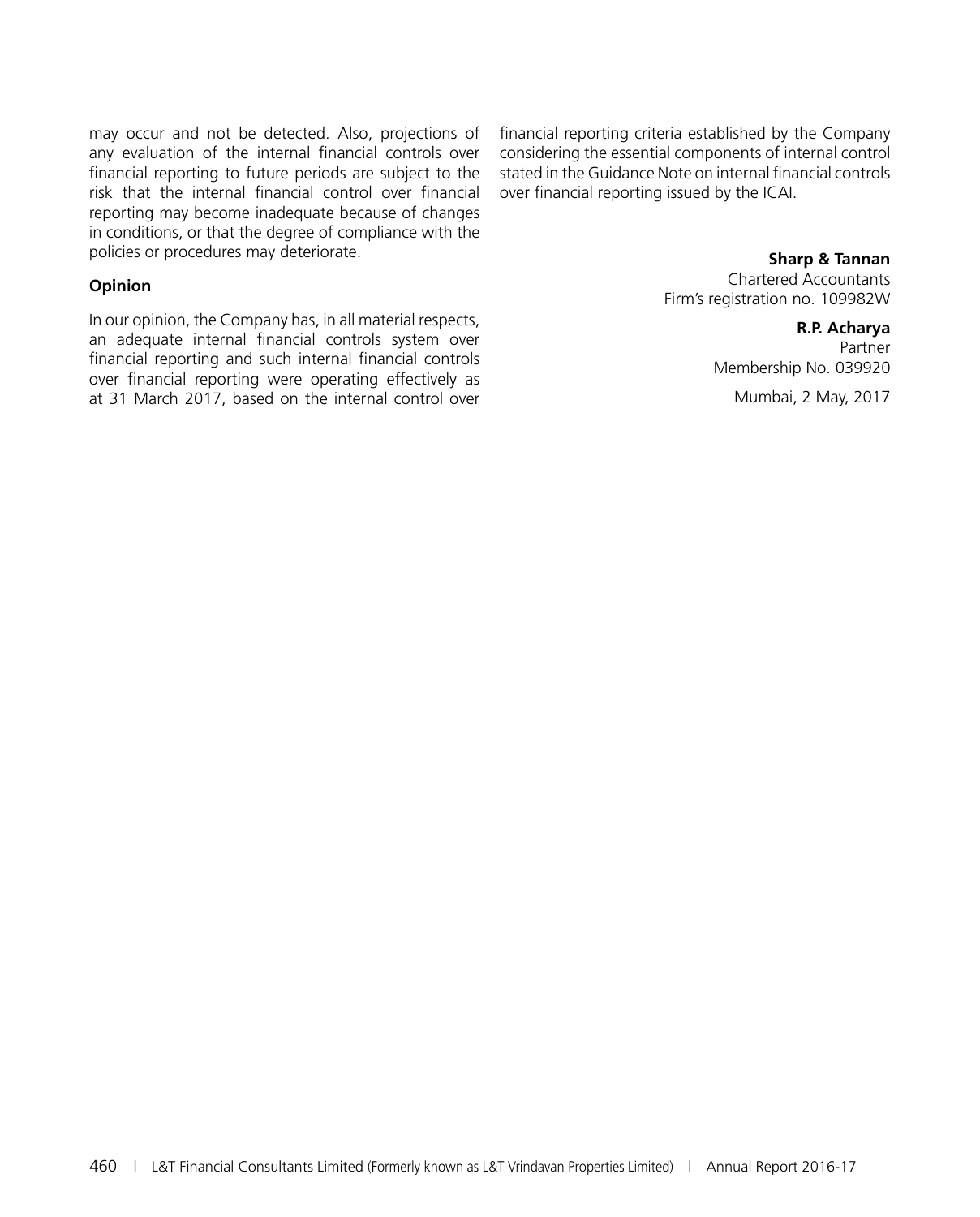may occur and not be detected. Also, projections of any evaluation of the internal financial controls over financial reporting to future periods are subject to the risk that the internal financial control over financial reporting may become inadequate because of changes in conditions, or that the degree of compliance with the policies or procedures may deteriorate.

**Opinion**

In our opinion, the Company has, in all material respects, an adequate internal financial controls system over financial reporting and such internal financial controls over financial reporting were operating effectively as at 31 March 2017, based on the internal control over financial reporting criteria established by the Company considering the essential components of internal control stated in the Guidance Note on internal financial controls over financial reporting issued by the ICAI.

**Sharp & Tannan**
Chartered Accountants
Firm's registration no. 109982W

**R.P. Acharya**
Partner
Membership No. 039920

Mumbai, 2 May, 2017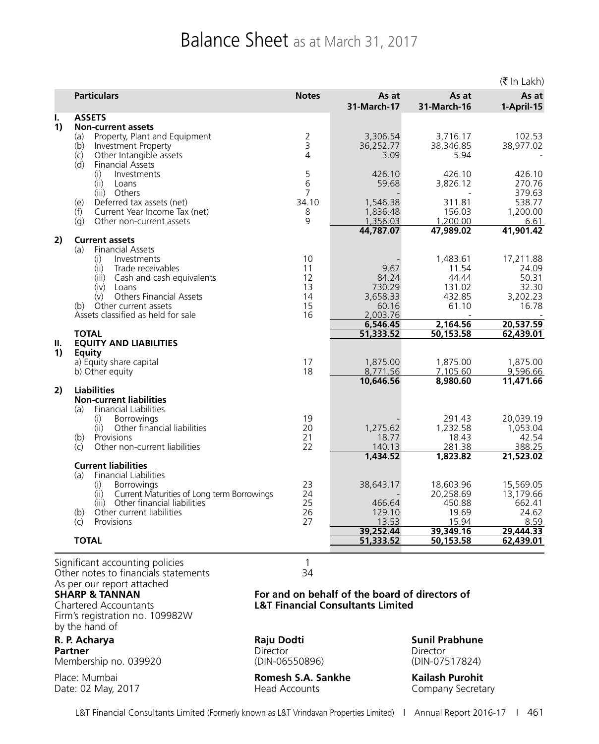# Balance Sheet as at March 31, 2017

(₹ In Lakh)

| | Particulars | Notes | As at 31-March-17 | As at 31-March-16 | As at 1-April-15 |
|---|---|---|---|---|---|
| **I.** | **ASSETS** | | | | |
| **1)** | **Non-current assets** | | | | |
| | (a) Property, Plant and Equipment | 2 | 3,306.54 | 3,716.17 | 102.53 |
| | (b) Investment Property | 3 | 36,252.77 | 38,346.85 | 38,977.02 |
| | (c) Other Intangible assets | 4 | 3.09 | 5.94 | - |
| | (d) Financial Assets | | | | |
| | (i) Investments | 5 | 426.10 | 426.10 | 426.10 |
| | (ii) Loans | 6 | 59.68 | 3,826.12 | 270.76 |
| | (iii) Others | 7 | - | - | 379.63 |
| | (e) Deferred tax assets (net) | 34.10 | 1,546.38 | 311.81 | 538.77 |
| | (f) Current Year Income Tax (net) | 8 | 1,836.48 | 156.03 | 1,200.00 |
| | (g) Other non-current assets | 9 | 1,356.03 | 1,200.00 | 6.61 |
| | | | **44,787.07** | **47,989.02** | **41,901.42** |
| **2)** | **Current assets** | | | | |
| | (a) Financial Assets | | | | |
| | (i) Investments | 10 | - | 1,483.61 | 17,211.88 |
| | (ii) Trade receivables | 11 | 9.67 | 11.54 | 24.09 |
| | (iii) Cash and cash equivalents | 12 | 84.24 | 44.44 | 50.31 |
| | (iv) Loans | 13 | 730.29 | 131.02 | 32.30 |
| | (v) Others Financial Assets | 14 | 3,658.33 | 432.85 | 3,202.23 |
| | (b) Other current assets | 15 | 60.16 | 61.10 | 16.78 |
| | Assets classified as held for sale | 16 | 2,003.76 | - | - |
| | | | **6,546.45** | **2,164.56** | **20,537.59** |
| | **TOTAL** | | **51,333.52** | **50,153.58** | **62,439.01** |
| **II.** | **EQUITY AND LIABILITIES** | | | | |
| **1)** | **Equity** | | | | |
| | a) Equity share capital | 17 | 1,875.00 | 1,875.00 | 1,875.00 |
| | b) Other equity | 18 | 8,771.56 | 7,105.60 | 9,596.66 |
| | | | **10,646.56** | **8,980.60** | **11,471.66** |
| **2)** | **Liabilities** | | | | |
| | **Non-current liabilities** | | | | |
| | (a) Financial Liabilities | | | | |
| | (i) Borrowings | 19 | - | 291.43 | 20,039.19 |
| | (ii) Other financial liabilities | 20 | 1,275.62 | 1,232.58 | 1,053.04 |
| | (b) Provisions | 21 | 18.77 | 18.43 | 42.54 |
| | (c) Other non-current liabilities | 22 | 140.13 | 281.38 | 388.25 |
| | | | **1,434.52** | **1,823.82** | **21,523.02** |
| | **Current liabilities** | | | | |
| | (a) Financial Liabilities | | | | |
| | (i) Borrowings | 23 | 38,643.17 | 18,603.96 | 15,569.05 |
| | (ii) Current Maturities of Long term Borrowings | 24 | - | 20,258.69 | 13,179.66 |
| | (iii) Other financial liabilities | 25 | 466.64 | 450.88 | 662.41 |
| | (b) Other current liabilities | 26 | 129.10 | 19.69 | 24.62 |
| | (c) Provisions | 27 | 13.53 | 15.94 | 8.59 |
| | | | **39,252.44** | **39,349.16** | **29,444.33** |
| | **TOTAL** | | **51,333.52** | **50,153.58** | **62,439.01** |

Significant accounting policies — 1

Other notes to financials statements — 34

As per our report attached

**SHARP & TANNAN**
Chartered Accountants
Firm's registration no. 109982W
by the hand of

**R. P. Acharya**
**Partner**
Membership no. 039920

Place: Mumbai
Date: 02 May, 2017

**For and on behalf of the board of directors of L&T Financial Consultants Limited**

**Raju Dodti**
Director
(DIN-06550896)

**Sunil Prabhune**
Director
(DIN-07517824)

**Romesh S.A. Sankhe**
Head Accounts

**Kailash Purohit**
Company Secretary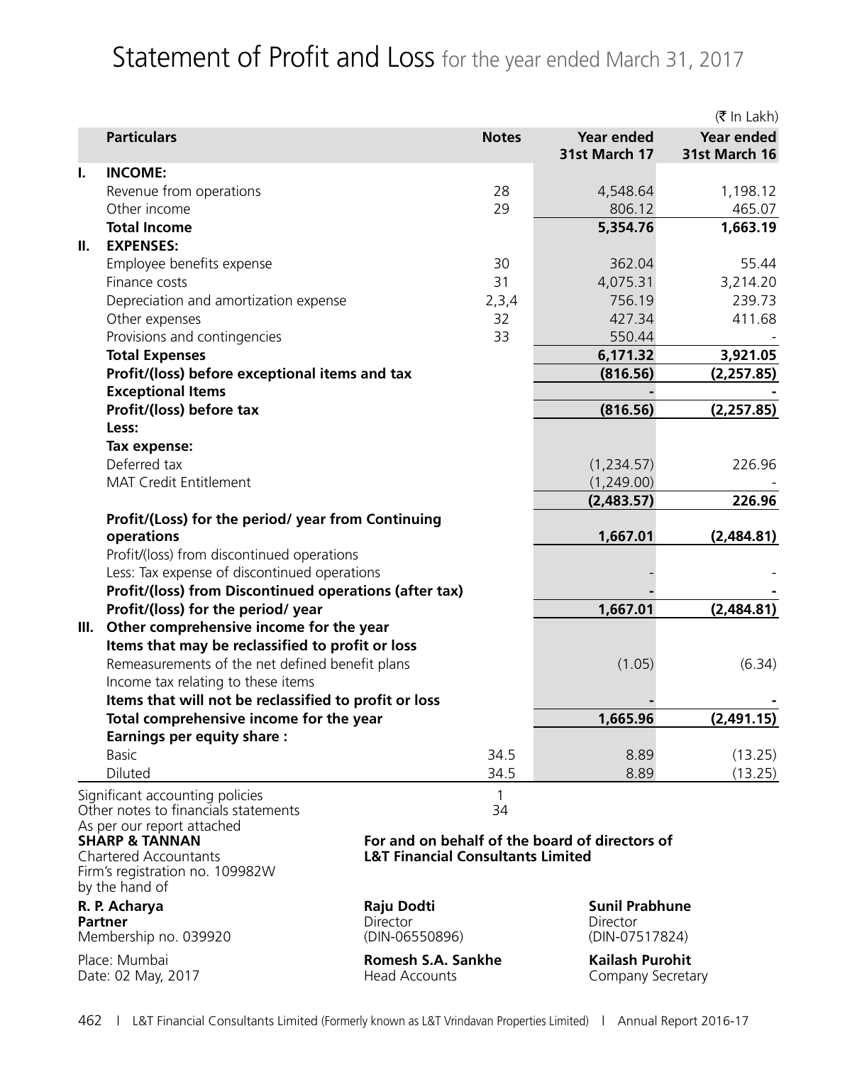# Statement of Profit and Loss for the year ended March 31, 2017

(₹ In Lakh)

| | Particulars | Notes | Year ended 31st March 17 | Year ended 31st March 16 |
|---|---|---|---|---|
| I. | **INCOME:** | | | |
| | Revenue from operations | 28 | 4,548.64 | 1,198.12 |
| | Other income | 29 | 806.12 | 465.07 |
| | **Total Income** | | **5,354.76** | **1,663.19** |
| II. | **EXPENSES:** | | | |
| | Employee benefits expense | 30 | 362.04 | 55.44 |
| | Finance costs | 31 | 4,075.31 | 3,214.20 |
| | Depreciation and amortization expense | 2,3,4 | 756.19 | 239.73 |
| | Other expenses | 32 | 427.34 | 411.68 |
| | Provisions and contingencies | 33 | 550.44 | - |
| | **Total Expenses** | | **6,171.32** | **3,921.05** |
| | **Profit/(loss) before exceptional items and tax** | | **(816.56)** | **(2,257.85)** |
| | **Exceptional Items** | | **-** | **-** |
| | **Profit/(loss) before tax** | | **(816.56)** | **(2,257.85)** |
| | **Less:** | | | |
| | **Tax expense:** | | | |
| | Deferred tax | | (1,234.57) | 226.96 |
| | MAT Credit Entitlement | | (1,249.00) | - |
| | | | **(2,483.57)** | **226.96** |
| | **Profit/(Loss) for the period/ year from Continuing operations** | | **1,667.01** | **(2,484.81)** |
| | Profit/(loss) from discontinued operations | | | |
| | Less: Tax expense of discontinued operations | | - | - |
| | **Profit/(loss) from Discontinued operations (after tax)** | | **-** | **-** |
| | **Profit/(loss) for the period/ year** | | **1,667.01** | **(2,484.81)** |
| III. | **Other comprehensive income for the year** | | | |
| | **Items that may be reclassified to profit or loss** | | | |
| | Remeasurements of the net defined benefit plans | | (1.05) | (6.34) |
| | Income tax relating to these items | | | |
| | **Items that will not be reclassified to profit or loss** | | **-** | **-** |
| | **Total comprehensive income for the year** | | **1,665.96** | **(2,491.15)** |
| | **Earnings per equity share :** | | | |
| | Basic | 34.5 | 8.89 | (13.25) |
| | Diluted | 34.5 | 8.89 | (13.25) |

Significant accounting policies — 1

Other notes to financials statements — 34

As per our report attached

**SHARP & TANNAN**
Chartered Accountants
Firm's registration no. 109982W
by the hand of

**R. P. Acharya**
**Partner**
Membership no. 039920

Place: Mumbai
Date: 02 May, 2017

**For and on behalf of the board of directors of L&T Financial Consultants Limited**

**Raju Dodti**
Director
(DIN-06550896)

**Sunil Prabhune**
Director
(DIN-07517824)

**Romesh S.A. Sankhe**
Head Accounts

**Kailash Purohit**
Company Secretary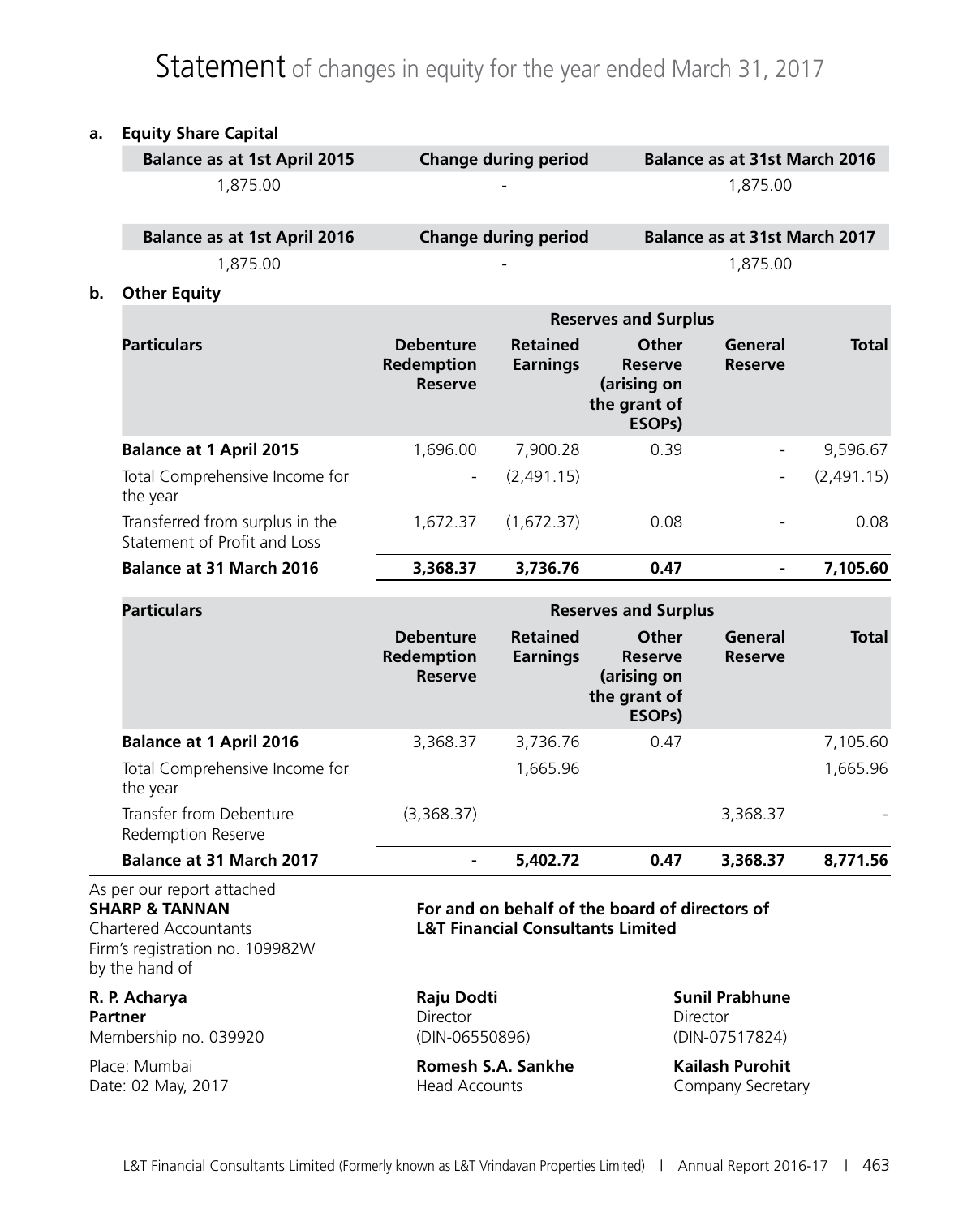# Statement of changes in equity for the year ended March 31, 2017

**a. Equity Share Capital**

| Balance as at 1st April 2015 | Change during period | Balance as at 31st March 2016 |
|---|---|---|
| 1,875.00 | - | 1,875.00 |

| Balance as at 1st April 2016 | Change during period | Balance as at 31st March 2017 |
|---|---|---|
| 1,875.00 | - | 1,875.00 |

**b. Other Equity**

| | Reserves and Surplus | | | | |
|---|---|---|---|---|---|
| **Particulars** | **Debenture Redemption Reserve** | **Retained Earnings** | **Other Reserve (arising on the grant of ESOPs)** | **General Reserve** | **Total** |
| **Balance at 1 April 2015** | 1,696.00 | 7,900.28 | 0.39 | - | 9,596.67 |
| Total Comprehensive Income for the year | - | (2,491.15) | | - | (2,491.15) |
| Transferred from surplus in the Statement of Profit and Loss | 1,672.37 | (1,672.37) | 0.08 | - | 0.08 |
| **Balance at 31 March 2016** | **3,368.37** | **3,736.76** | **0.47** | **-** | **7,105.60** |

| **Particulars** | Reserves and Surplus | | | | |
|---|---|---|---|---|---|
| | **Debenture Redemption Reserve** | **Retained Earnings** | **Other Reserve (arising on the grant of ESOPs)** | **General Reserve** | **Total** |
| **Balance at 1 April 2016** | 3,368.37 | 3,736.76 | 0.47 | | 7,105.60 |
| Total Comprehensive Income for the year | | 1,665.96 | | | 1,665.96 |
| Transfer from Debenture Redemption Reserve | (3,368.37) | | | 3,368.37 | - |
| **Balance at 31 March 2017** | **-** | **5,402.72** | **0.47** | **3,368.37** | **8,771.56** |

As per our report attached
**SHARP & TANNAN**
Chartered Accountants
Firm's registration no. 109982W
by the hand of

**R. P. Acharya**
**Partner**
Membership no. 039920

Place: Mumbai
Date: 02 May, 2017

**For and on behalf of the board of directors of L&T Financial Consultants Limited**

**Raju Dodti**
Director
(DIN-06550896)

**Sunil Prabhune**
Director
(DIN-07517824)

**Romesh S.A. Sankhe**
Head Accounts

**Kailash Purohit**
Company Secretary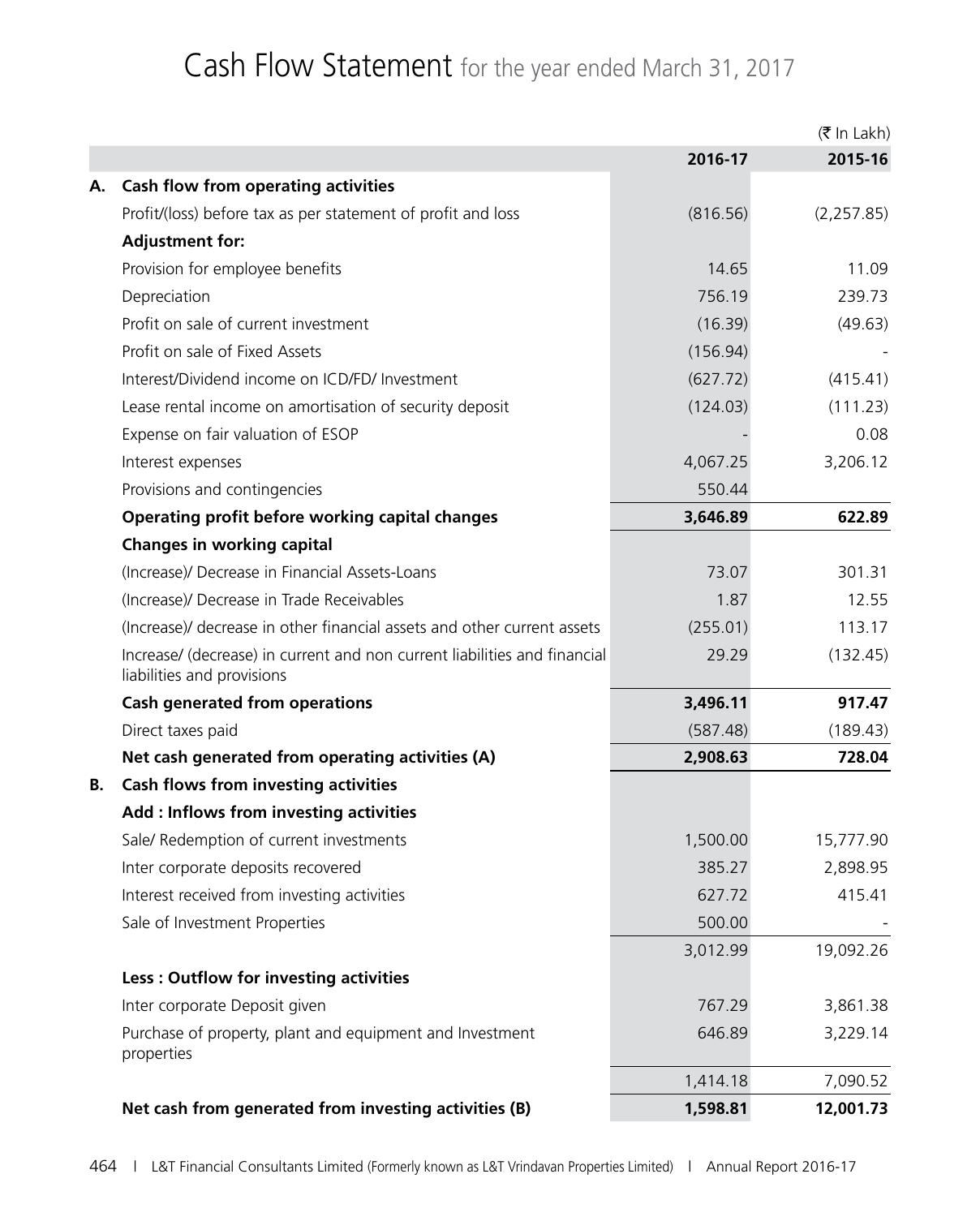# Cash Flow Statement for the year ended March 31, 2017

(₹ In Lakh)

| | | 2016-17 | 2015-16 |
|---|---|---|---|
| **A.** | **Cash flow from operating activities** | | |
| | Profit/(loss) before tax as per statement of profit and loss | (816.56) | (2,257.85) |
| | **Adjustment for:** | | |
| | Provision for employee benefits | 14.65 | 11.09 |
| | Depreciation | 756.19 | 239.73 |
| | Profit on sale of current investment | (16.39) | (49.63) |
| | Profit on sale of Fixed Assets | (156.94) | - |
| | Interest/Dividend income on ICD/FD/ Investment | (627.72) | (415.41) |
| | Lease rental income on amortisation of security deposit | (124.03) | (111.23) |
| | Expense on fair valuation of ESOP | - | 0.08 |
| | Interest expenses | 4,067.25 | 3,206.12 |
| | Provisions and contingencies | 550.44 | |
| | **Operating profit before working capital changes** | **3,646.89** | **622.89** |
| | **Changes in working capital** | | |
| | (Increase)/ Decrease in Financial Assets-Loans | 73.07 | 301.31 |
| | (Increase)/ Decrease in Trade Receivables | 1.87 | 12.55 |
| | (Increase)/ decrease in other financial assets and other current assets | (255.01) | 113.17 |
| | Increase/ (decrease) in current and non current liabilities and financial liabilities and provisions | 29.29 | (132.45) |
| | **Cash generated from operations** | **3,496.11** | **917.47** |
| | Direct taxes paid | (587.48) | (189.43) |
| | **Net cash generated from operating activities (A)** | **2,908.63** | **728.04** |
| **B.** | **Cash flows from investing activities** | | |
| | **Add : Inflows from investing activities** | | |
| | Sale/ Redemption of current investments | 1,500.00 | 15,777.90 |
| | Inter corporate deposits recovered | 385.27 | 2,898.95 |
| | Interest received from investing activities | 627.72 | 415.41 |
| | Sale of Investment Properties | 500.00 | - |
| | | 3,012.99 | 19,092.26 |
| | **Less : Outflow for investing activities** | | |
| | Inter corporate Deposit given | 767.29 | 3,861.38 |
| | Purchase of property, plant and equipment and Investment properties | 646.89 | 3,229.14 |
| | | 1,414.18 | 7,090.52 |
| | **Net cash from generated from investing activities (B)** | **1,598.81** | **12,001.73** |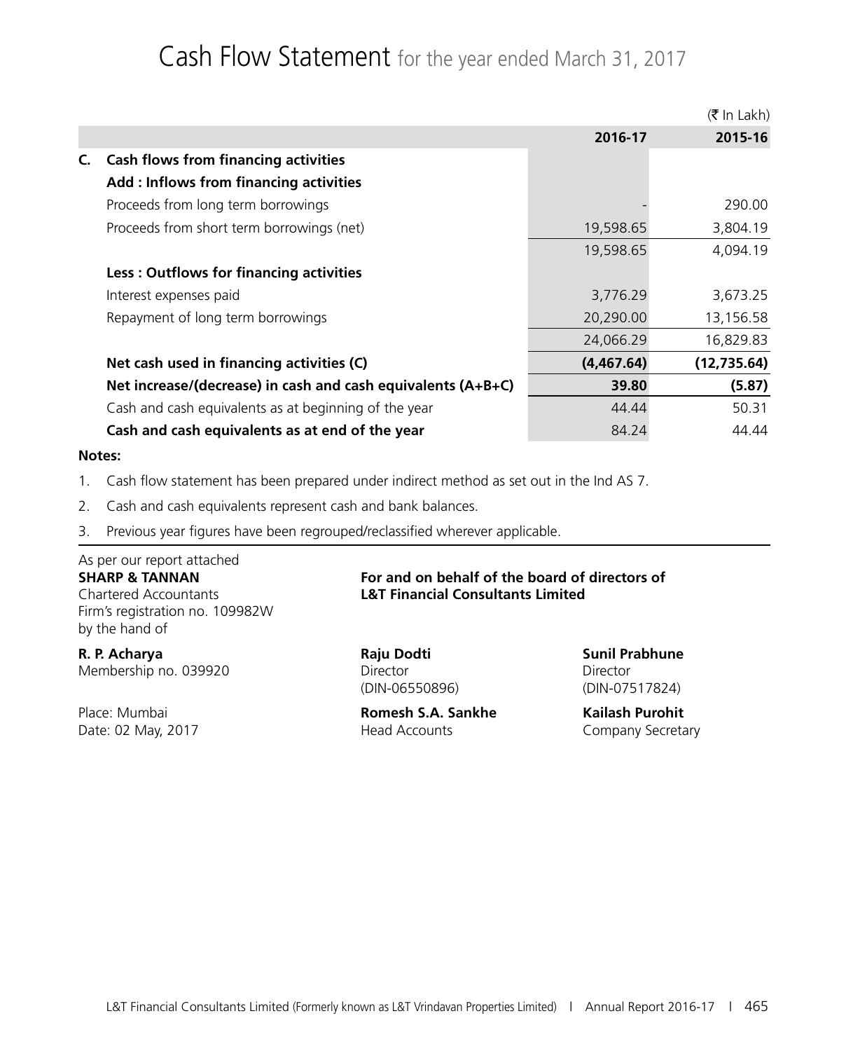# Cash Flow Statement for the year ended March 31, 2017

(₹ In Lakh)

| | | 2016-17 | 2015-16 |
|---|---|---|---|
| **C.** | **Cash flows from financing activities** | | |
| | **Add : Inflows from financing activities** | | |
| | Proceeds from long term borrowings | - | 290.00 |
| | Proceeds from short term borrowings (net) | 19,598.65 | 3,804.19 |
| | | 19,598.65 | 4,094.19 |
| | **Less : Outflows for financing activities** | | |
| | Interest expenses paid | 3,776.29 | 3,673.25 |
| | Repayment of long term borrowings | 20,290.00 | 13,156.58 |
| | | 24,066.29 | 16,829.83 |
| | **Net cash used in financing activities (C)** | **(4,467.64)** | **(12,735.64)** |
| | **Net increase/(decrease) in cash and cash equivalents (A+B+C)** | **39.80** | **(5.87)** |
| | Cash and cash equivalents as at beginning of the year | 44.44 | 50.31 |
| | **Cash and cash equivalents as at end of the year** | 84.24 | 44.44 |

**Notes:**

1. Cash flow statement has been prepared under indirect method as set out in the Ind AS 7.
2. Cash and cash equivalents represent cash and bank balances.
3. Previous year figures have been regrouped/reclassified wherever applicable.

As per our report attached
**SHARP & TANNAN**
Chartered Accountants
Firm's registration no. 109982W
by the hand of

**R. P. Acharya**
Membership no. 039920

Place: Mumbai
Date: 02 May, 2017

**For and on behalf of the board of directors of**
**L&T Financial Consultants Limited**

**Raju Dodti**
Director
(DIN-06550896)

**Sunil Prabhune**
Director
(DIN-07517824)

**Romesh S.A. Sankhe**
Head Accounts

**Kailash Purohit**
Company Secretary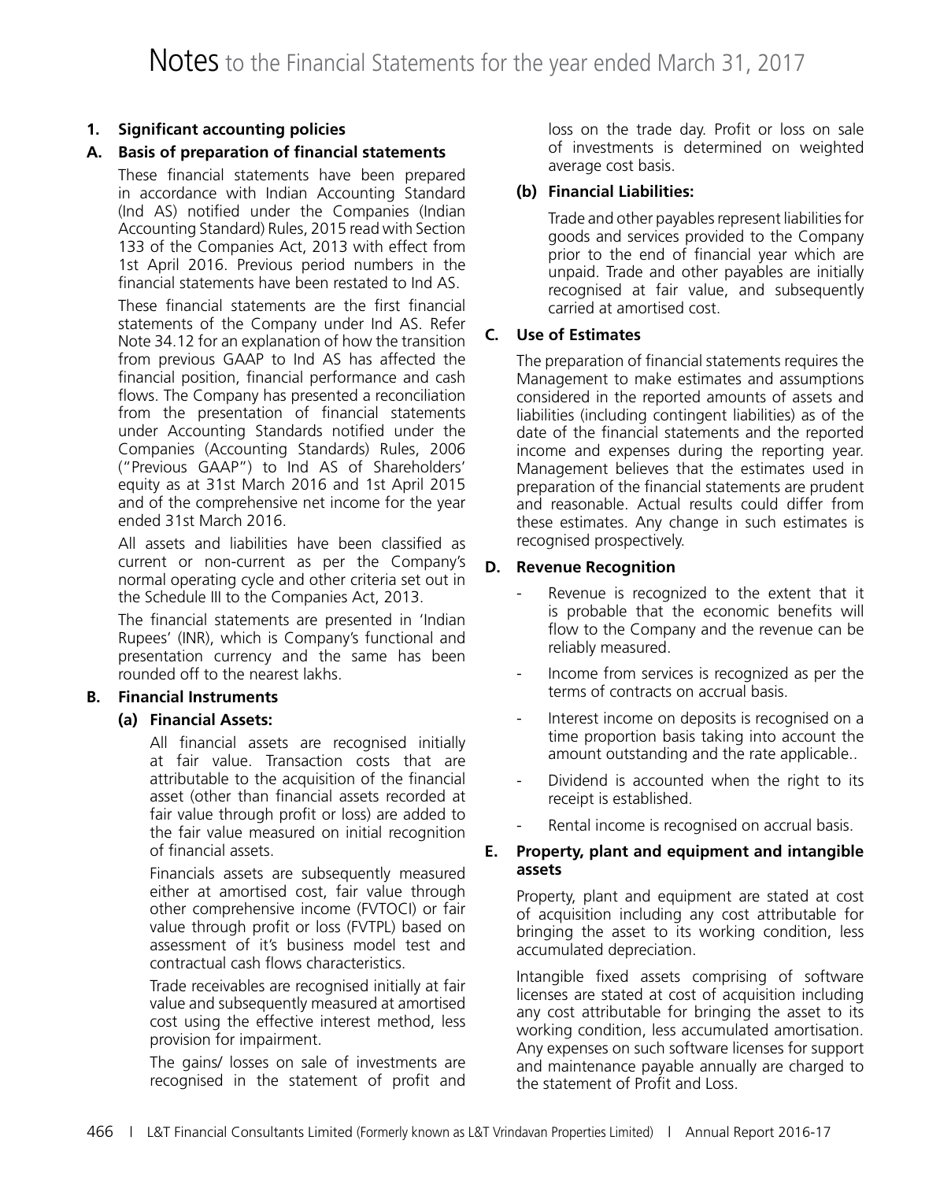# Notes to the Financial Statements for the year ended March 31, 2017

## 1. Significant accounting policies

### A. Basis of preparation of financial statements

These financial statements have been prepared in accordance with Indian Accounting Standard (Ind AS) notified under the Companies (Indian Accounting Standard) Rules, 2015 read with Section 133 of the Companies Act, 2013 with effect from 1st April 2016. Previous period numbers in the financial statements have been restated to Ind AS.

These financial statements are the first financial statements of the Company under Ind AS. Refer Note 34.12 for an explanation of how the transition from previous GAAP to Ind AS has affected the financial position, financial performance and cash flows. The Company has presented a reconciliation from the presentation of financial statements under Accounting Standards notified under the Companies (Accounting Standards) Rules, 2006 ("Previous GAAP") to Ind AS of Shareholders' equity as at 31st March 2016 and 1st April 2015 and of the comprehensive net income for the year ended 31st March 2016.

All assets and liabilities have been classified as current or non-current as per the Company's normal operating cycle and other criteria set out in the Schedule III to the Companies Act, 2013.

The financial statements are presented in 'Indian Rupees' (INR), which is Company's functional and presentation currency and the same has been rounded off to the nearest lakhs.

### B. Financial Instruments

#### (a) Financial Assets:

All financial assets are recognised initially at fair value. Transaction costs that are attributable to the acquisition of the financial asset (other than financial assets recorded at fair value through profit or loss) are added to the fair value measured on initial recognition of financial assets.

Financials assets are subsequently measured either at amortised cost, fair value through other comprehensive income (FVTOCI) or fair value through profit or loss (FVTPL) based on assessment of it's business model test and contractual cash flows characteristics.

Trade receivables are recognised initially at fair value and subsequently measured at amortised cost using the effective interest method, less provision for impairment.

The gains/ losses on sale of investments are recognised in the statement of profit and loss on the trade day. Profit or loss on sale of investments is determined on weighted average cost basis.

#### (b) Financial Liabilities:

Trade and other payables represent liabilities for goods and services provided to the Company prior to the end of financial year which are unpaid. Trade and other payables are initially recognised at fair value, and subsequently carried at amortised cost.

### C. Use of Estimates

The preparation of financial statements requires the Management to make estimates and assumptions considered in the reported amounts of assets and liabilities (including contingent liabilities) as of the date of the financial statements and the reported income and expenses during the reporting year. Management believes that the estimates used in preparation of the financial statements are prudent and reasonable. Actual results could differ from these estimates. Any change in such estimates is recognised prospectively.

### D. Revenue Recognition

- Revenue is recognized to the extent that it is probable that the economic benefits will flow to the Company and the revenue can be reliably measured.
- Income from services is recognized as per the terms of contracts on accrual basis.
- Interest income on deposits is recognised on a time proportion basis taking into account the amount outstanding and the rate applicable..
- Dividend is accounted when the right to its receipt is established.
- Rental income is recognised on accrual basis.

### E. Property, plant and equipment and intangible assets

Property, plant and equipment are stated at cost of acquisition including any cost attributable for bringing the asset to its working condition, less accumulated depreciation.

Intangible fixed assets comprising of software licenses are stated at cost of acquisition including any cost attributable for bringing the asset to its working condition, less accumulated amortisation. Any expenses on such software licenses for support and maintenance payable annually are charged to the statement of Profit and Loss.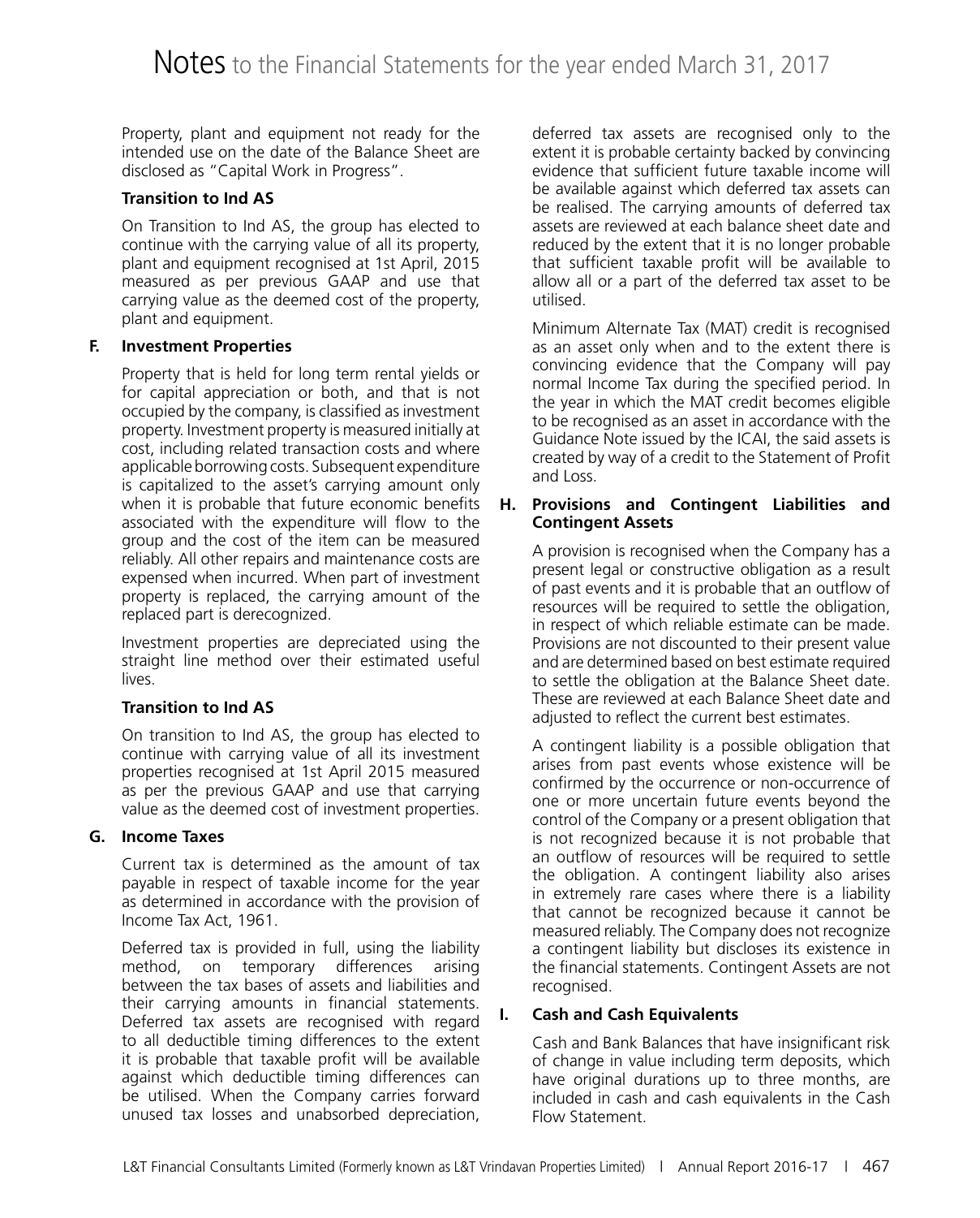Property, plant and equipment not ready for the intended use on the date of the Balance Sheet are disclosed as "Capital Work in Progress".

**Transition to Ind AS**

On Transition to Ind AS, the group has elected to continue with the carrying value of all its property, plant and equipment recognised at 1st April, 2015 measured as per previous GAAP and use that carrying value as the deemed cost of the property, plant and equipment.

**F. Investment Properties**

Property that is held for long term rental yields or for capital appreciation or both, and that is not occupied by the company, is classified as investment property. Investment property is measured initially at cost, including related transaction costs and where applicable borrowing costs. Subsequent expenditure is capitalized to the asset's carrying amount only when it is probable that future economic benefits associated with the expenditure will flow to the group and the cost of the item can be measured reliably. All other repairs and maintenance costs are expensed when incurred. When part of investment property is replaced, the carrying amount of the replaced part is derecognized.

Investment properties are depreciated using the straight line method over their estimated useful lives.

**Transition to Ind AS**

On transition to Ind AS, the group has elected to continue with carrying value of all its investment properties recognised at 1st April 2015 measured as per the previous GAAP and use that carrying value as the deemed cost of investment properties.

**G. Income Taxes**

Current tax is determined as the amount of tax payable in respect of taxable income for the year as determined in accordance with the provision of Income Tax Act, 1961.

Deferred tax is provided in full, using the liability method, on temporary differences arising between the tax bases of assets and liabilities and their carrying amounts in financial statements. Deferred tax assets are recognised with regard to all deductible timing differences to the extent it is probable that taxable profit will be available against which deductible timing differences can be utilised. When the Company carries forward unused tax losses and unabsorbed depreciation, deferred tax assets are recognised only to the extent it is probable certainty backed by convincing evidence that sufficient future taxable income will be available against which deferred tax assets can be realised. The carrying amounts of deferred tax assets are reviewed at each balance sheet date and reduced by the extent that it is no longer probable that sufficient taxable profit will be available to allow all or a part of the deferred tax asset to be utilised.

Minimum Alternate Tax (MAT) credit is recognised as an asset only when and to the extent there is convincing evidence that the Company will pay normal Income Tax during the specified period. In the year in which the MAT credit becomes eligible to be recognised as an asset in accordance with the Guidance Note issued by the ICAI, the said assets is created by way of a credit to the Statement of Profit and Loss.

**H. Provisions and Contingent Liabilities and Contingent Assets**

A provision is recognised when the Company has a present legal or constructive obligation as a result of past events and it is probable that an outflow of resources will be required to settle the obligation, in respect of which reliable estimate can be made. Provisions are not discounted to their present value and are determined based on best estimate required to settle the obligation at the Balance Sheet date. These are reviewed at each Balance Sheet date and adjusted to reflect the current best estimates.

A contingent liability is a possible obligation that arises from past events whose existence will be confirmed by the occurrence or non-occurrence of one or more uncertain future events beyond the control of the Company or a present obligation that is not recognized because it is not probable that an outflow of resources will be required to settle the obligation. A contingent liability also arises in extremely rare cases where there is a liability that cannot be recognized because it cannot be measured reliably. The Company does not recognize a contingent liability but discloses its existence in the financial statements. Contingent Assets are not recognised.

**I. Cash and Cash Equivalents**

Cash and Bank Balances that have insignificant risk of change in value including term deposits, which have original durations up to three months, are included in cash and cash equivalents in the Cash Flow Statement.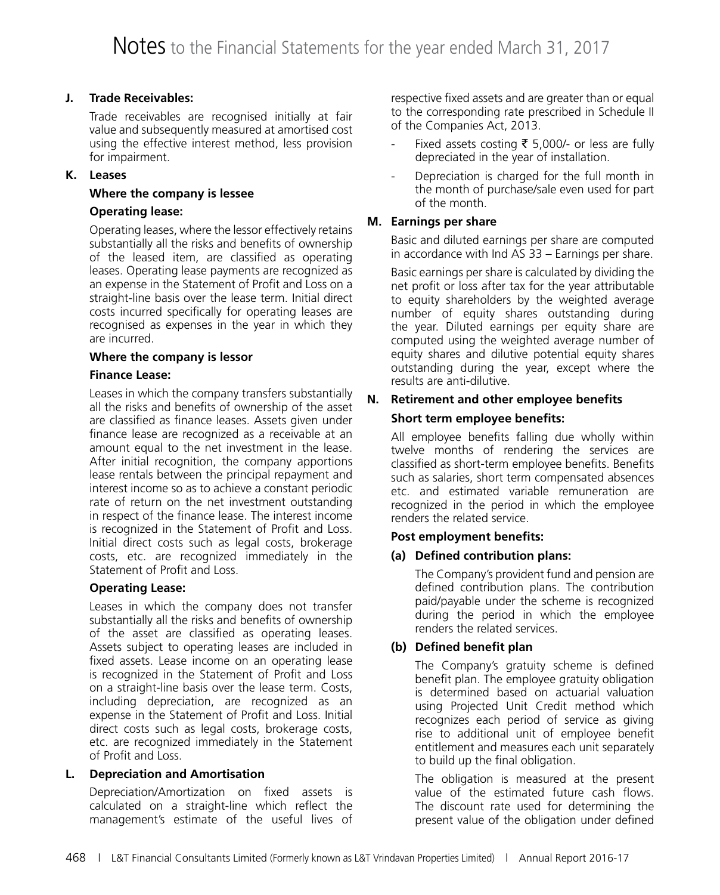**J. Trade Receivables:**

Trade receivables are recognised initially at fair value and subsequently measured at amortised cost using the effective interest method, less provision for impairment.

**K. Leases**

**Where the company is lessee**

**Operating lease:**

Operating leases, where the lessor effectively retains substantially all the risks and benefits of ownership of the leased item, are classified as operating leases. Operating lease payments are recognized as an expense in the Statement of Profit and Loss on a straight-line basis over the lease term. Initial direct costs incurred specifically for operating leases are recognised as expenses in the year in which they are incurred.

**Where the company is lessor**

**Finance Lease:**

Leases in which the company transfers substantially all the risks and benefits of ownership of the asset are classified as finance leases. Assets given under finance lease are recognized as a receivable at an amount equal to the net investment in the lease. After initial recognition, the company apportions lease rentals between the principal repayment and interest income so as to achieve a constant periodic rate of return on the net investment outstanding in respect of the finance lease. The interest income is recognized in the Statement of Profit and Loss. Initial direct costs such as legal costs, brokerage costs, etc. are recognized immediately in the Statement of Profit and Loss.

**Operating Lease:**

Leases in which the company does not transfer substantially all the risks and benefits of ownership of the asset are classified as operating leases. Assets subject to operating leases are included in fixed assets. Lease income on an operating lease is recognized in the Statement of Profit and Loss on a straight-line basis over the lease term. Costs, including depreciation, are recognized as an expense in the Statement of Profit and Loss. Initial direct costs such as legal costs, brokerage costs, etc. are recognized immediately in the Statement of Profit and Loss.

**L. Depreciation and Amortisation**

Depreciation/Amortization on fixed assets is calculated on a straight-line which reflect the management's estimate of the useful lives of respective fixed assets and are greater than or equal to the corresponding rate prescribed in Schedule II of the Companies Act, 2013.

- Fixed assets costing ₹ 5,000/- or less are fully depreciated in the year of installation.
- Depreciation is charged for the full month in the month of purchase/sale even used for part of the month.

**M. Earnings per share**

Basic and diluted earnings per share are computed in accordance with Ind AS 33 – Earnings per share.

Basic earnings per share is calculated by dividing the net profit or loss after tax for the year attributable to equity shareholders by the weighted average number of equity shares outstanding during the year. Diluted earnings per equity share are computed using the weighted average number of equity shares and dilutive potential equity shares outstanding during the year, except where the results are anti-dilutive.

**N. Retirement and other employee benefits**

**Short term employee benefits:**

All employee benefits falling due wholly within twelve months of rendering the services are classified as short-term employee benefits. Benefits such as salaries, short term compensated absences etc. and estimated variable remuneration are recognized in the period in which the employee renders the related service.

**Post employment benefits:**

**(a) Defined contribution plans:**

The Company's provident fund and pension are defined contribution plans. The contribution paid/payable under the scheme is recognized during the period in which the employee renders the related services.

**(b) Defined benefit plan**

The Company's gratuity scheme is defined benefit plan. The employee gratuity obligation is determined based on actuarial valuation using Projected Unit Credit method which recognizes each period of service as giving rise to additional unit of employee benefit entitlement and measures each unit separately to build up the final obligation.

The obligation is measured at the present value of the estimated future cash flows. The discount rate used for determining the present value of the obligation under defined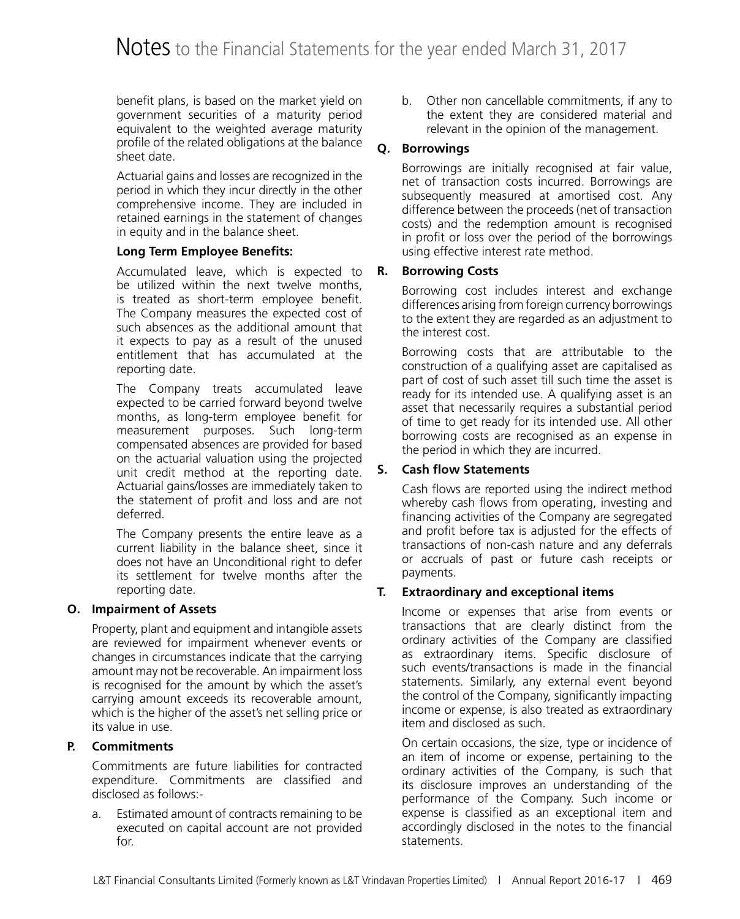benefit plans, is based on the market yield on government securities of a maturity period equivalent to the weighted average maturity profile of the related obligations at the balance sheet date.

Actuarial gains and losses are recognized in the period in which they incur directly in the other comprehensive income. They are included in retained earnings in the statement of changes in equity and in the balance sheet.

**Long Term Employee Benefits:**

Accumulated leave, which is expected to be utilized within the next twelve months, is treated as short-term employee benefit. The Company measures the expected cost of such absences as the additional amount that it expects to pay as a result of the unused entitlement that has accumulated at the reporting date.

The Company treats accumulated leave expected to be carried forward beyond twelve months, as long-term employee benefit for measurement purposes. Such long-term compensated absences are provided for based on the actuarial valuation using the projected unit credit method at the reporting date. Actuarial gains/losses are immediately taken to the statement of profit and loss and are not deferred.

The Company presents the entire leave as a current liability in the balance sheet, since it does not have an Unconditional right to defer its settlement for twelve months after the reporting date.

**O. Impairment of Assets**

Property, plant and equipment and intangible assets are reviewed for impairment whenever events or changes in circumstances indicate that the carrying amount may not be recoverable. An impairment loss is recognised for the amount by which the asset's carrying amount exceeds its recoverable amount, which is the higher of the asset's net selling price or its value in use.

**P. Commitments**

Commitments are future liabilities for contracted expenditure. Commitments are classified and disclosed as follows:-

a. Estimated amount of contracts remaining to be executed on capital account are not provided for.

b. Other non cancellable commitments, if any to the extent they are considered material and relevant in the opinion of the management.

**Q. Borrowings**

Borrowings are initially recognised at fair value, net of transaction costs incurred. Borrowings are subsequently measured at amortised cost. Any difference between the proceeds (net of transaction costs) and the redemption amount is recognised in profit or loss over the period of the borrowings using effective interest rate method.

**R. Borrowing Costs**

Borrowing cost includes interest and exchange differences arising from foreign currency borrowings to the extent they are regarded as an adjustment to the interest cost.

Borrowing costs that are attributable to the construction of a qualifying asset are capitalised as part of cost of such asset till such time the asset is ready for its intended use. A qualifying asset is an asset that necessarily requires a substantial period of time to get ready for its intended use. All other borrowing costs are recognised as an expense in the period in which they are incurred.

**S. Cash flow Statements**

Cash flows are reported using the indirect method whereby cash flows from operating, investing and financing activities of the Company are segregated and profit before tax is adjusted for the effects of transactions of non-cash nature and any deferrals or accruals of past or future cash receipts or payments.

**T. Extraordinary and exceptional items**

Income or expenses that arise from events or transactions that are clearly distinct from the ordinary activities of the Company are classified as extraordinary items. Specific disclosure of such events/transactions is made in the financial statements. Similarly, any external event beyond the control of the Company, significantly impacting income or expense, is also treated as extraordinary item and disclosed as such.

On certain occasions, the size, type or incidence of an item of income or expense, pertaining to the ordinary activities of the Company, is such that its disclosure improves an understanding of the performance of the Company. Such income or expense is classified as an exceptional item and accordingly disclosed in the notes to the financial statements.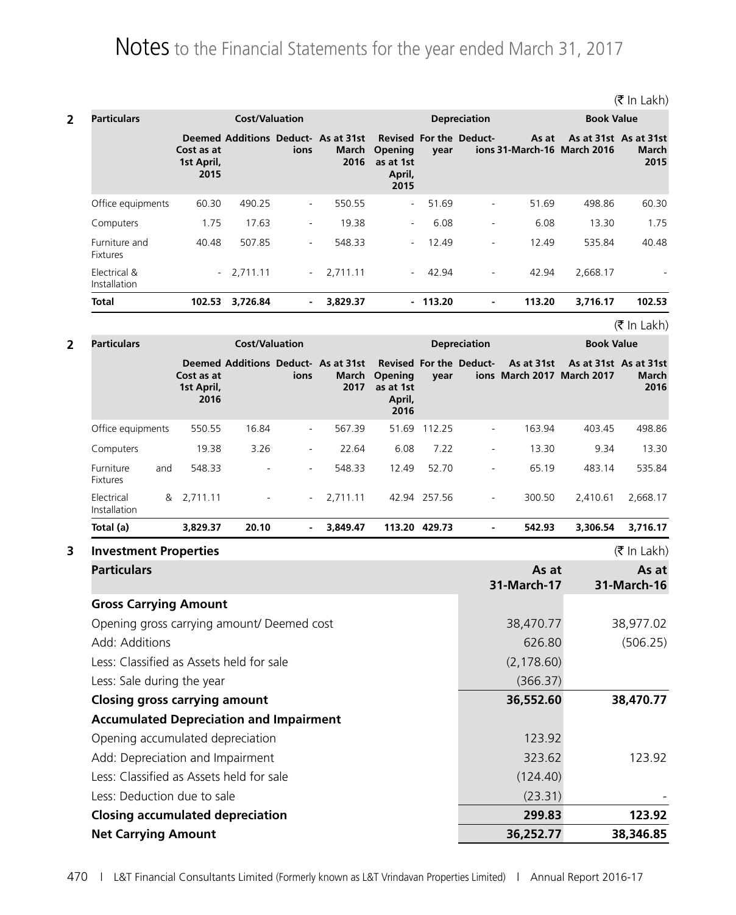# Notes to the Financial Statements for the year ended March 31, 2017

(₹ In Lakh)

**2**

| Particulars | Cost/Valuation | | | | Depreciation | | | | Book Value | |
|---|---|---|---|---|---|---|---|---|---|---|
| | Deemed Cost as at 1st April, 2015 | Additions | Deductions | As at 31st March 2016 | Revised Opening as at 1st April, 2015 | For the year | Deductions | As at 31-March-16 | As at 31st March 2016 | As at 31st March 2015 |
| Office equipments | 60.30 | 490.25 | - | 550.55 | - | 51.69 | - | 51.69 | 498.86 | 60.30 |
| Computers | 1.75 | 17.63 | - | 19.38 | - | 6.08 | - | 6.08 | 13.30 | 1.75 |
| Furniture and Fixtures | 40.48 | 507.85 | - | 548.33 | - | 12.49 | - | 12.49 | 535.84 | 40.48 |
| Electrical & Installation | - | 2,711.11 | - | 2,711.11 | - | 42.94 | - | 42.94 | 2,668.17 | - |
| **Total** | **102.53** | **3,726.84** | **-** | **3,829.37** | **-** | **113.20** | **-** | **113.20** | **3,716.17** | **102.53** |

(₹ In Lakh)

**2**

| Particulars | Cost/Valuation | | | | Depreciation | | | | Book Value | |
|---|---|---|---|---|---|---|---|---|---|---|
| | Deemed Cost as at 1st April, 2016 | Additions | Deductions | As at 31st March 2017 | Revised Opening as at 1st April, 2016 | For the year | Deductions | As at 31st March 2017 | As at 31st March 2017 | As at 31st March 2016 |
| Office equipments | 550.55 | 16.84 | - | 567.39 | 51.69 | 112.25 | - | 163.94 | 403.45 | 498.86 |
| Computers | 19.38 | 3.26 | - | 22.64 | 6.08 | 7.22 | - | 13.30 | 9.34 | 13.30 |
| Furniture and Fixtures | 548.33 | - | - | 548.33 | 12.49 | 52.70 | - | 65.19 | 483.14 | 535.84 |
| Electrical & Installation | 2,711.11 | - | - | 2,711.11 | 42.94 | 257.56 | - | 300.50 | 2,410.61 | 2,668.17 |
| **Total (a)** | **3,829.37** | **20.10** | **-** | **3,849.47** | **113.20** | **429.73** | **-** | **542.93** | **3,306.54** | **3,716.17** |

**3 Investment Properties** (₹ In Lakh)

| Particulars | As at 31-March-17 | As at 31-March-16 |
|---|---|---|
| **Gross Carrying Amount** | | |
| Opening gross carrying amount/ Deemed cost | 38,470.77 | 38,977.02 |
| Add: Additions | 626.80 | (506.25) |
| Less: Classified as Assets held for sale | (2,178.60) | |
| Less: Sale during the year | (366.37) | |
| **Closing gross carrying amount** | **36,552.60** | **38,470.77** |
| **Accumulated Depreciation and Impairment** | | |
| Opening accumulated depreciation | 123.92 | |
| Add: Depreciation and Impairment | 323.62 | 123.92 |
| Less: Classified as Assets held for sale | (124.40) | |
| Less: Deduction due to sale | (23.31) | - |
| **Closing accumulated depreciation** | **299.83** | **123.92** |
| **Net Carrying Amount** | **36,252.77** | **38,346.85** |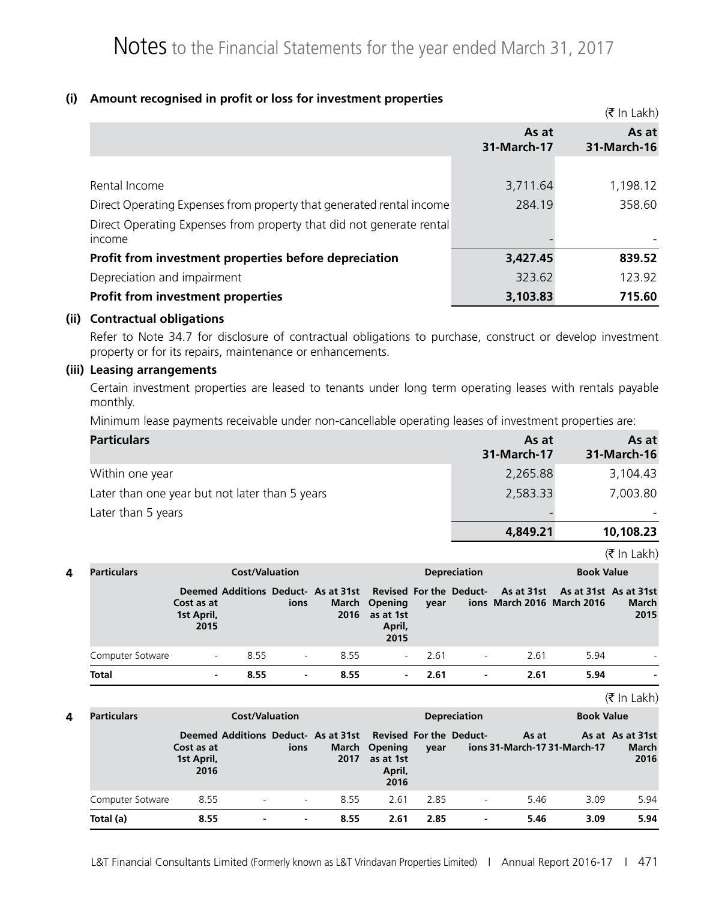# Notes to the Financial Statements for the year ended March 31, 2017

**(i) Amount recognised in profit or loss for investment properties**

(₹ In Lakh)

| | As at 31-March-17 | As at 31-March-16 |
|---|---|---|
| Rental Income | 3,711.64 | 1,198.12 |
| Direct Operating Expenses from property that generated rental income | 284.19 | 358.60 |
| Direct Operating Expenses from property that did not generate rental income | - | - |
| **Profit from investment properties before depreciation** | **3,427.45** | **839.52** |
| Depreciation and impairment | 323.62 | 123.92 |
| **Profit from investment properties** | **3,103.83** | **715.60** |

**(ii) Contractual obligations**

Refer to Note 34.7 for disclosure of contractual obligations to purchase, construct or develop investment property or for its repairs, maintenance or enhancements.

**(iii) Leasing arrangements**

Certain investment properties are leased to tenants under long term operating leases with rentals payable monthly.

Minimum lease payments receivable under non-cancellable operating leases of investment properties are:

| Particulars | As at 31-March-17 | As at 31-March-16 |
|---|---|---|
| Within one year | 2,265.88 | 3,104.43 |
| Later than one year but not later than 5 years | 2,583.33 | 7,003.80 |
| Later than 5 years | - | - |
| | **4,849.21** | **10,108.23** |

(₹ In Lakh)

**4**

| Particulars | Cost/Valuation | | | | Depreciation | | | | Book Value | |
|---|---|---|---|---|---|---|---|---|---|---|
| | Deemed Cost as at 1st April, 2015 | Additions | Deductions | As at 31st March 2016 | Revised Opening as at 1st April, 2015 | For the year | Deductions | As at 31st March 2016 | As at 31st March 2016 | As at 31st March 2015 |
| Computer Sotware | - | 8.55 | - | 8.55 | - | 2.61 | - | 2.61 | 5.94 | - |
| **Total** | **-** | **8.55** | **-** | **8.55** | **-** | **2.61** | **-** | **2.61** | **5.94** | **-** |

(₹ In Lakh)

**4**

| Particulars | Cost/Valuation | | | | Depreciation | | | | Book Value | |
|---|---|---|---|---|---|---|---|---|---|---|
| | Deemed Cost as at 1st April, 2016 | Additions | Deductions | As at 31st March 2017 | Revised Opening as at 1st April, 2016 | For the year | Deductions | As at 31-March-17 | As at 31-March-17 | As at 31st March 2016 |
| Computer Sotware | 8.55 | - | - | 8.55 | 2.61 | 2.85 | - | 5.46 | 3.09 | 5.94 |
| **Total (a)** | **8.55** | **-** | **-** | **8.55** | **2.61** | **2.85** | **-** | **5.46** | **3.09** | **5.94** |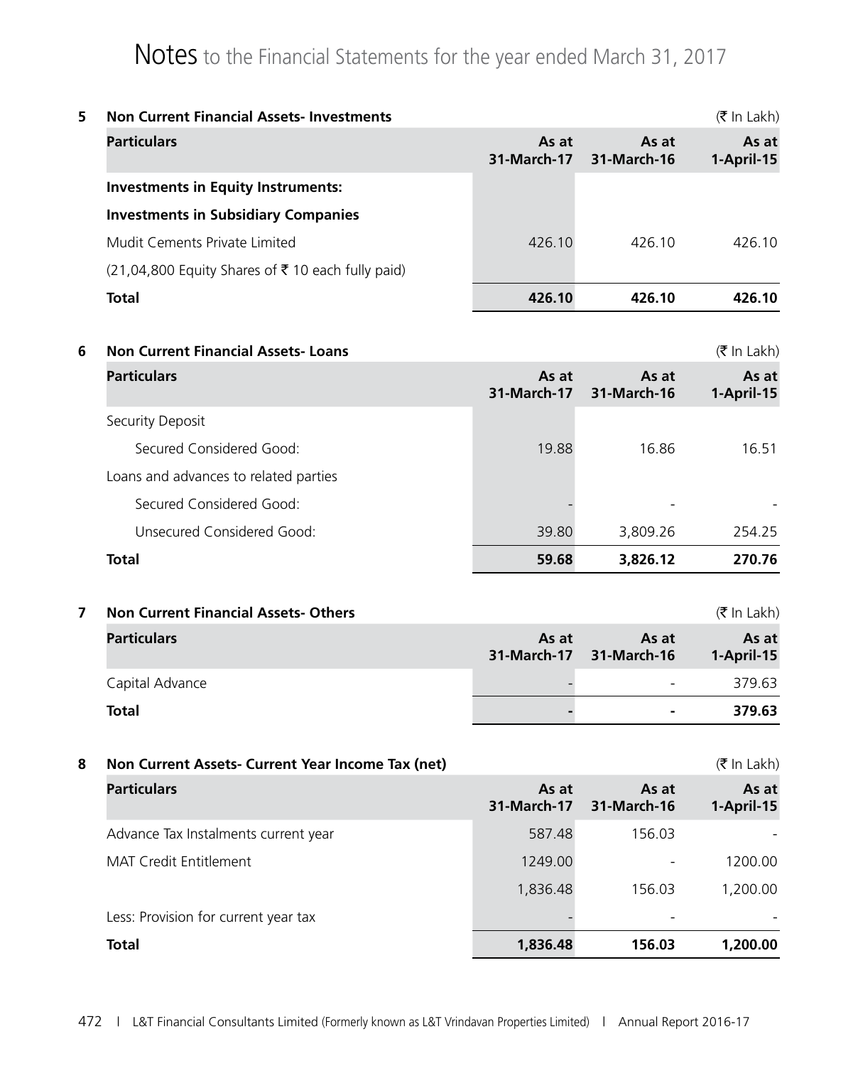# Notes to the Financial Statements for the year ended March 31, 2017

## 5 Non Current Financial Assets- Investments

(₹ In Lakh)

| Particulars | As at 31-March-17 | As at 31-March-16 | As at 1-April-15 |
|---|---|---|---|
| **Investments in Equity Instruments:** | | | |
| **Investments in Subsidiary Companies** | | | |
| Mudit Cements Private Limited | 426.10 | 426.10 | 426.10 |
| (21,04,800 Equity Shares of ₹ 10 each fully paid) | | | |
| **Total** | **426.10** | **426.10** | **426.10** |

## 6 Non Current Financial Assets- Loans

(₹ In Lakh)

| Particulars | As at 31-March-17 | As at 31-March-16 | As at 1-April-15 |
|---|---|---|---|
| Security Deposit | | | |
| Secured Considered Good: | 19.88 | 16.86 | 16.51 |
| Loans and advances to related parties | | | |
| Secured Considered Good: | - | - | - |
| Unsecured Considered Good: | 39.80 | 3,809.26 | 254.25 |
| **Total** | **59.68** | **3,826.12** | **270.76** |

## 7 Non Current Financial Assets- Others

(₹ In Lakh)

| Particulars | As at 31-March-17 | As at 31-March-16 | As at 1-April-15 |
|---|---|---|---|
| Capital Advance | - | - | 379.63 |
| **Total** | **-** | **-** | **379.63** |

## 8 Non Current Assets- Current Year Income Tax (net)

(₹ In Lakh)

| Particulars | As at 31-March-17 | As at 31-March-16 | As at 1-April-15 |
|---|---|---|---|
| Advance Tax Instalments current year | 587.48 | 156.03 | - |
| MAT Credit Entitlement | 1249.00 | - | 1200.00 |
| | 1,836.48 | 156.03 | 1,200.00 |
| Less: Provision for current year tax | - | - | - |
| **Total** | **1,836.48** | **156.03** | **1,200.00** |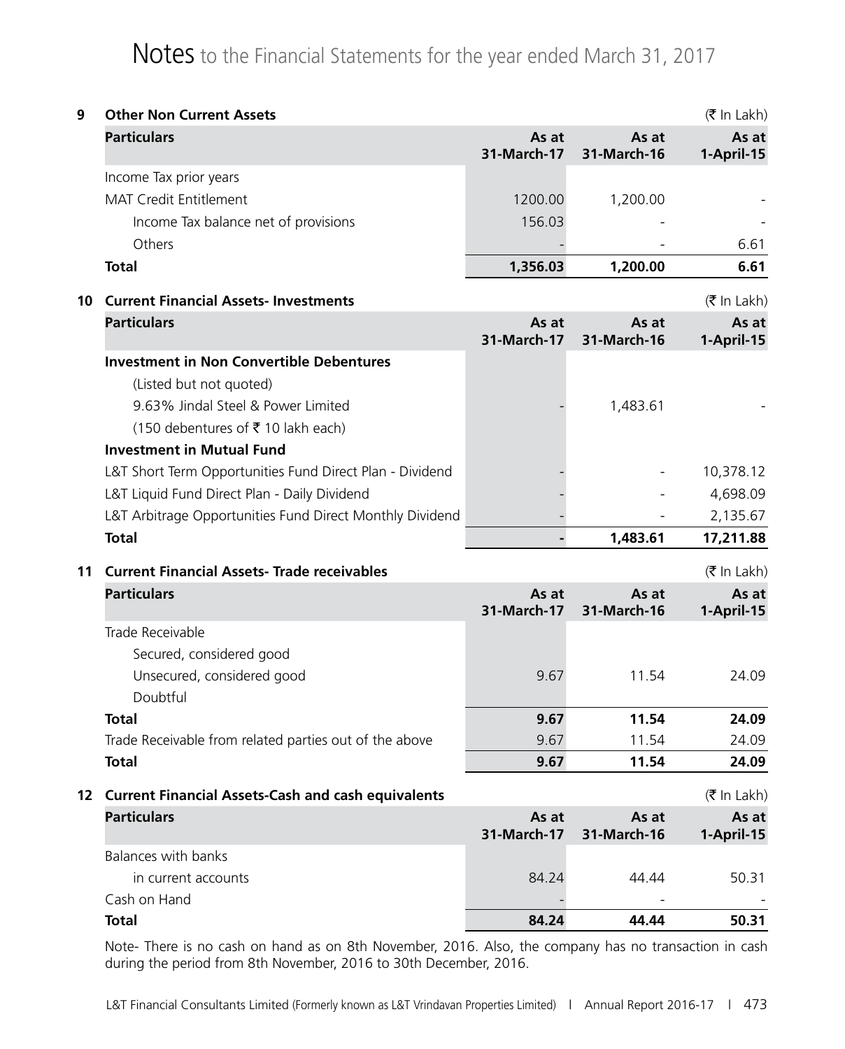# Notes to the Financial Statements for the year ended March 31, 2017

**9 Other Non Current Assets** (₹ In Lakh)

| Particulars | As at 31-March-17 | As at 31-March-16 | As at 1-April-15 |
|---|---|---|---|
| Income Tax prior years | | | |
| MAT Credit Entitlement | 1200.00 | 1,200.00 | - |
| Income Tax balance net of provisions | 156.03 | - | - |
| Others | - | - | 6.61 |
| **Total** | **1,356.03** | **1,200.00** | **6.61** |

**10 Current Financial Assets- Investments** (₹ In Lakh)

| Particulars | As at 31-March-17 | As at 31-March-16 | As at 1-April-15 |
|---|---|---|---|
| **Investment in Non Convertible Debentures** | | | |
| (Listed but not quoted) | | | |
| 9.63% Jindal Steel & Power Limited | - | 1,483.61 | - |
| (150 debentures of ₹ 10 lakh each) | | | |
| **Investment in Mutual Fund** | | | |
| L&T Short Term Opportunities Fund Direct Plan - Dividend | - | - | 10,378.12 |
| L&T Liquid Fund Direct Plan - Daily Dividend | - | - | 4,698.09 |
| L&T Arbitrage Opportunities Fund Direct Monthly Dividend | - | - | 2,135.67 |
| **Total** | **-** | **1,483.61** | **17,211.88** |

**11 Current Financial Assets- Trade receivables** (₹ In Lakh)

| Particulars | As at 31-March-17 | As at 31-March-16 | As at 1-April-15 |
|---|---|---|---|
| Trade Receivable | | | |
| Secured, considered good | | | |
| Unsecured, considered good | 9.67 | 11.54 | 24.09 |
| Doubtful | | | |
| **Total** | **9.67** | **11.54** | **24.09** |
| Trade Receivable from related parties out of the above | 9.67 | 11.54 | 24.09 |
| **Total** | **9.67** | **11.54** | **24.09** |

**12 Current Financial Assets-Cash and cash equivalents** (₹ In Lakh)

| Particulars | As at 31-March-17 | As at 31-March-16 | As at 1-April-15 |
|---|---|---|---|
| Balances with banks | | | |
| in current accounts | 84.24 | 44.44 | 50.31 |
| Cash on Hand | - | - | - |
| **Total** | **84.24** | **44.44** | **50.31** |

Note- There is no cash on hand as on 8th November, 2016. Also, the company has no transaction in cash during the period from 8th November, 2016 to 30th December, 2016.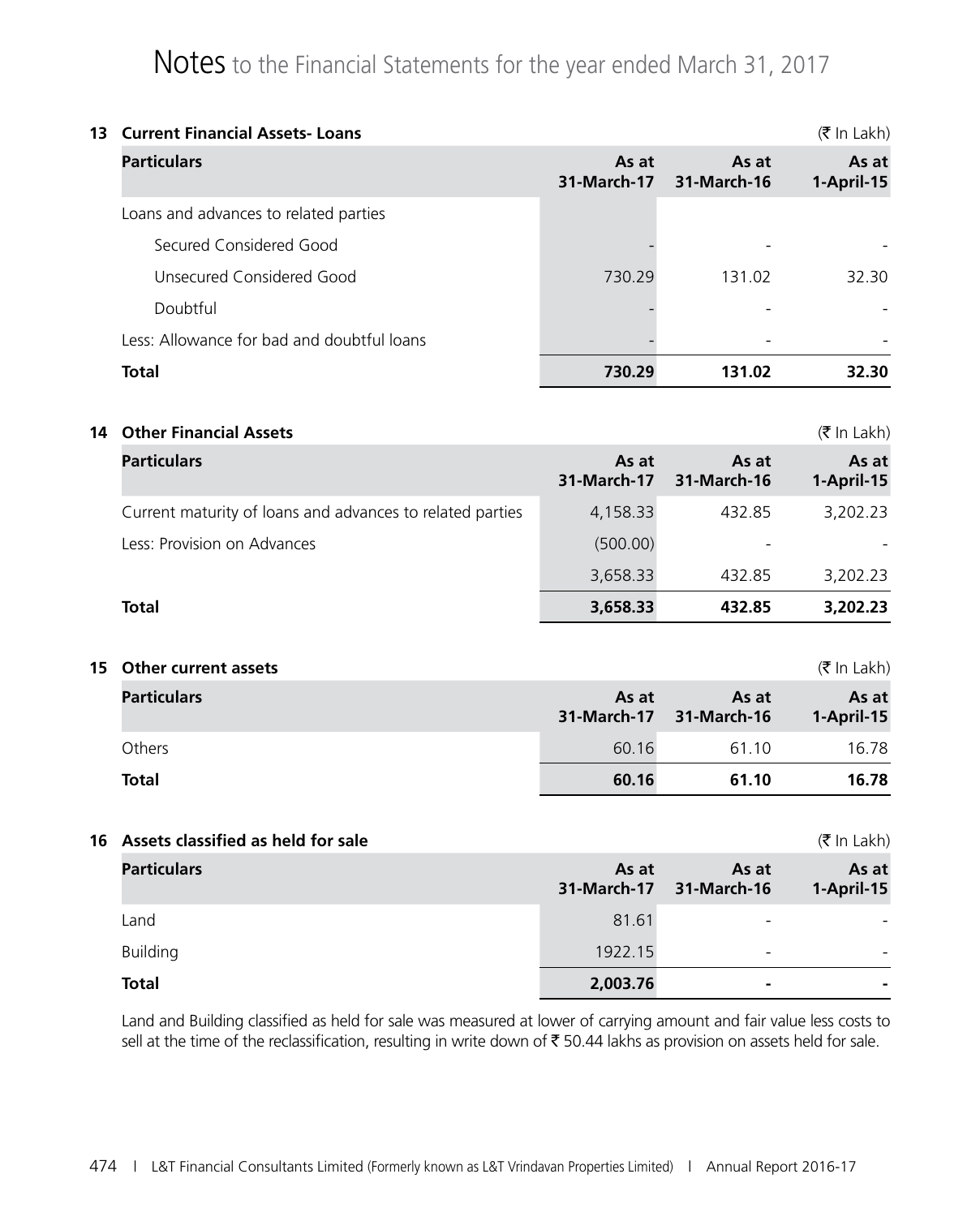# Notes to the Financial Statements for the year ended March 31, 2017

## 13 Current Financial Assets- Loans

(₹ In Lakh)

| Particulars | As at 31-March-17 | As at 31-March-16 | As at 1-April-15 |
|---|---|---|---|
| Loans and advances to related parties | | | |
| Secured Considered Good | - | - | - |
| Unsecured Considered Good | 730.29 | 131.02 | 32.30 |
| Doubtful | - | - | - |
| Less: Allowance for bad and doubtful loans | - | - | - |
| **Total** | **730.29** | **131.02** | **32.30** |

## 14 Other Financial Assets

(₹ In Lakh)

| Particulars | As at 31-March-17 | As at 31-March-16 | As at 1-April-15 |
|---|---|---|---|
| Current maturity of loans and advances to related parties | 4,158.33 | 432.85 | 3,202.23 |
| Less: Provision on Advances | (500.00) | - | - |
| | 3,658.33 | 432.85 | 3,202.23 |
| **Total** | **3,658.33** | **432.85** | **3,202.23** |

## 15 Other current assets

(₹ In Lakh)

| Particulars | As at 31-March-17 | As at 31-March-16 | As at 1-April-15 |
|---|---|---|---|
| Others | 60.16 | 61.10 | 16.78 |
| **Total** | **60.16** | **61.10** | **16.78** |

## 16 Assets classified as held for sale

(₹ In Lakh)

| Particulars | As at 31-March-17 | As at 31-March-16 | As at 1-April-15 |
|---|---|---|---|
| Land | 81.61 | - | - |
| Building | 1922.15 | - | - |
| **Total** | **2,003.76** | **-** | **-** |

Land and Building classified as held for sale was measured at lower of carrying amount and fair value less costs to sell at the time of the reclassification, resulting in write down of ₹ 50.44 lakhs as provision on assets held for sale.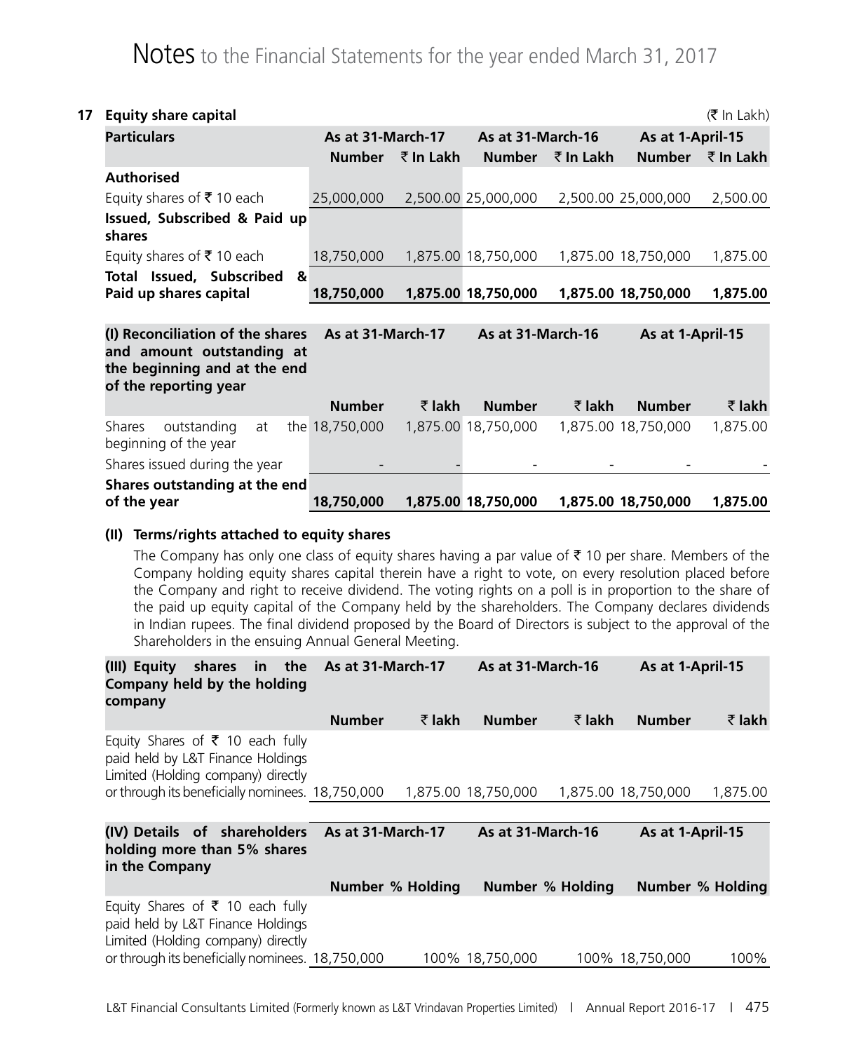# Notes to the Financial Statements for the year ended March 31, 2017

## 17 Equity share capital

(₹ In Lakh)

| Particulars | As at 31-March-17 | | As at 31-March-16 | | As at 1-April-15 | |
|---|---|---|---|---|---|---|
| | Number | ₹ In Lakh | Number | ₹ In Lakh | Number | ₹ In Lakh |
| **Authorised** | | | | | | |
| Equity shares of ₹ 10 each | 25,000,000 | 2,500.00 | 25,000,000 | 2,500.00 | 25,000,000 | 2,500.00 |
| **Issued, Subscribed & Paid up shares** | | | | | | |
| Equity shares of ₹ 10 each | 18,750,000 | 1,875.00 | 18,750,000 | 1,875.00 | 18,750,000 | 1,875.00 |
| **Total Issued, Subscribed & Paid up shares capital** | **18,750,000** | **1,875.00** | **18,750,000** | **1,875.00** | **18,750,000** | **1,875.00** |

| (I) Reconciliation of the shares and amount outstanding at the beginning and at the end of the reporting year | As at 31-March-17 | | As at 31-March-16 | | As at 1-April-15 | |
|---|---|---|---|---|---|---|
| | Number | ₹ lakh | Number | ₹ lakh | Number | ₹ lakh |
| Shares outstanding at the beginning of the year | 18,750,000 | 1,875.00 | 18,750,000 | 1,875.00 | 18,750,000 | 1,875.00 |
| Shares issued during the year | - | - | - | - | - | - |
| **Shares outstanding at the end of the year** | **18,750,000** | **1,875.00** | **18,750,000** | **1,875.00** | **18,750,000** | **1,875.00** |

### (II) Terms/rights attached to equity shares

The Company has only one class of equity shares having a par value of ₹ 10 per share. Members of the Company holding equity shares capital therein have a right to vote, on every resolution placed before the Company and right to receive dividend. The voting rights on a poll is in proportion to the share of the paid up equity capital of the Company held by the shareholders. The Company declares dividends in Indian rupees. The final dividend proposed by the Board of Directors is subject to the approval of the Shareholders in the ensuing Annual General Meeting.

| (III) Equity shares in the Company held by the holding company | As at 31-March-17 | | As at 31-March-16 | | As at 1-April-15 | |
|---|---|---|---|---|---|---|
| | Number | ₹ lakh | Number | ₹ lakh | Number | ₹ lakh |
| Equity Shares of ₹ 10 each fully paid held by L&T Finance Holdings Limited (Holding company) directly or through its beneficially nominees. | 18,750,000 | 1,875.00 | 18,750,000 | 1,875.00 | 18,750,000 | 1,875.00 |

| (IV) Details of shareholders holding more than 5% shares in the Company | As at 31-March-17 | | As at 31-March-16 | | As at 1-April-15 | |
|---|---|---|---|---|---|---|
| | Number | % Holding | Number | % Holding | Number | % Holding |
| Equity Shares of ₹ 10 each fully paid held by L&T Finance Holdings Limited (Holding company) directly or through its beneficially nominees. | 18,750,000 | 100% | 18,750,000 | 100% | 18,750,000 | 100% |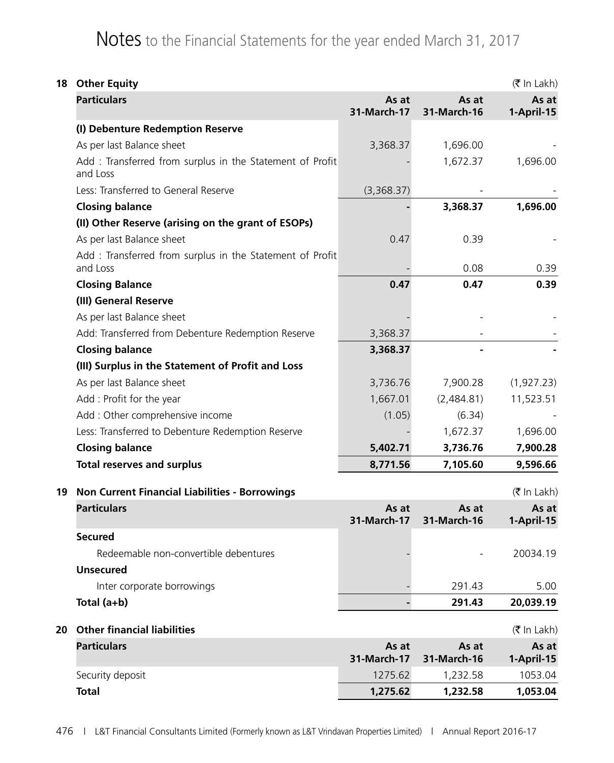# Notes to the Financial Statements for the year ended March 31, 2017

## 18 Other Equity

(₹ In Lakh)

| Particulars | As at 31-March-17 | As at 31-March-16 | As at 1-April-15 |
|---|---|---|---|
| **(I) Debenture Redemption Reserve** | | | |
| As per last Balance sheet | 3,368.37 | 1,696.00 | - |
| Add : Transferred from surplus in the Statement of Profit and Loss | - | 1,672.37 | 1,696.00 |
| Less: Transferred to General Reserve | (3,368.37) | - | - |
| **Closing balance** | **-** | **3,368.37** | **1,696.00** |
| **(II) Other Reserve (arising on the grant of ESOPs)** | | | |
| As per last Balance sheet | 0.47 | 0.39 | - |
| Add : Transferred from surplus in the Statement of Profit and Loss | - | 0.08 | 0.39 |
| **Closing Balance** | **0.47** | **0.47** | **0.39** |
| **(III) General Reserve** | | | |
| As per last Balance sheet | - | - | - |
| Add: Transferred from Debenture Redemption Reserve | 3,368.37 | - | - |
| **Closing balance** | **3,368.37** | **-** | **-** |
| **(III) Surplus in the Statement of Profit and Loss** | | | |
| As per last Balance sheet | 3,736.76 | 7,900.28 | (1,927.23) |
| Add : Profit for the year | 1,667.01 | (2,484.81) | 11,523.51 |
| Add : Other comprehensive income | (1.05) | (6.34) | - |
| Less: Transferred to Debenture Redemption Reserve | - | 1,672.37 | 1,696.00 |
| **Closing balance** | **5,402.71** | **3,736.76** | **7,900.28** |
| **Total reserves and surplus** | **8,771.56** | **7,105.60** | **9,596.66** |

## 19 Non Current Financial Liabilities - Borrowings

(₹ In Lakh)

| Particulars | As at 31-March-17 | As at 31-March-16 | As at 1-April-15 |
|---|---|---|---|
| **Secured** | | | |
| Redeemable non-convertible debentures | - | - | 20034.19 |
| **Unsecured** | | | |
| Inter corporate borrowings | - | 291.43 | 5.00 |
| **Total (a+b)** | **-** | **291.43** | **20,039.19** |

## 20 Other financial liabilities

(₹ In Lakh)

| Particulars | As at 31-March-17 | As at 31-March-16 | As at 1-April-15 |
|---|---|---|---|
| Security deposit | 1275.62 | 1,232.58 | 1053.04 |
| **Total** | **1,275.62** | **1,232.58** | **1,053.04** |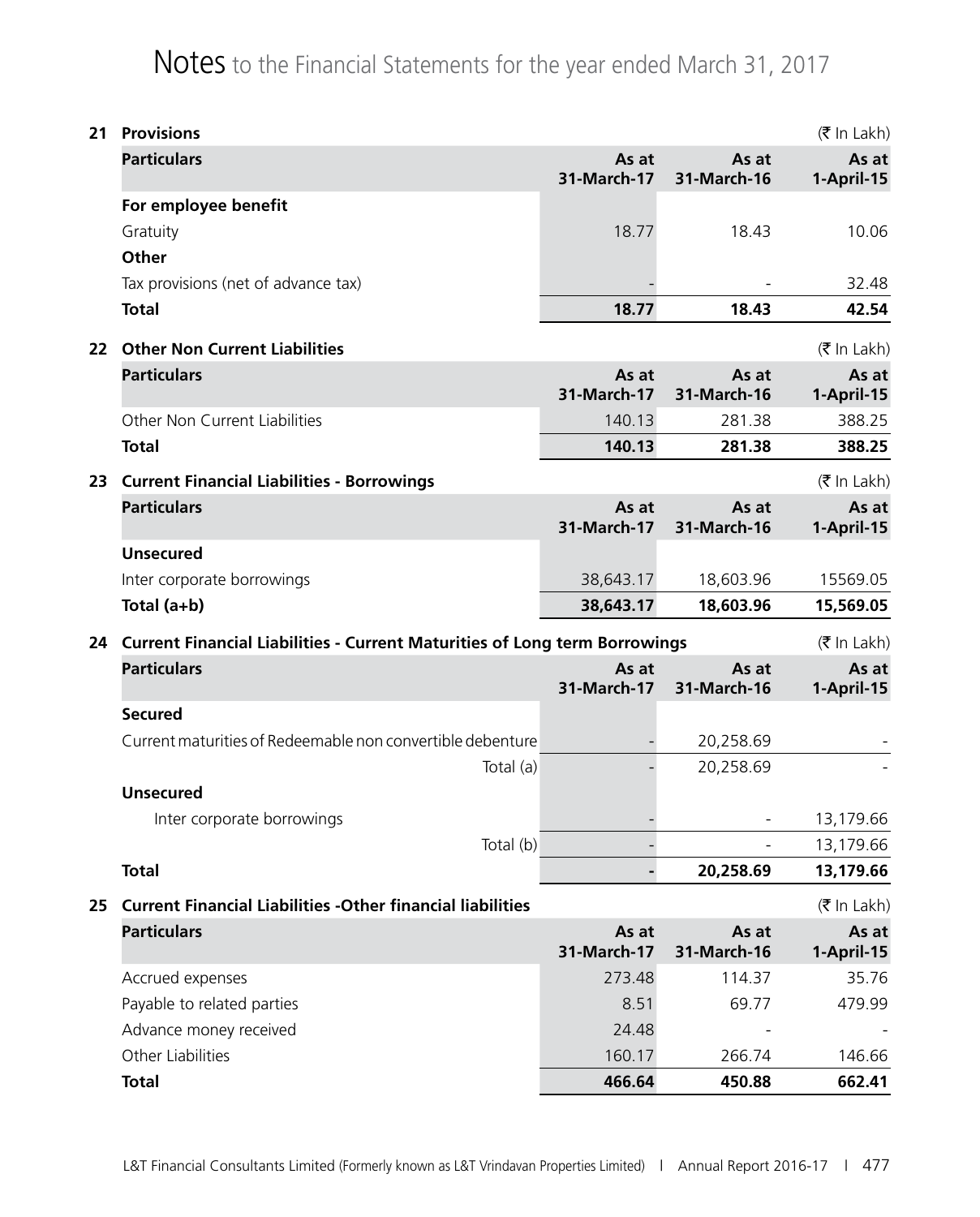# Notes to the Financial Statements for the year ended March 31, 2017

## 21 Provisions

(₹ In Lakh)

| Particulars | As at 31-March-17 | As at 31-March-16 | As at 1-April-15 |
|---|---|---|---|
| **For employee benefit** | | | |
| Gratuity | 18.77 | 18.43 | 10.06 |
| **Other** | | | |
| Tax provisions (net of advance tax) | - | - | 32.48 |
| **Total** | **18.77** | **18.43** | **42.54** |

## 22 Other Non Current Liabilities

(₹ In Lakh)

| Particulars | As at 31-March-17 | As at 31-March-16 | As at 1-April-15 |
|---|---|---|---|
| Other Non Current Liabilities | 140.13 | 281.38 | 388.25 |
| **Total** | **140.13** | **281.38** | **388.25** |

## 23 Current Financial Liabilities - Borrowings

(₹ In Lakh)

| Particulars | As at 31-March-17 | As at 31-March-16 | As at 1-April-15 |
|---|---|---|---|
| **Unsecured** | | | |
| Inter corporate borrowings | 38,643.17 | 18,603.96 | 15569.05 |
| **Total (a+b)** | **38,643.17** | **18,603.96** | **15,569.05** |

## 24 Current Financial Liabilities - Current Maturities of Long term Borrowings

(₹ In Lakh)

| Particulars | As at 31-March-17 | As at 31-March-16 | As at 1-April-15 |
|---|---|---|---|
| **Secured** | | | |
| Current maturities of Redeemable non convertible debenture | - | 20,258.69 | - |
| Total (a) | - | 20,258.69 | - |
| **Unsecured** | | | |
| Inter corporate borrowings | - | - | 13,179.66 |
| Total (b) | - | - | 13,179.66 |
| **Total** | **-** | **20,258.69** | **13,179.66** |

## 25 Current Financial Liabilities -Other financial liabilities

(₹ In Lakh)

| Particulars | As at 31-March-17 | As at 31-March-16 | As at 1-April-15 |
|---|---|---|---|
| Accrued expenses | 273.48 | 114.37 | 35.76 |
| Payable to related parties | 8.51 | 69.77 | 479.99 |
| Advance money received | 24.48 | - | - |
| Other Liabilities | 160.17 | 266.74 | 146.66 |
| **Total** | **466.64** | **450.88** | **662.41** |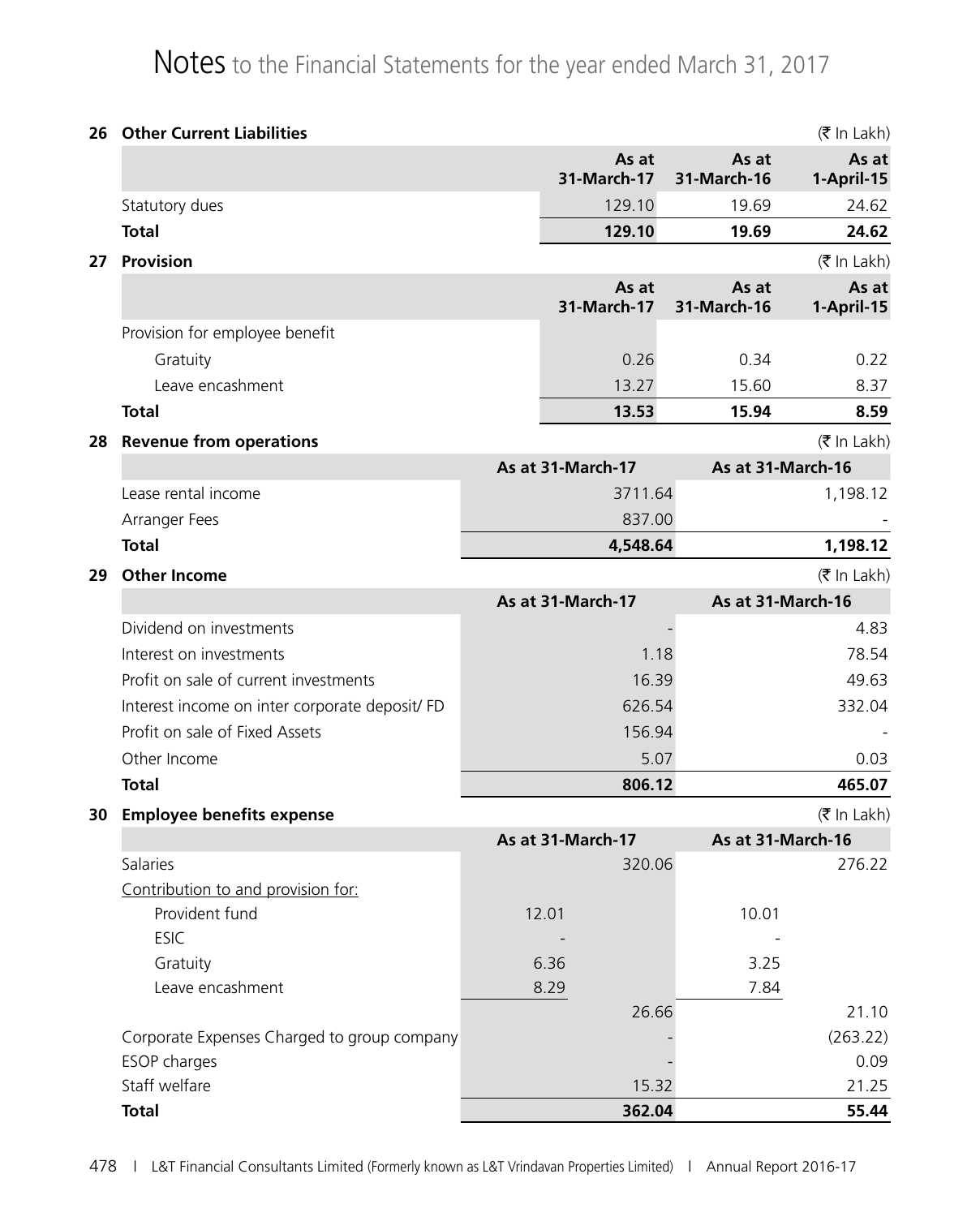# Notes to the Financial Statements for the year ended March 31, 2017

## 26 Other Current Liabilities

(₹ In Lakh)

| | As at 31-March-17 | As at 31-March-16 | As at 1-April-15 |
|---|---|---|---|
| Statutory dues | 129.10 | 19.69 | 24.62 |
| **Total** | **129.10** | **19.69** | **24.62** |

## 27 Provision

(₹ In Lakh)

| | As at 31-March-17 | As at 31-March-16 | As at 1-April-15 |
|---|---|---|---|
| Provision for employee benefit | | | |
| Gratuity | 0.26 | 0.34 | 0.22 |
| Leave encashment | 13.27 | 15.60 | 8.37 |
| **Total** | **13.53** | **15.94** | **8.59** |

## 28 Revenue from operations

(₹ In Lakh)

| | As at 31-March-17 | As at 31-March-16 |
|---|---|---|
| Lease rental income | 3711.64 | 1,198.12 |
| Arranger Fees | 837.00 | - |
| **Total** | **4,548.64** | **1,198.12** |

## 29 Other Income

(₹ In Lakh)

| | As at 31-March-17 | As at 31-March-16 |
|---|---|---|
| Dividend on investments | - | 4.83 |
| Interest on investments | 1.18 | 78.54 |
| Profit on sale of current investments | 16.39 | 49.63 |
| Interest income on inter corporate deposit/ FD | 626.54 | 332.04 |
| Profit on sale of Fixed Assets | 156.94 | - |
| Other Income | 5.07 | 0.03 |
| **Total** | **806.12** | **465.07** |

## 30 Employee benefits expense

(₹ In Lakh)

| | As at 31-March-17 | | As at 31-March-16 | |
|---|---|---|---|---|
| Salaries | | 320.06 | | 276.22 |
| Contribution to and provision for: | | | | |
| Provident fund | 12.01 | | 10.01 | |
| ESIC | - | | - | |
| Gratuity | 6.36 | | 3.25 | |
| Leave encashment | 8.29 | | 7.84 | |
| | | 26.66 | | 21.10 |
| Corporate Expenses Charged to group company | | - | | (263.22) |
| ESOP charges | | - | | 0.09 |
| Staff welfare | | 15.32 | | 21.25 |
| **Total** | | **362.04** | | **55.44** |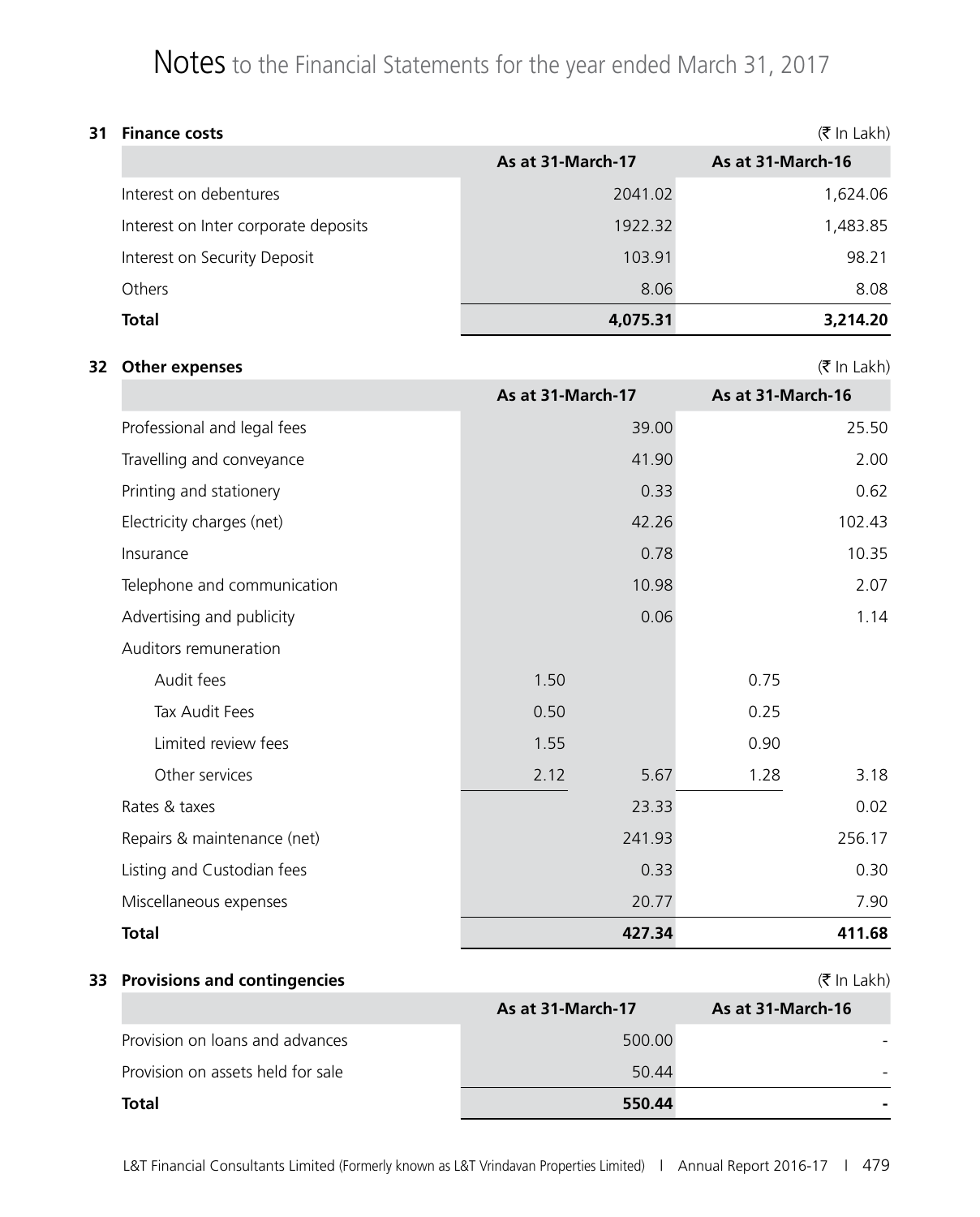# Notes to the Financial Statements for the year ended March 31, 2017

## 31 Finance costs

(₹ In Lakh)

| | As at 31-March-17 | As at 31-March-16 |
|---|---|---|
| Interest on debentures | 2041.02 | 1,624.06 |
| Interest on Inter corporate deposits | 1922.32 | 1,483.85 |
| Interest on Security Deposit | 103.91 | 98.21 |
| Others | 8.06 | 8.08 |
| **Total** | **4,075.31** | **3,214.20** |

## 32 Other expenses

(₹ In Lakh)

| | As at 31-March-17 | | As at 31-March-16 | |
|---|---|---|---|---|
| Professional and legal fees | | 39.00 | | 25.50 |
| Travelling and conveyance | | 41.90 | | 2.00 |
| Printing and stationery | | 0.33 | | 0.62 |
| Electricity charges (net) | | 42.26 | | 102.43 |
| Insurance | | 0.78 | | 10.35 |
| Telephone and communication | | 10.98 | | 2.07 |
| Advertising and publicity | | 0.06 | | 1.14 |
| Auditors remuneration | | | | |
| Audit fees | 1.50 | | 0.75 | |
| Tax Audit Fees | 0.50 | | 0.25 | |
| Limited review fees | 1.55 | | 0.90 | |
| Other services | 2.12 | 5.67 | 1.28 | 3.18 |
| Rates & taxes | | 23.33 | | 0.02 |
| Repairs & maintenance (net) | | 241.93 | | 256.17 |
| Listing and Custodian fees | | 0.33 | | 0.30 |
| Miscellaneous expenses | | 20.77 | | 7.90 |
| **Total** | | **427.34** | | **411.68** |

## 33 Provisions and contingencies

(₹ In Lakh)

| | As at 31-March-17 | As at 31-March-16 |
|---|---|---|
| Provision on loans and advances | 500.00 | - |
| Provision on assets held for sale | 50.44 | - |
| **Total** | **550.44** | **-** |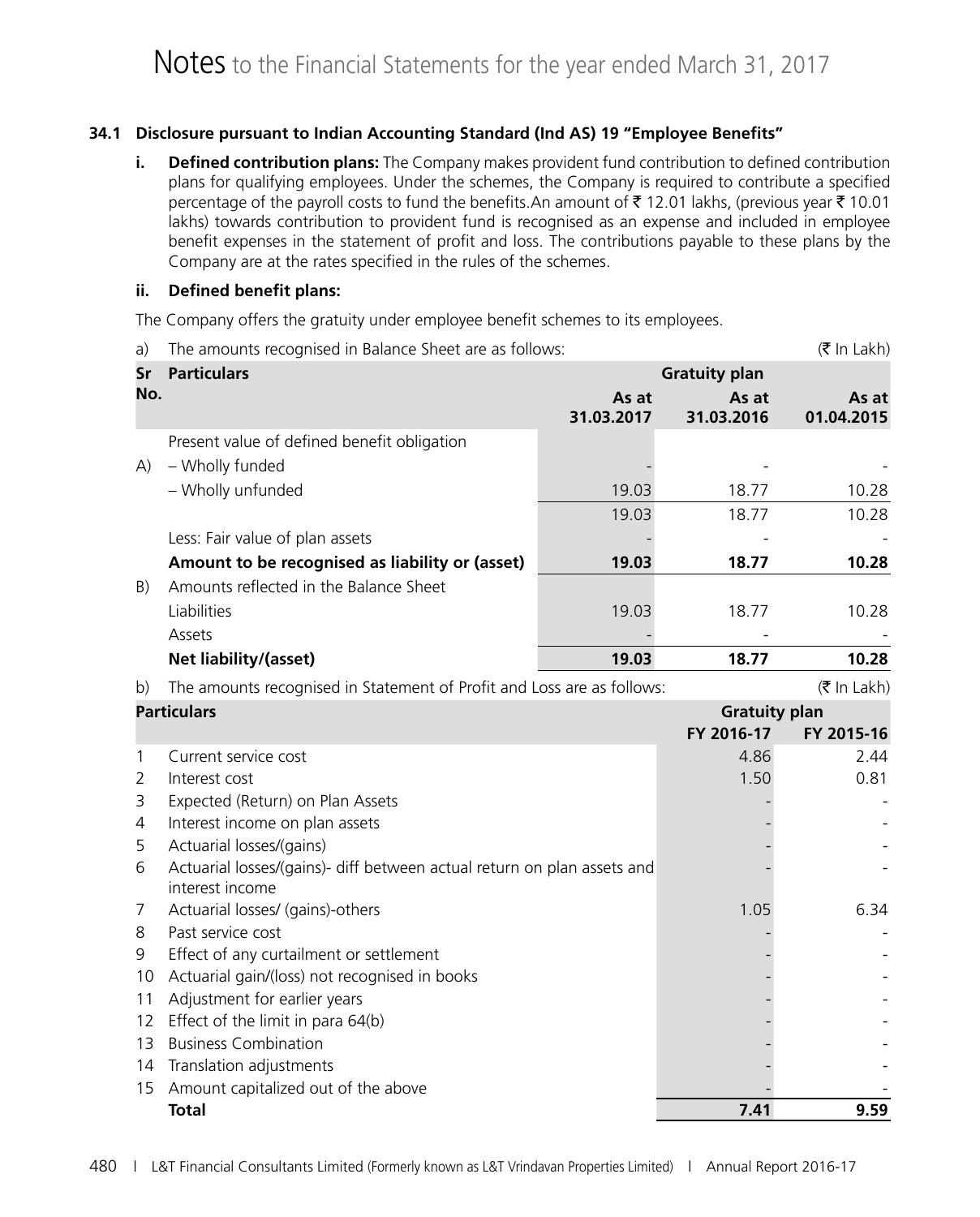# Notes to the Financial Statements for the year ended March 31, 2017

## 34.1 Disclosure pursuant to Indian Accounting Standard (Ind AS) 19 "Employee Benefits"

**i. Defined contribution plans:** The Company makes provident fund contribution to defined contribution plans for qualifying employees. Under the schemes, the Company is required to contribute a specified percentage of the payroll costs to fund the benefits.An amount of ₹ 12.01 lakhs, (previous year ₹ 10.01 lakhs) towards contribution to provident fund is recognised as an expense and included in employee benefit expenses in the statement of profit and loss. The contributions payable to these plans by the Company are at the rates specified in the rules of the schemes.

**ii. Defined benefit plans:**

The Company offers the gratuity under employee benefit schemes to its employees.

a) The amounts recognised in Balance Sheet are as follows: (₹ In Lakh)

| Sr No. | Particulars | Gratuity plan | | |
|---|---|---|---|---|
| | | As at 31.03.2017 | As at 31.03.2016 | As at 01.04.2015 |
| | Present value of defined benefit obligation | | | |
| A) | – Wholly funded | - | - | - |
| | – Wholly unfunded | 19.03 | 18.77 | 10.28 |
| | | 19.03 | 18.77 | 10.28 |
| | Less: Fair value of plan assets | - | - | - |
| | **Amount to be recognised as liability or (asset)** | **19.03** | **18.77** | **10.28** |
| B) | Amounts reflected in the Balance Sheet | | | |
| | Liabilities | 19.03 | 18.77 | 10.28 |
| | Assets | - | - | - |
| | **Net liability/(asset)** | **19.03** | **18.77** | **10.28** |

b) The amounts recognised in Statement of Profit and Loss are as follows: (₹ In Lakh)

| | Particulars | Gratuity plan | |
|---|---|---|---|
| | | FY 2016-17 | FY 2015-16 |
| 1 | Current service cost | 4.86 | 2.44 |
| 2 | Interest cost | 1.50 | 0.81 |
| 3 | Expected (Return) on Plan Assets | - | - |
| 4 | Interest income on plan assets | - | - |
| 5 | Actuarial losses/(gains) | - | - |
| 6 | Actuarial losses/(gains)- diff between actual return on plan assets and interest income | - | - |
| 7 | Actuarial losses/ (gains)-others | 1.05 | 6.34 |
| 8 | Past service cost | - | - |
| 9 | Effect of any curtailment or settlement | - | - |
| 10 | Actuarial gain/(loss) not recognised in books | - | - |
| 11 | Adjustment for earlier years | - | - |
| 12 | Effect of the limit in para 64(b) | - | - |
| 13 | Business Combination | - | - |
| 14 | Translation adjustments | - | - |
| 15 | Amount capitalized out of the above | - | - |
| | **Total** | **7.41** | **9.59** |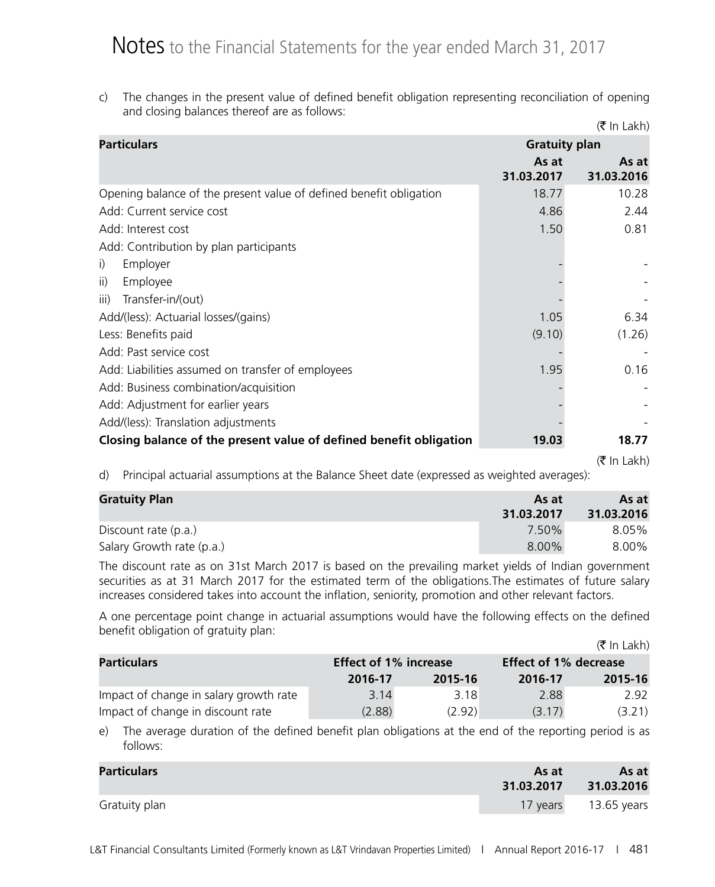# Notes to the Financial Statements for the year ended March 31, 2017

c) The changes in the present value of defined benefit obligation representing reconciliation of opening and closing balances thereof are as follows:

(₹ In Lakh)

| Particulars | Gratuity plan | |
|---|---|---|
| | As at 31.03.2017 | As at 31.03.2016 |
| Opening balance of the present value of defined benefit obligation | 18.77 | 10.28 |
| Add: Current service cost | 4.86 | 2.44 |
| Add: Interest cost | 1.50 | 0.81 |
| Add: Contribution by plan participants | | |
| i) Employer | - | - |
| ii) Employee | - | - |
| iii) Transfer-in/(out) | - | - |
| Add/(less): Actuarial losses/(gains) | 1.05 | 6.34 |
| Less: Benefits paid | (9.10) | (1.26) |
| Add: Past service cost | - | - |
| Add: Liabilities assumed on transfer of employees | 1.95 | 0.16 |
| Add: Business combination/acquisition | - | - |
| Add: Adjustment for earlier years | - | - |
| Add/(less): Translation adjustments | - | - |
| **Closing balance of the present value of defined benefit obligation** | **19.03** | **18.77** |

(₹ In Lakh)

d) Principal actuarial assumptions at the Balance Sheet date (expressed as weighted averages):

| Gratuity Plan | As at 31.03.2017 | As at 31.03.2016 |
|---|---|---|
| Discount rate (p.a.) | 7.50% | 8.05% |
| Salary Growth rate (p.a.) | 8.00% | 8.00% |

The discount rate as on 31st March 2017 is based on the prevailing market yields of Indian government securities as at 31 March 2017 for the estimated term of the obligations.The estimates of future salary increases considered takes into account the inflation, seniority, promotion and other relevant factors.

A one percentage point change in actuarial assumptions would have the following effects on the defined benefit obligation of gratuity plan:

(₹ In Lakh)

| Particulars | Effect of 1% increase | | Effect of 1% decrease | |
|---|---|---|---|---|
| | 2016-17 | 2015-16 | 2016-17 | 2015-16 |
| Impact of change in salary growth rate | 3.14 | 3.18 | 2.88 | 2.92 |
| Impact of change in discount rate | (2.88) | (2.92) | (3.17) | (3.21) |

e) The average duration of the defined benefit plan obligations at the end of the reporting period is as follows:

| Particulars | As at 31.03.2017 | As at 31.03.2016 |
|---|---|---|
| Gratuity plan | 17 years | 13.65 years |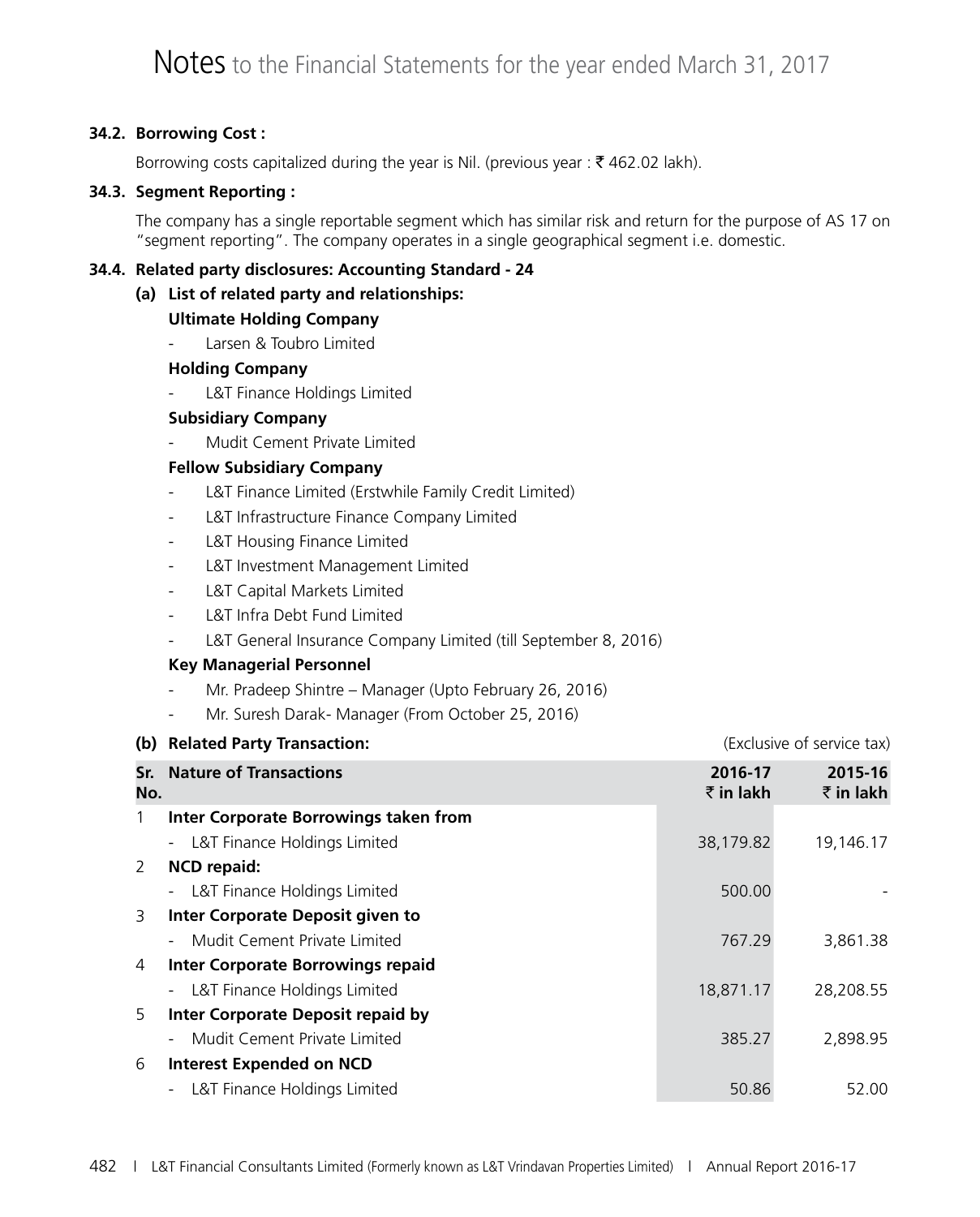# Notes to the Financial Statements for the year ended March 31, 2017

**34.2. Borrowing Cost :**

Borrowing costs capitalized during the year is Nil. (previous year : ₹ 462.02 lakh).

**34.3. Segment Reporting :**

The company has a single reportable segment which has similar risk and return for the purpose of AS 17 on "segment reporting". The company operates in a single geographical segment i.e. domestic.

**34.4. Related party disclosures: Accounting Standard - 24**

**(a) List of related party and relationships:**

**Ultimate Holding Company**

- Larsen & Toubro Limited

**Holding Company**

- L&T Finance Holdings Limited

**Subsidiary Company**

- Mudit Cement Private Limited

**Fellow Subsidiary Company**

- L&T Finance Limited (Erstwhile Family Credit Limited)
- L&T Infrastructure Finance Company Limited
- L&T Housing Finance Limited
- L&T Investment Management Limited
- L&T Capital Markets Limited
- L&T Infra Debt Fund Limited
- L&T General Insurance Company Limited (till September 8, 2016)

**Key Managerial Personnel**

- Mr. Pradeep Shintre – Manager (Upto February 26, 2016)
- Mr. Suresh Darak- Manager (From October 25, 2016)

**(b) Related Party Transaction:** (Exclusive of service tax)

| Sr. No. | Nature of Transactions | 2016-17 ₹ in lakh | 2015-16 ₹ in lakh |
|---|---|---|---|
| 1 | **Inter Corporate Borrowings taken from** | | |
| | - L&T Finance Holdings Limited | 38,179.82 | 19,146.17 |
| 2 | **NCD repaid:** | | |
| | - L&T Finance Holdings Limited | 500.00 | - |
| 3 | **Inter Corporate Deposit given to** | | |
| | - Mudit Cement Private Limited | 767.29 | 3,861.38 |
| 4 | **Inter Corporate Borrowings repaid** | | |
| | - L&T Finance Holdings Limited | 18,871.17 | 28,208.55 |
| 5 | **Inter Corporate Deposit repaid by** | | |
| | - Mudit Cement Private Limited | 385.27 | 2,898.95 |
| 6 | **Interest Expended on NCD** | | |
| | - L&T Finance Holdings Limited | 50.86 | 52.00 |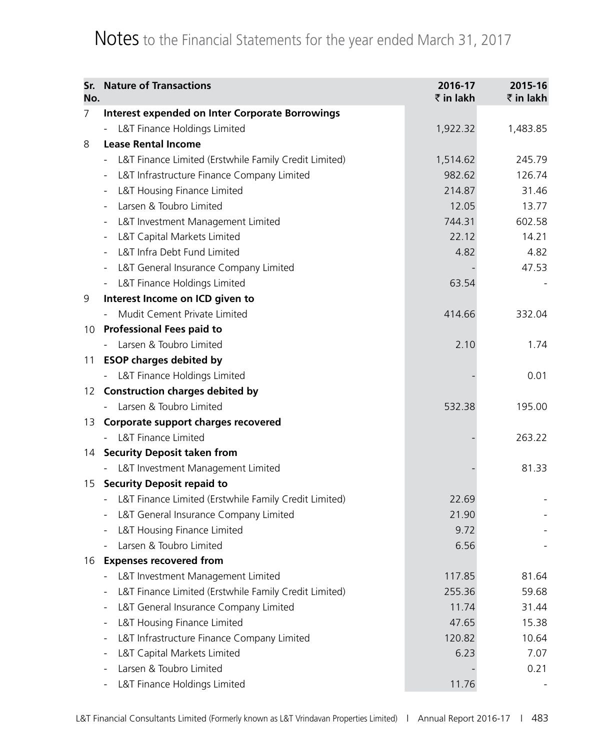# Notes to the Financial Statements for the year ended March 31, 2017

| Sr. No. | Nature of Transactions | 2016-17 ₹ in lakh | 2015-16 ₹ in lakh |
|---|---|---|---|
| 7 | **Interest expended on Inter Corporate Borrowings** | | |
| | - L&T Finance Holdings Limited | 1,922.32 | 1,483.85 |
| 8 | **Lease Rental Income** | | |
| | - L&T Finance Limited (Erstwhile Family Credit Limited) | 1,514.62 | 245.79 |
| | - L&T Infrastructure Finance Company Limited | 982.62 | 126.74 |
| | - L&T Housing Finance Limited | 214.87 | 31.46 |
| | - Larsen & Toubro Limited | 12.05 | 13.77 |
| | - L&T Investment Management Limited | 744.31 | 602.58 |
| | - L&T Capital Markets Limited | 22.12 | 14.21 |
| | - L&T Infra Debt Fund Limited | 4.82 | 4.82 |
| | - L&T General Insurance Company Limited | - | 47.53 |
| | - L&T Finance Holdings Limited | 63.54 | - |
| 9 | **Interest Income on ICD given to** | | |
| | - Mudit Cement Private Limited | 414.66 | 332.04 |
| 10 | **Professional Fees paid to** | | |
| | - Larsen & Toubro Limited | 2.10 | 1.74 |
| 11 | **ESOP charges debited by** | | |
| | - L&T Finance Holdings Limited | - | 0.01 |
| 12 | **Construction charges debited by** | | |
| | - Larsen & Toubro Limited | 532.38 | 195.00 |
| 13 | **Corporate support charges recovered** | | |
| | - L&T Finance Limited | - | 263.22 |
| 14 | **Security Deposit taken from** | | |
| | - L&T Investment Management Limited | - | 81.33 |
| 15 | **Security Deposit repaid to** | | |
| | - L&T Finance Limited (Erstwhile Family Credit Limited) | 22.69 | - |
| | - L&T General Insurance Company Limited | 21.90 | - |
| | - L&T Housing Finance Limited | 9.72 | - |
| | - Larsen & Toubro Limited | 6.56 | - |
| 16 | **Expenses recovered from** | | |
| | - L&T Investment Management Limited | 117.85 | 81.64 |
| | - L&T Finance Limited (Erstwhile Family Credit Limited) | 255.36 | 59.68 |
| | - L&T General Insurance Company Limited | 11.74 | 31.44 |
| | - L&T Housing Finance Limited | 47.65 | 15.38 |
| | - L&T Infrastructure Finance Company Limited | 120.82 | 10.64 |
| | - L&T Capital Markets Limited | 6.23 | 7.07 |
| | - Larsen & Toubro Limited | - | 0.21 |
| | - L&T Finance Holdings Limited | 11.76 | - |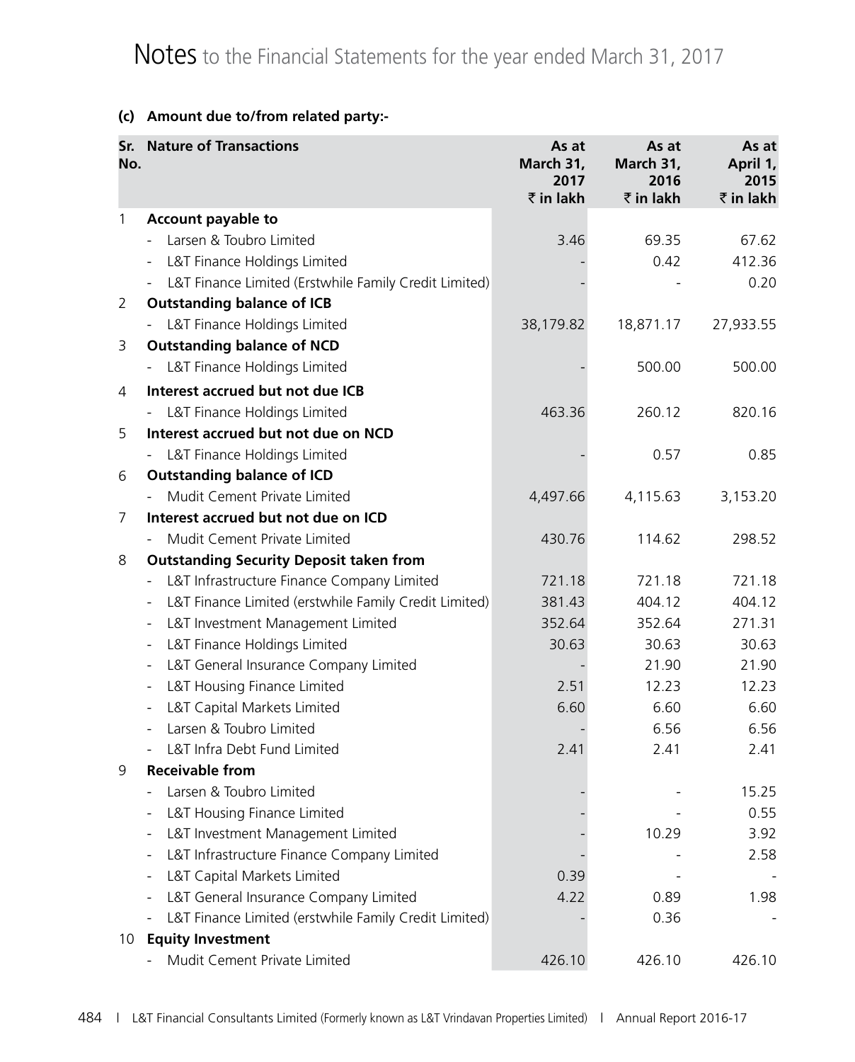# Notes to the Financial Statements for the year ended March 31, 2017

**(c) Amount due to/from related party:-**

| Sr. No. | Nature of Transactions | As at March 31, 2017 ₹ in lakh | As at March 31, 2016 ₹ in lakh | As at April 1, 2015 ₹ in lakh |
|---|---|---|---|---|
| 1 | **Account payable to** | | | |
| | - Larsen & Toubro Limited | 3.46 | 69.35 | 67.62 |
| | - L&T Finance Holdings Limited | - | 0.42 | 412.36 |
| | - L&T Finance Limited (Erstwhile Family Credit Limited) | - | - | 0.20 |
| 2 | **Outstanding balance of ICB** | | | |
| | - L&T Finance Holdings Limited | 38,179.82 | 18,871.17 | 27,933.55 |
| 3 | **Outstanding balance of NCD** | | | |
| | - L&T Finance Holdings Limited | - | 500.00 | 500.00 |
| 4 | **Interest accrued but not due ICB** | | | |
| | - L&T Finance Holdings Limited | 463.36 | 260.12 | 820.16 |
| 5 | **Interest accrued but not due on NCD** | | | |
| | - L&T Finance Holdings Limited | - | 0.57 | 0.85 |
| 6 | **Outstanding balance of ICD** | | | |
| | - Mudit Cement Private Limited | 4,497.66 | 4,115.63 | 3,153.20 |
| 7 | **Interest accrued but not due on ICD** | | | |
| | - Mudit Cement Private Limited | 430.76 | 114.62 | 298.52 |
| 8 | **Outstanding Security Deposit taken from** | | | |
| | - L&T Infrastructure Finance Company Limited | 721.18 | 721.18 | 721.18 |
| | - L&T Finance Limited (erstwhile Family Credit Limited) | 381.43 | 404.12 | 404.12 |
| | - L&T Investment Management Limited | 352.64 | 352.64 | 271.31 |
| | - L&T Finance Holdings Limited | 30.63 | 30.63 | 30.63 |
| | - L&T General Insurance Company Limited | - | 21.90 | 21.90 |
| | - L&T Housing Finance Limited | 2.51 | 12.23 | 12.23 |
| | - L&T Capital Markets Limited | 6.60 | 6.60 | 6.60 |
| | - Larsen & Toubro Limited | - | 6.56 | 6.56 |
| | - L&T Infra Debt Fund Limited | 2.41 | 2.41 | 2.41 |
| 9 | **Receivable from** | | | |
| | - Larsen & Toubro Limited | - | - | 15.25 |
| | - L&T Housing Finance Limited | - | - | 0.55 |
| | - L&T Investment Management Limited | - | 10.29 | 3.92 |
| | - L&T Infrastructure Finance Company Limited | - | - | 2.58 |
| | - L&T Capital Markets Limited | 0.39 | - | - |
| | - L&T General Insurance Company Limited | 4.22 | 0.89 | 1.98 |
| | - L&T Finance Limited (erstwhile Family Credit Limited) | - | 0.36 | - |
| 10 | **Equity Investment** | | | |
| | - Mudit Cement Private Limited | 426.10 | 426.10 | 426.10 |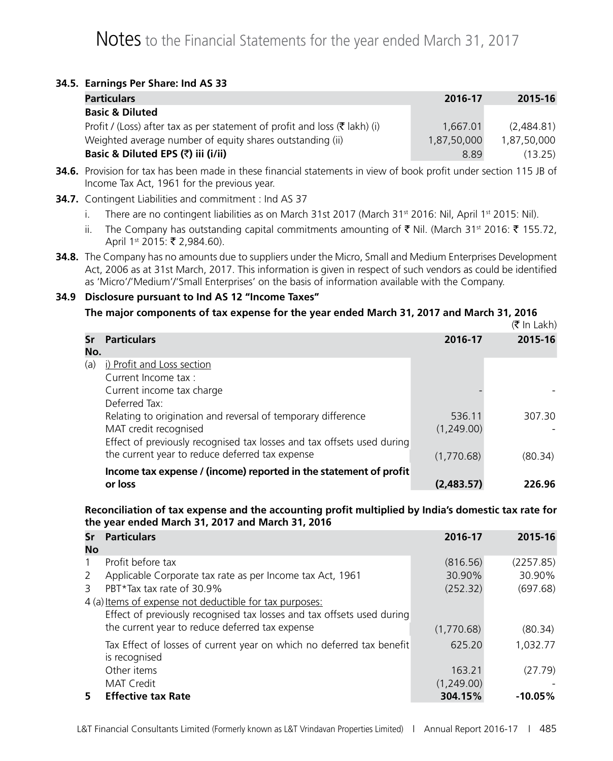# Notes to the Financial Statements for the year ended March 31, 2017

**34.5. Earnings Per Share: Ind AS 33**

| Particulars | 2016-17 | 2015-16 |
|---|---|---|
| **Basic & Diluted** | | |
| Profit / (Loss) after tax as per statement of profit and loss (₹ lakh) (i) | 1,667.01 | (2,484.81) |
| Weighted average number of equity shares outstanding (ii) | 1,87,50,000 | 1,87,50,000 |
| **Basic & Diluted EPS (₹) iii (i/ii)** | 8.89 | (13.25) |

**34.6.** Provision for tax has been made in these financial statements in view of book profit under section 115 JB of Income Tax Act, 1961 for the previous year.

**34.7.** Contingent Liabilities and commitment : Ind AS 37

i. There are no contingent liabilities as on March 31st 2017 (March 31st 2016: Nil, April 1st 2015: Nil).

ii. The Company has outstanding capital commitments amounting of ₹ Nil. (March 31st 2016: ₹ 155.72, April 1st 2015: ₹ 2,984.60).

**34.8.** The Company has no amounts due to suppliers under the Micro, Small and Medium Enterprises Development Act, 2006 as at 31st March, 2017. This information is given in respect of such vendors as could be identified as 'Micro'/'Medium'/'Small Enterprises' on the basis of information available with the Company.

**34.9 Disclosure pursuant to Ind AS 12 "Income Taxes"**

**The major components of tax expense for the year ended March 31, 2017 and March 31, 2016**

(₹ In Lakh)

| Sr No. | Particulars | 2016-17 | 2015-16 |
|---|---|---|---|
| (a) | i) Profit and Loss section | | |
| | Current Income tax : | | |
| | Current income tax charge | - | - |
| | Deferred Tax: | | |
| | Relating to origination and reversal of temporary difference | 536.11 | 307.30 |
| | MAT credit recognised | (1,249.00) | - |
| | Effect of previously recognised tax losses and tax offsets used during the current year to reduce deferred tax expense | (1,770.68) | (80.34) |
| | **Income tax expense / (income) reported in the statement of profit or loss** | **(2,483.57)** | **226.96** |

**Reconciliation of tax expense and the accounting profit multiplied by India's domestic tax rate for the year ended March 31, 2017 and March 31, 2016**

| Sr No | Particulars | 2016-17 | 2015-16 |
|---|---|---|---|
| 1 | Profit before tax | (816.56) | (2257.85) |
| 2 | Applicable Corporate tax rate as per Income tax Act, 1961 | 30.90% | 30.90% |
| 3 | PBT*Tax tax rate of 30.9% | (252.32) | (697.68) |
| 4 (a) | Items of expense not deductible for tax purposes: | | |
| | Effect of previously recognised tax losses and tax offsets used during the current year to reduce deferred tax expense | (1,770.68) | (80.34) |
| | Tax Effect of losses of current year on which no deferred tax benefit is recognised | 625.20 | 1,032.77 |
| | Other items | 163.21 | (27.79) |
| | MAT Credit | (1,249.00) | - |
| **5** | **Effective tax Rate** | **304.15%** | **-10.05%** |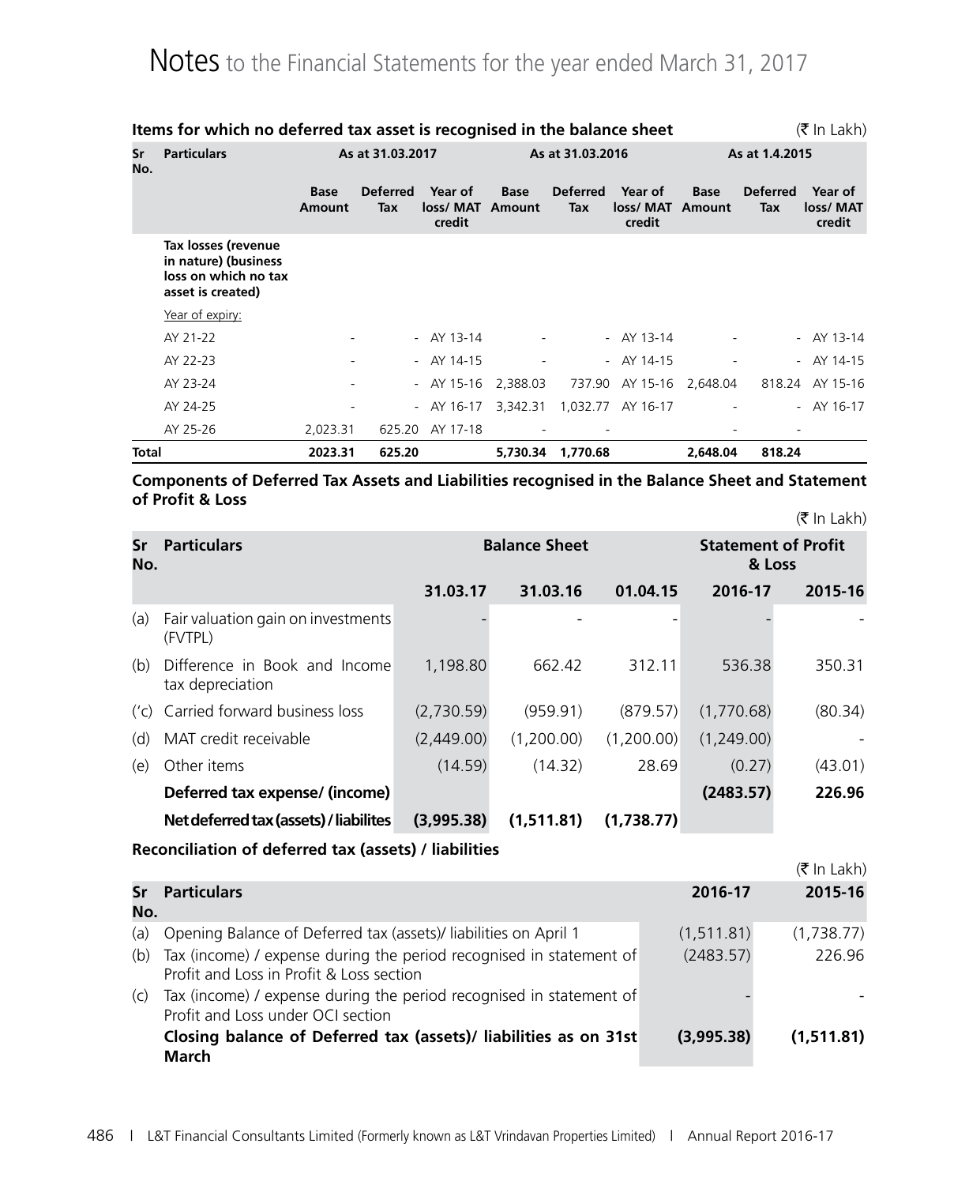# Notes to the Financial Statements for the year ended March 31, 2017

**Items for which no deferred tax asset is recognised in the balance sheet** (₹ In Lakh)

| Sr No. | Particulars | As at 31.03.2017 | | | As at 31.03.2016 | | | As at 1.4.2015 | | |
|---|---|---|---|---|---|---|---|---|---|---|
| | | Base Amount | Deferred Tax | Year of loss/ MAT credit | Base Amount | Deferred Tax | Year of loss/ MAT credit | Base Amount | Deferred Tax | Year of loss/ MAT credit |
| | **Tax losses (revenue in nature) (business loss on which no tax asset is created)** | | | | | | | | | |
| | Year of expiry: | | | | | | | | | |
| | AY 21-22 | - | - | AY 13-14 | - | - | AY 13-14 | - | - | AY 13-14 |
| | AY 22-23 | - | - | AY 14-15 | - | - | AY 14-15 | - | - | AY 14-15 |
| | AY 23-24 | - | - | AY 15-16 | 2,388.03 | 737.90 | AY 15-16 | 2,648.04 | 818.24 | AY 15-16 |
| | AY 24-25 | - | - | AY 16-17 | 3,342.31 | 1,032.77 | AY 16-17 | - | - | AY 16-17 |
| | AY 25-26 | 2,023.31 | 625.20 | AY 17-18 | - | - | | - | - | |
| **Total** | | **2023.31** | **625.20** | | **5,730.34** | **1,770.68** | | **2,648.04** | **818.24** | |

**Components of Deferred Tax Assets and Liabilities recognised in the Balance Sheet and Statement of Profit & Loss**

(₹ In Lakh)

| Sr No. | Particulars | Balance Sheet | | | Statement of Profit & Loss | |
|---|---|---|---|---|---|---|
| | | **31.03.17** | **31.03.16** | **01.04.15** | **2016-17** | **2015-16** |
| (a) | Fair valuation gain on investments (FVTPL) | - | - | - | - | - |
| (b) | Difference in Book and Income tax depreciation | 1,198.80 | 662.42 | 312.11 | 536.38 | 350.31 |
| ('c) | Carried forward business loss | (2,730.59) | (959.91) | (879.57) | (1,770.68) | (80.34) |
| (d) | MAT credit receivable | (2,449.00) | (1,200.00) | (1,200.00) | (1,249.00) | - |
| (e) | Other items | (14.59) | (14.32) | 28.69 | (0.27) | (43.01) |
| | **Deferred tax expense/ (income)** | | | | **(2483.57)** | **226.96** |
| | **Net deferred tax (assets) / liabilites** | **(3,995.38)** | **(1,511.81)** | **(1,738.77)** | | |

**Reconciliation of deferred tax (assets) / liabilities**

(₹ In Lakh)

| Sr No. | Particulars | 2016-17 | 2015-16 |
|---|---|---|---|
| (a) | Opening Balance of Deferred tax (assets)/ liabilities on April 1 | (1,511.81) | (1,738.77) |
| (b) | Tax (income) / expense during the period recognised in statement of Profit and Loss in Profit & Loss section | (2483.57) | 226.96 |
| (c) | Tax (income) / expense during the period recognised in statement of Profit and Loss under OCI section | - | - |
| | **Closing balance of Deferred tax (assets)/ liabilities as on 31st March** | **(3,995.38)** | **(1,511.81)** |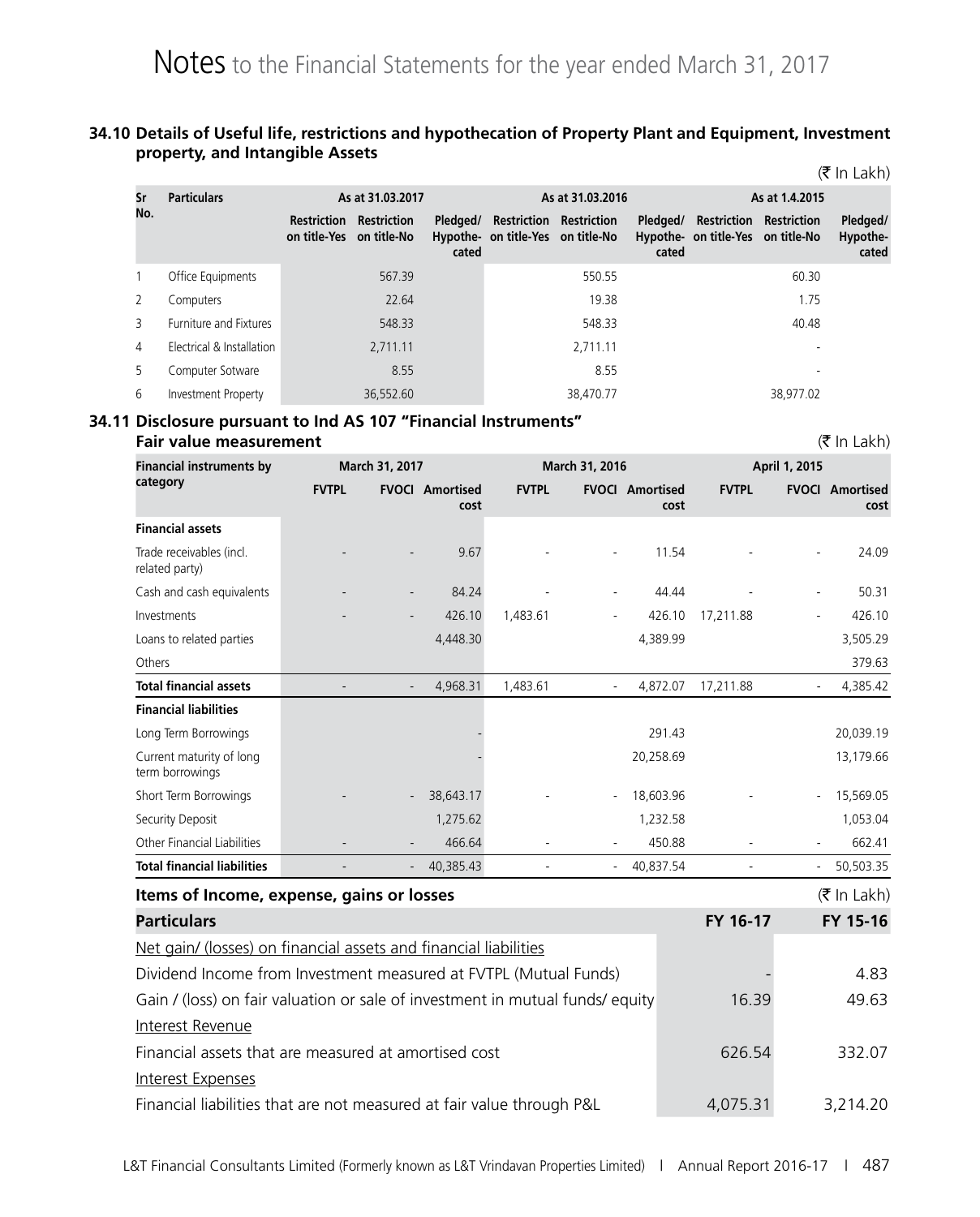# Notes to the Financial Statements for the year ended March 31, 2017

## 34.10 Details of Useful life, restrictions and hypothecation of Property Plant and Equipment, Investment property, and Intangible Assets

(₹ In Lakh)

| Sr No. | Particulars | As at 31.03.2017 | | | As at 31.03.2016 | | | As at 1.4.2015 | | |
|---|---|---|---|---|---|---|---|---|---|---|
| | | Restriction on title-Yes | Restriction on title-No | Pledged/ Hypothecated | Restriction on title-Yes | Restriction on title-No | Pledged/ Hypothecated | Restriction on title-Yes | Restriction on title-No | Pledged/ Hypothecated |
| 1 | Office Equipments | | 567.39 | | | 550.55 | | | 60.30 | |
| 2 | Computers | | 22.64 | | | 19.38 | | | 1.75 | |
| 3 | Furniture and Fixtures | | 548.33 | | | 548.33 | | | 40.48 | |
| 4 | Electrical & Installation | | 2,711.11 | | | 2,711.11 | | | - | |
| 5 | Computer Sotware | | 8.55 | | | 8.55 | | | - | |
| 6 | Investment Property | | 36,552.60 | | | 38,470.77 | | | 38,977.02 | |

## 34.11 Disclosure pursuant to Ind AS 107 "Financial Instruments"

**Fair value measurement** (₹ In Lakh)

| Financial instruments by category | March 31, 2017 | | | March 31, 2016 | | | April 1, 2015 | | |
|---|---|---|---|---|---|---|---|---|---|
| | FVTPL | FVOCI | Amortised cost | FVTPL | FVOCI | Amortised cost | FVTPL | FVOCI | Amortised cost |
| **Financial assets** | | | | | | | | | |
| Trade receivables (incl. related party) | - | - | 9.67 | - | - | 11.54 | - | - | 24.09 |
| Cash and cash equivalents | - | - | 84.24 | - | - | 44.44 | - | - | 50.31 |
| Investments | - | - | 426.10 | 1,483.61 | - | 426.10 | 17,211.88 | - | 426.10 |
| Loans to related parties | | | 4,448.30 | | | 4,389.99 | | | 3,505.29 |
| Others | | | | | | | | | 379.63 |
| **Total financial assets** | - | - | 4,968.31 | 1,483.61 | - | 4,872.07 | 17,211.88 | - | 4,385.42 |
| **Financial liabilities** | | | | | | | | | |
| Long Term Borrowings | | | - | | | 291.43 | | | 20,039.19 |
| Current maturity of long term borrowings | | | - | | | 20,258.69 | | | 13,179.66 |
| Short Term Borrowings | - | - | 38,643.17 | - | - | 18,603.96 | - | - | 15,569.05 |
| Security Deposit | | | 1,275.62 | | | 1,232.58 | | | 1,053.04 |
| Other Financial Liabilities | - | - | 466.64 | - | - | 450.88 | - | - | 662.41 |
| **Total financial liabilities** | - | - | 40,385.43 | - | - | 40,837.54 | - | - | 50,503.35 |

**Items of Income, expense, gains or losses** (₹ In Lakh)

| Particulars | FY 16-17 | FY 15-16 |
|---|---|---|
| Net gain/ (losses) on financial assets and financial liabilities | | |
| Dividend Income from Investment measured at FVTPL (Mutual Funds) | - | 4.83 |
| Gain / (loss) on fair valuation or sale of investment in mutual funds/ equity | 16.39 | 49.63 |
| Interest Revenue | | |
| Financial assets that are measured at amortised cost | 626.54 | 332.07 |
| Interest Expenses | | |
| Financial liabilities that are not measured at fair value through P&L | 4,075.31 | 3,214.20 |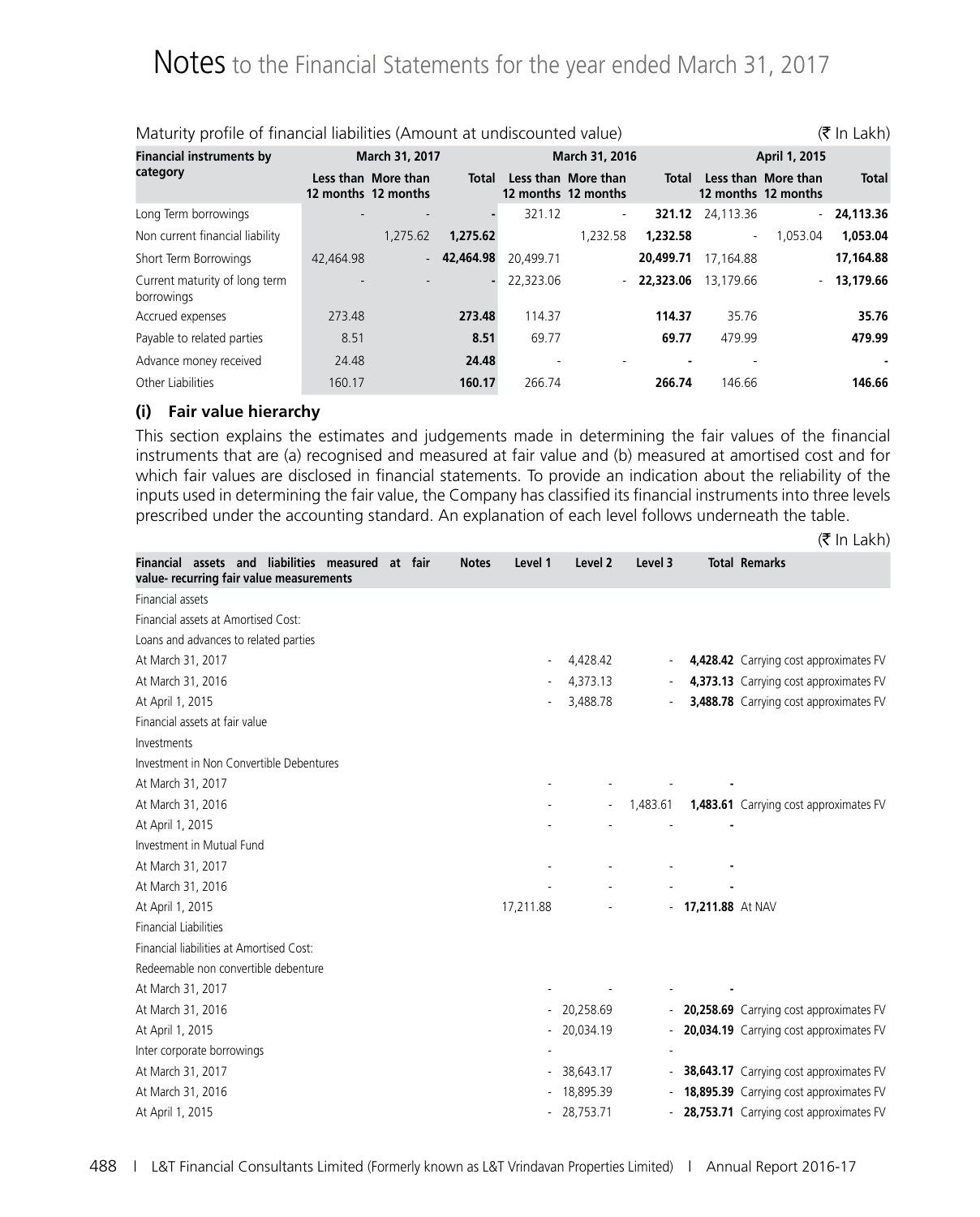# Notes to the Financial Statements for the year ended March 31, 2017

Maturity profile of financial liabilities (Amount at undiscounted value) (₹ In Lakh)

| Financial instruments by category | March 31, 2017 | | | March 31, 2016 | | | April 1, 2015 | | |
|---|---|---|---|---|---|---|---|---|---|
| | Less than 12 months | More than 12 months | Total | Less than 12 months | More than 12 months | Total | Less than 12 months | More than 12 months | Total |
| Long Term borrowings | - | - | - | 321.12 | - | 321.12 | 24,113.36 | - | 24,113.36 |
| Non current financial liability | | 1,275.62 | 1,275.62 | | 1,232.58 | 1,232.58 | - | 1,053.04 | 1,053.04 |
| Short Term Borrowings | 42,464.98 | - | 42,464.98 | 20,499.71 | | 20,499.71 | 17,164.88 | | 17,164.88 |
| Current maturity of long term borrowings | - | - | - | 22,323.06 | - | 22,323.06 | 13,179.66 | - | 13,179.66 |
| Accrued expenses | 273.48 | | 273.48 | 114.37 | | 114.37 | 35.76 | | 35.76 |
| Payable to related parties | 8.51 | | 8.51 | 69.77 | | 69.77 | 479.99 | | 479.99 |
| Advance money received | 24.48 | | 24.48 | - | - | - | - | | - |
| Other Liabilities | 160.17 | | 160.17 | 266.74 | | 266.74 | 146.66 | | 146.66 |

### (i) Fair value hierarchy

This section explains the estimates and judgements made in determining the fair values of the financial instruments that are (a) recognised and measured at fair value and (b) measured at amortised cost and for which fair values are disclosed in financial statements. To provide an indication about the reliability of the inputs used in determining the fair value, the Company has classified its financial instruments into three levels prescribed under the accounting standard. An explanation of each level follows underneath the table.

(₹ In Lakh)

| Financial assets and liabilities measured at fair value- recurring fair value measurements | Notes | Level 1 | Level 2 | Level 3 | Total | Remarks |
|---|---|---|---|---|---|---|
| Financial assets | | | | | | |
| Financial assets at Amortised Cost: | | | | | | |
| Loans and advances to related parties | | | | | | |
| At March 31, 2017 | | - | 4,428.42 | - | 4,428.42 | Carrying cost approximates FV |
| At March 31, 2016 | | - | 4,373.13 | - | 4,373.13 | Carrying cost approximates FV |
| At April 1, 2015 | | - | 3,488.78 | - | 3,488.78 | Carrying cost approximates FV |
| Financial assets at fair value | | | | | | |
| Investments | | | | | | |
| Investment in Non Convertible Debentures | | | | | | |
| At March 31, 2017 | | - | - | - | - | |
| At March 31, 2016 | | - | - | 1,483.61 | 1,483.61 | Carrying cost approximates FV |
| At April 1, 2015 | | - | - | - | - | |
| Investment in Mutual Fund | | | | | | |
| At March 31, 2017 | | - | - | - | - | |
| At March 31, 2016 | | - | - | - | - | |
| At April 1, 2015 | | 17,211.88 | - | - | 17,211.88 | At NAV |
| Financial Liabilities | | | | | | |
| Financial liabilities at Amortised Cost: | | | | | | |
| Redeemable non convertible debenture | | | | | | |
| At March 31, 2017 | | - | - | - | - | |
| At March 31, 2016 | | - | 20,258.69 | - | 20,258.69 | Carrying cost approximates FV |
| At April 1, 2015 | | - | 20,034.19 | - | 20,034.19 | Carrying cost approximates FV |
| Inter corporate borrowings | | - | | - | | |
| At March 31, 2017 | | - | 38,643.17 | - | 38,643.17 | Carrying cost approximates FV |
| At March 31, 2016 | | - | 18,895.39 | - | 18,895.39 | Carrying cost approximates FV |
| At April 1, 2015 | | - | 28,753.71 | - | 28,753.71 | Carrying cost approximates FV |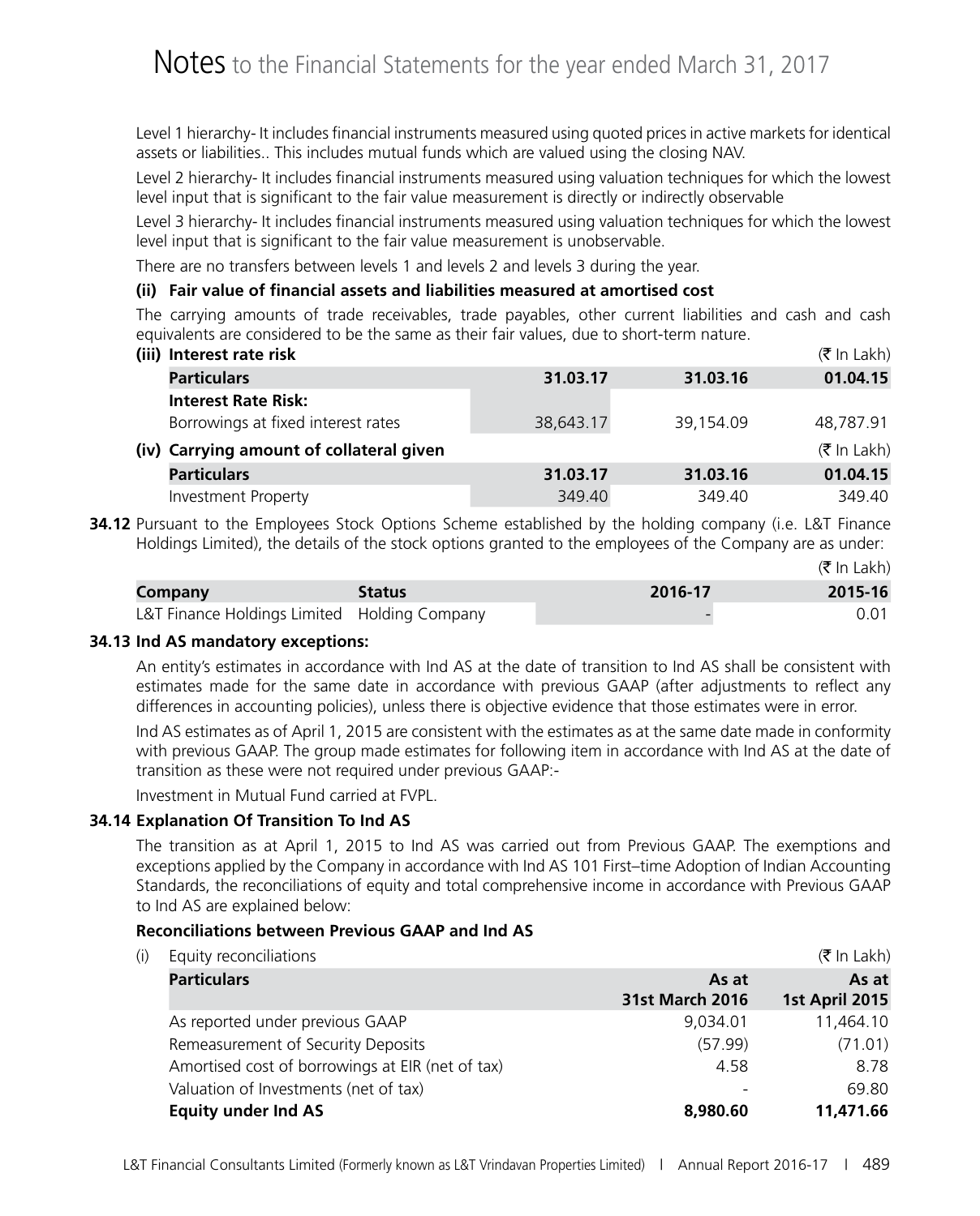Level 1 hierarchy- It includes financial instruments measured using quoted prices in active markets for identical assets or liabilities.. This includes mutual funds which are valued using the closing NAV.

Level 2 hierarchy- It includes financial instruments measured using valuation techniques for which the lowest level input that is significant to the fair value measurement is directly or indirectly observable

Level 3 hierarchy- It includes financial instruments measured using valuation techniques for which the lowest level input that is significant to the fair value measurement is unobservable.

There are no transfers between levels 1 and levels 2 and levels 3 during the year.

**(ii) Fair value of financial assets and liabilities measured at amortised cost**

The carrying amounts of trade receivables, trade payables, other current liabilities and cash and cash equivalents are considered to be the same as their fair values, due to short-term nature.

**(iii) Interest rate risk** (₹ In Lakh)

| Particulars | 31.03.17 | 31.03.16 | 01.04.15 |
|---|---|---|---|
| **Interest Rate Risk:** | | | |
| Borrowings at fixed interest rates | 38,643.17 | 39,154.09 | 48,787.91 |

**(iv) Carrying amount of collateral given** (₹ In Lakh)

| Particulars | 31.03.17 | 31.03.16 | 01.04.15 |
|---|---|---|---|
| Investment Property | 349.40 | 349.40 | 349.40 |

**34.12** Pursuant to the Employees Stock Options Scheme established by the holding company (i.e. L&T Finance Holdings Limited), the details of the stock options granted to the employees of the Company are as under:

(₹ In Lakh)

| Company | Status | 2016-17 | 2015-16 |
|---|---|---|---|
| L&T Finance Holdings Limited | Holding Company | - | 0.01 |

**34.13 Ind AS mandatory exceptions:**

An entity's estimates in accordance with Ind AS at the date of transition to Ind AS shall be consistent with estimates made for the same date in accordance with previous GAAP (after adjustments to reflect any differences in accounting policies), unless there is objective evidence that those estimates were in error.

Ind AS estimates as of April 1, 2015 are consistent with the estimates as at the same date made in conformity with previous GAAP. The group made estimates for following item in accordance with Ind AS at the date of transition as these were not required under previous GAAP:-

Investment in Mutual Fund carried at FVPL.

**34.14 Explanation Of Transition To Ind AS**

The transition as at April 1, 2015 to Ind AS was carried out from Previous GAAP. The exemptions and exceptions applied by the Company in accordance with Ind AS 101 First–time Adoption of Indian Accounting Standards, the reconciliations of equity and total comprehensive income in accordance with Previous GAAP to Ind AS are explained below:

**Reconciliations between Previous GAAP and Ind AS**

(i) Equity reconciliations (₹ In Lakh)

| Particulars | As at 31st March 2016 | As at 1st April 2015 |
|---|---|---|
| As reported under previous GAAP | 9,034.01 | 11,464.10 |
| Remeasurement of Security Deposits | (57.99) | (71.01) |
| Amortised cost of borrowings at EIR (net of tax) | 4.58 | 8.78 |
| Valuation of Investments (net of tax) | - | 69.80 |
| **Equity under Ind AS** | **8,980.60** | **11,471.66** |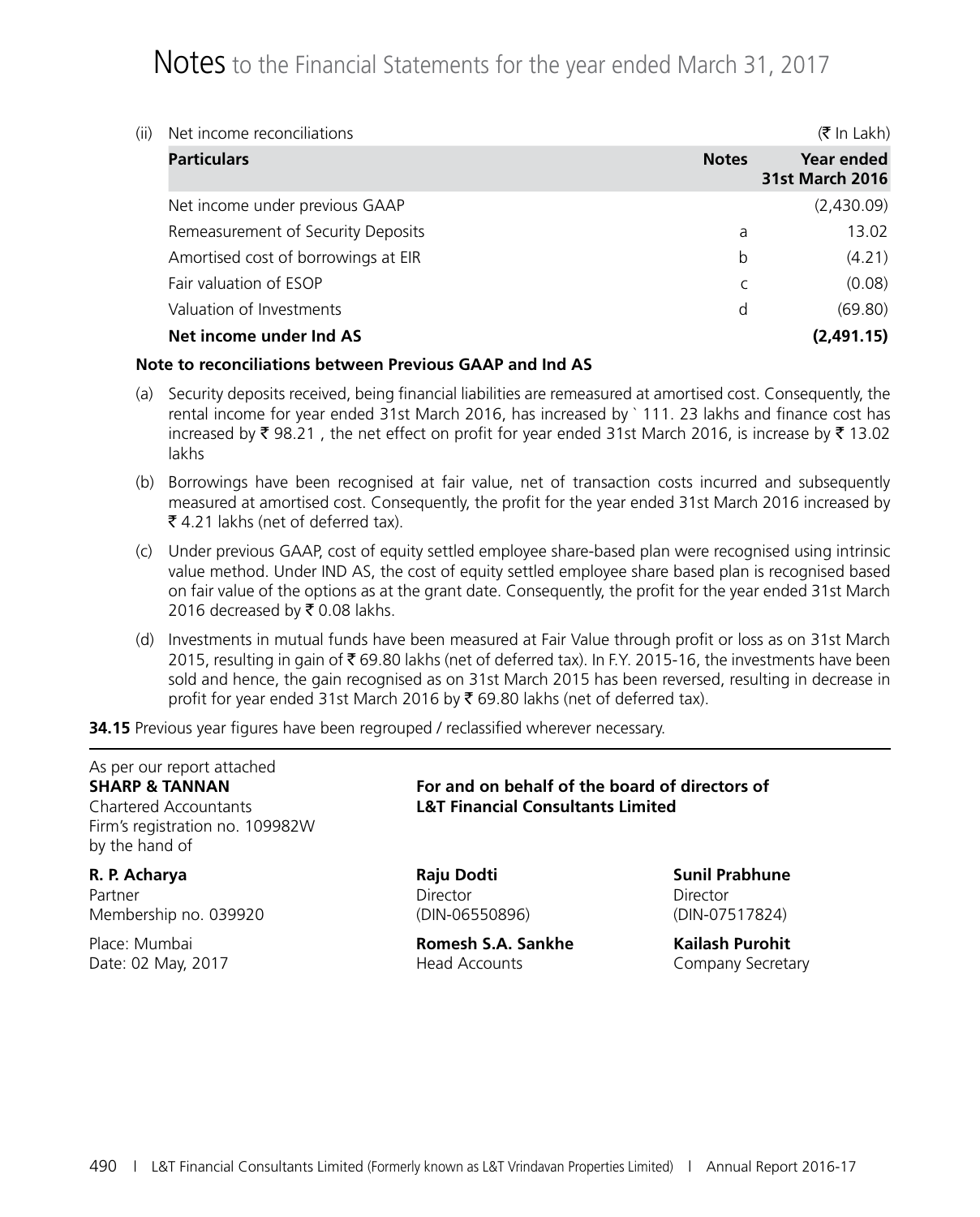# Notes to the Financial Statements for the year ended March 31, 2017

(ii) Net income reconciliations (₹ In Lakh)

| Particulars | Notes | Year ended 31st March 2016 |
|---|---|---|
| Net income under previous GAAP | | (2,430.09) |
| Remeasurement of Security Deposits | a | 13.02 |
| Amortised cost of borrowings at EIR | b | (4.21) |
| Fair valuation of ESOP | c | (0.08) |
| Valuation of Investments | d | (69.80) |
| **Net income under Ind AS** | | **(2,491.15)** |

**Note to reconciliations between Previous GAAP and Ind AS**

(a) Security deposits received, being financial liabilities are remeasured at amortised cost. Consequently, the rental income for year ended 31st March 2016, has increased by ` 111. 23 lakhs and finance cost has increased by ₹ 98.21 , the net effect on profit for year ended 31st March 2016, is increase by ₹ 13.02 lakhs

(b) Borrowings have been recognised at fair value, net of transaction costs incurred and subsequently measured at amortised cost. Consequently, the profit for the year ended 31st March 2016 increased by ₹ 4.21 lakhs (net of deferred tax).

(c) Under previous GAAP, cost of equity settled employee share-based plan were recognised using intrinsic value method. Under IND AS, the cost of equity settled employee share based plan is recognised based on fair value of the options as at the grant date. Consequently, the profit for the year ended 31st March 2016 decreased by ₹ 0.08 lakhs.

(d) Investments in mutual funds have been measured at Fair Value through profit or loss as on 31st March 2015, resulting in gain of ₹ 69.80 lakhs (net of deferred tax). In F.Y. 2015-16, the investments have been sold and hence, the gain recognised as on 31st March 2015 has been reversed, resulting in decrease in profit for year ended 31st March 2016 by ₹ 69.80 lakhs (net of deferred tax).

**34.15** Previous year figures have been regrouped / reclassified wherever necessary.

As per our report attached
**SHARP & TANNAN**
Chartered Accountants
Firm's registration no. 109982W
by the hand of

**R. P. Acharya**
Partner
Membership no. 039920

Place: Mumbai
Date: 02 May, 2017

**For and on behalf of the board of directors of L&T Financial Consultants Limited**

**Raju Dodti**
Director
(DIN-06550896)

**Sunil Prabhune**
Director
(DIN-07517824)

**Romesh S.A. Sankhe**
Head Accounts

**Kailash Purohit**
Company Secretary